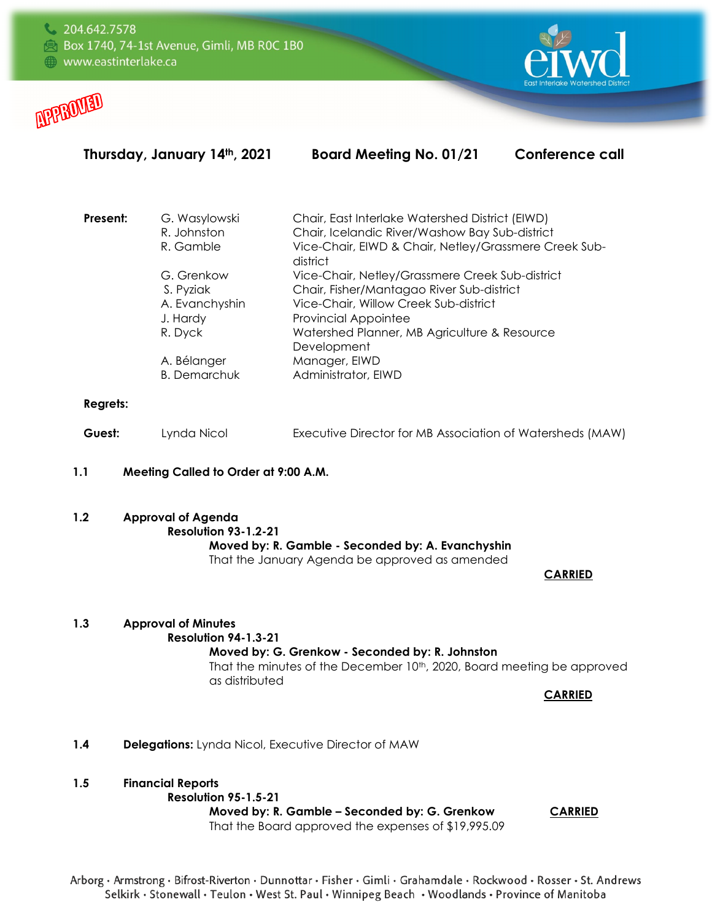204.642.7578
Box 1740, 74-1st Avenue, Gimli, MB R0C 1B0
www.eastinterlake.ca

eiwd
East Interlake Watershed District

APPROVED

**Thursday, January 14th, 2021** **Board Meeting No. 01/21** **Conference call**

| | | |
|---|---|---|
| **Present:** | G. Wasylowski | Chair, East Interlake Watershed District (EIWD) |
| | R. Johnston | Chair, Icelandic River/Washow Bay Sub-district |
| | R. Gamble | Vice-Chair, EIWD & Chair, Netley/Grassmere Creek Sub-district |
| | G. Grenkow | Vice-Chair, Netley/Grassmere Creek Sub-district |
| | S. Pyziak | Chair, Fisher/Mantagao River Sub-district |
| | A. Evanchyshin | Vice-Chair, Willow Creek Sub-district |
| | J. Hardy | Provincial Appointee |
| | R. Dyck | Watershed Planner, MB Agriculture & Resource Development |
| | A. Bélanger | Manager, EIWD |
| | B. Demarchuk | Administrator, EIWD |
| **Regrets:** | | |
| **Guest:** | Lynda Nicol | Executive Director for MB Association of Watersheds (MAW) |

**1.1 Meeting Called to Order at 9:00 A.M.**

**1.2 Approval of Agenda**

**Resolution 93-1.2-21**

**Moved by: R. Gamble - Seconded by: A. Evanchyshin**

That the January Agenda be approved as amended

**CARRIED**

**1.3 Approval of Minutes**

**Resolution 94-1.3-21**

**Moved by: G. Grenkow - Seconded by: R. Johnston**

That the minutes of the December 10th, 2020, Board meeting be approved as distributed

**CARRIED**

**1.4 Delegations:** Lynda Nicol, Executive Director of MAW

**1.5 Financial Reports**

**Resolution 95-1.5-21**

**Moved by: R. Gamble – Seconded by: G. Grenkow** **CARRIED**

That the Board approved the expenses of $19,995.09

Arborg · Armstrong · Bifrost-Riverton · Dunnottar · Fisher · Gimli · Grahamdale · Rockwood · Rosser · St. Andrews
Selkirk · Stonewall · Teulon · West St. Paul · Winnipeg Beach · Woodlands · Province of Manitoba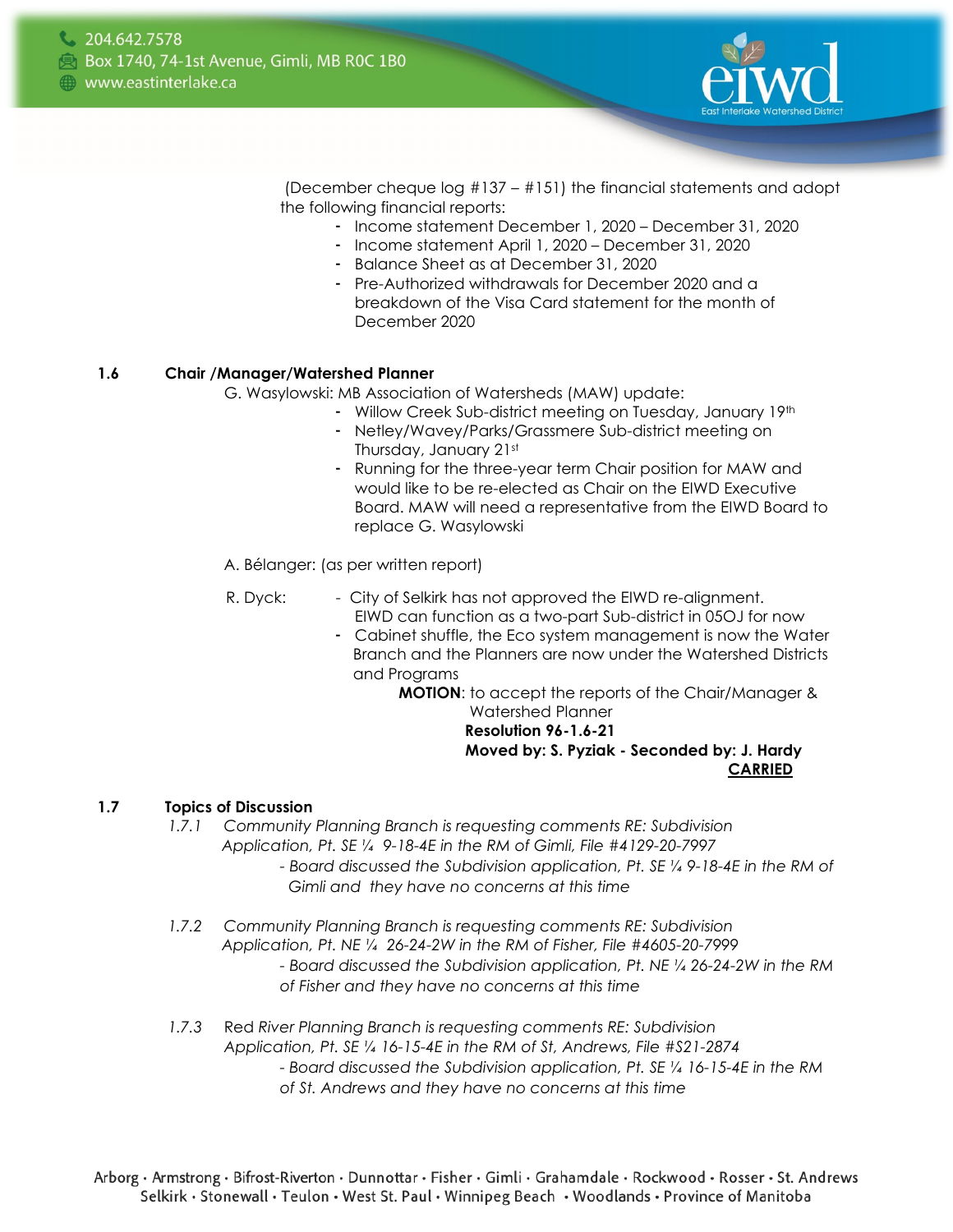(December cheque log #137 – #151) the financial statements and adopt the following financial reports:

- Income statement December 1, 2020 – December 31, 2020
- Income statement April 1, 2020 – December 31, 2020
- Balance Sheet as at December 31, 2020
- Pre-Authorized withdrawals for December 2020 and a breakdown of the Visa Card statement for the month of December 2020

**1.6 Chair /Manager/Watershed Planner**

G. Wasylowski: MB Association of Watersheds (MAW) update:

- Willow Creek Sub-district meeting on Tuesday, January 19th
- Netley/Wavey/Parks/Grassmere Sub-district meeting on Thursday, January 21st
- Running for the three-year term Chair position for MAW and would like to be re-elected as Chair on the EIWD Executive Board. MAW will need a representative from the EIWD Board to replace G. Wasylowski

A. Bélanger: (as per written report)

R. Dyck:

- City of Selkirk has not approved the EIWD re-alignment. EIWD can function as a two-part Sub-district in 05OJ for now
- Cabinet shuffle, the Eco system management is now the Water Branch and the Planners are now under the Watershed Districts and Programs

**MOTION**: to accept the reports of the Chair/Manager & Watershed Planner
**Resolution 96-1.6-21**
**Moved by: S. Pyziak - Seconded by: J. Hardy**
**CARRIED**

**1.7 Topics of Discussion**

*1.7.1 Community Planning Branch is requesting comments RE: Subdivision Application, Pt. SE ¼ 9-18-4E in the RM of Gimli, File #4129-20-7997*
*- Board discussed the Subdivision application, Pt. SE ¼ 9-18-4E in the RM of Gimli and they have no concerns at this time*

*1.7.2 Community Planning Branch is requesting comments RE: Subdivision Application, Pt. NE ¼ 26-24-2W in the RM of Fisher, File #4605-20-7999*
*- Board discussed the Subdivision application, Pt. NE ¼ 26-24-2W in the RM of Fisher and they have no concerns at this time*

*1.7.3 Red River Planning Branch is requesting comments RE: Subdivision Application, Pt. SE ¼ 16-15-4E in the RM of St, Andrews, File #S21-2874*
*- Board discussed the Subdivision application, Pt. SE ¼ 16-15-4E in the RM of St. Andrews and they have no concerns at this time*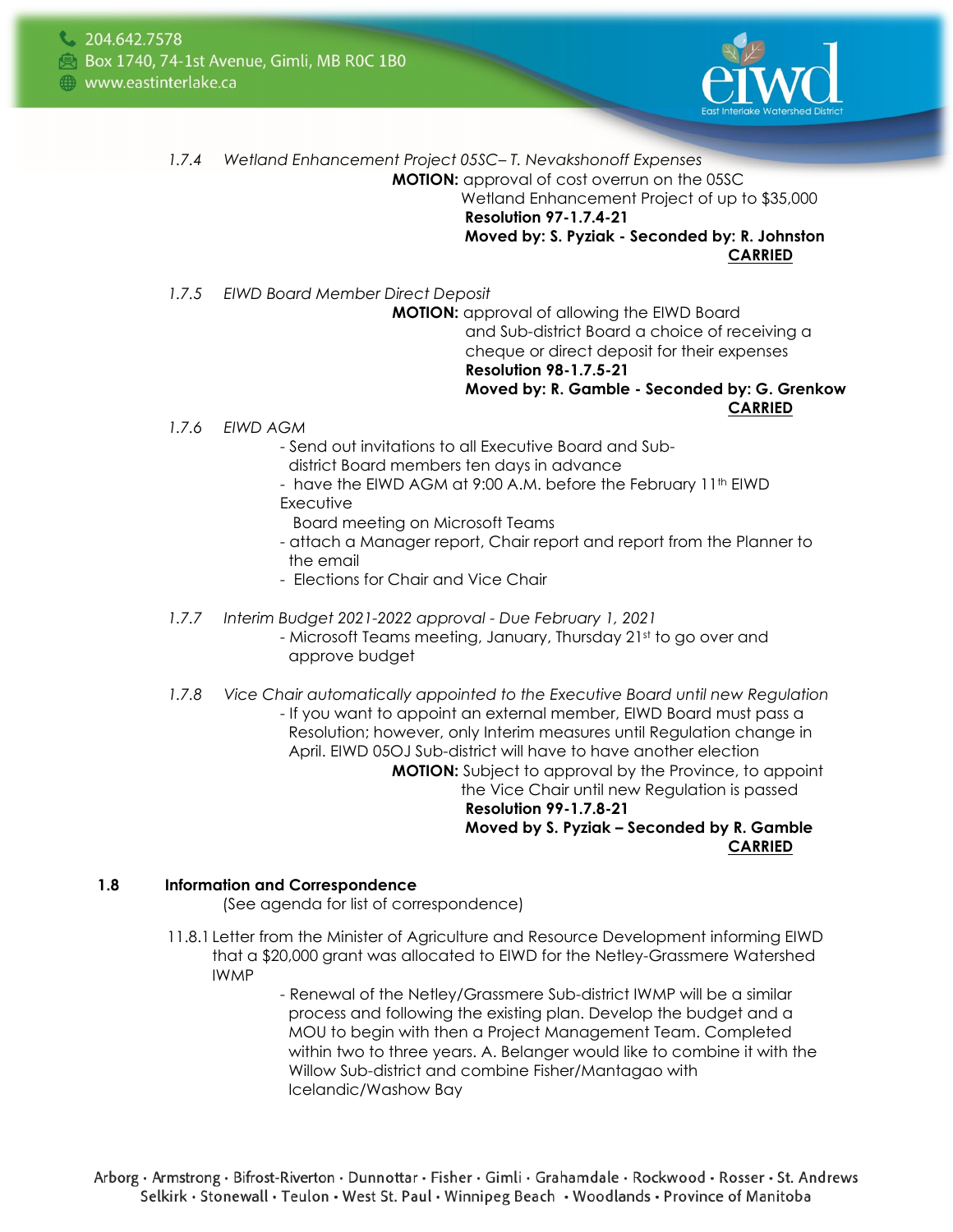1.7.4 *Wetland Enhancement Project 05SC– T. Nevakshonoff Expenses*

**MOTION:** approval of cost overrun on the 05SC Wetland Enhancement Project of up to $35,000
**Resolution 97-1.7.4-21**
**Moved by: S. Pyziak - Seconded by: R. Johnston**
**CARRIED**

1.7.5 *EIWD Board Member Direct Deposit*

**MOTION:** approval of allowing the EIWD Board and Sub-district Board a choice of receiving a cheque or direct deposit for their expenses
**Resolution 98-1.7.5-21**
**Moved by: R. Gamble - Seconded by: G. Grenkow**
**CARRIED**

1.7.6 *EIWD AGM*

- Send out invitations to all Executive Board and Sub-district Board members ten days in advance
- have the EIWD AGM at 9:00 A.M. before the February 11th EIWD Executive Board meeting on Microsoft Teams
- attach a Manager report, Chair report and report from the Planner to the email
- Elections for Chair and Vice Chair

1.7.7 *Interim Budget 2021-2022 approval - Due February 1, 2021*

- Microsoft Teams meeting, January, Thursday 21st to go over and approve budget

1.7.8 *Vice Chair automatically appointed to the Executive Board until new Regulation*

- If you want to appoint an external member, EIWD Board must pass a Resolution; however, only Interim measures until Regulation change in April. EIWD 05OJ Sub-district will have to have another election

**MOTION:** Subject to approval by the Province, to appoint the Vice Chair until new Regulation is passed
**Resolution 99-1.7.8-21**
**Moved by S. Pyziak – Seconded by R. Gamble**
**CARRIED**

## 1.8 Information and Correspondence

(See agenda for list of correspondence)

11.8.1 Letter from the Minister of Agriculture and Resource Development informing EIWD that a $20,000 grant was allocated to EIWD for the Netley-Grassmere Watershed IWMP

- Renewal of the Netley/Grassmere Sub-district IWMP will be a similar process and following the existing plan. Develop the budget and a MOU to begin with then a Project Management Team. Completed within two to three years. A. Belanger would like to combine it with the Willow Sub-district and combine Fisher/Mantagao with Icelandic/Washow Bay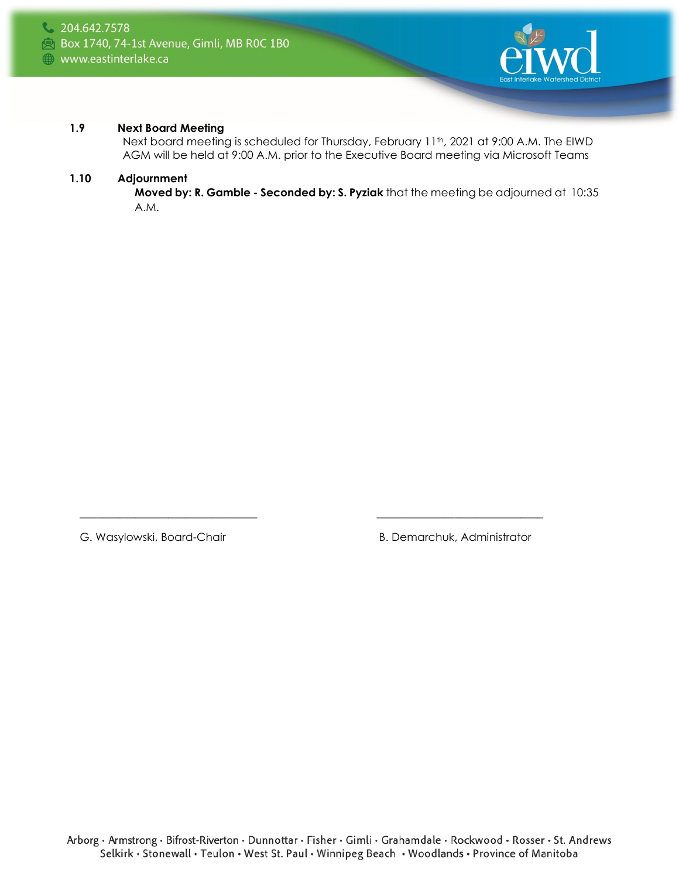### 1.9 Next Board Meeting

Next board meeting is scheduled for Thursday, February 11th, 2021 at 9:00 A.M. The EIWD AGM will be held at 9:00 A.M. prior to the Executive Board meeting via Microsoft Teams

### 1.10 Adjournment

**Moved by: R. Gamble - Seconded by: S. Pyziak** that the meeting be adjourned at 10:35 A.M.

\_\_\_\_\_\_\_\_\_\_\_\_\_\_\_\_\_\_\_\_\_\_\_\_\_\_\_\_\_\_

G. Wasylowski, Board-Chair

\_\_\_\_\_\_\_\_\_\_\_\_\_\_\_\_\_\_\_\_\_\_\_\_\_\_\_\_\_\_

B. Demarchuk, Administrator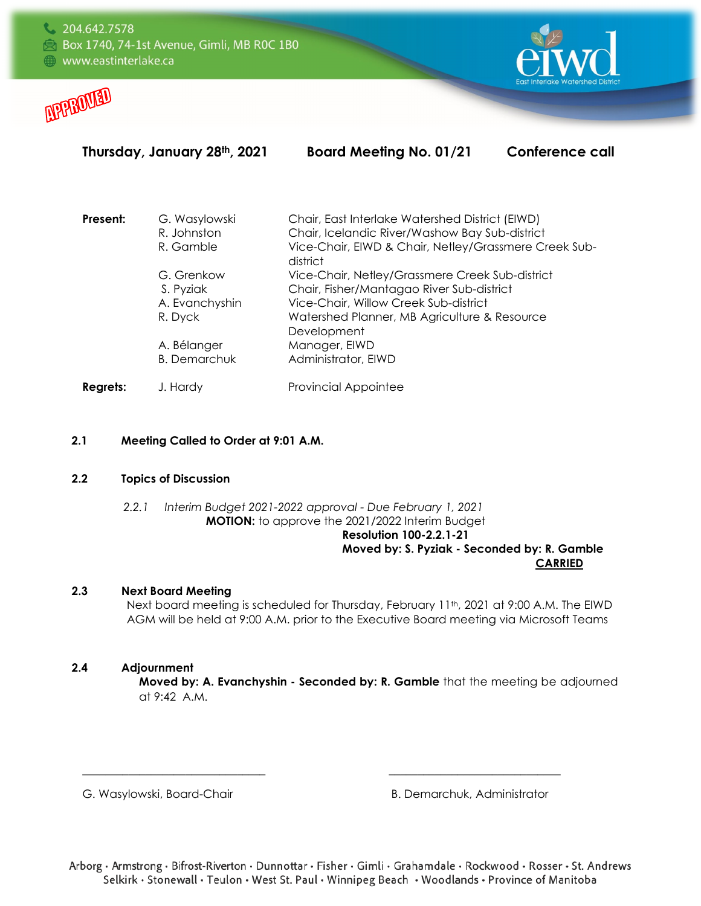204.642.7578
Box 1740, 74-1st Avenue, Gimli, MB R0C 1B0
www.eastinterlake.ca

eiwd
East Interlake Watershed District

APPROVED

**Thursday, January 28th, 2021 Board Meeting No. 01/21 Conference call**

| | | |
|---|---|---|
| **Present:** | G. Wasylowski | Chair, East Interlake Watershed District (EIWD) |
| | R. Johnston | Chair, Icelandic River/Washow Bay Sub-district |
| | R. Gamble | Vice-Chair, EIWD & Chair, Netley/Grassmere Creek Sub-district |
| | G. Grenkow | Vice-Chair, Netley/Grassmere Creek Sub-district |
| | S. Pyziak | Chair, Fisher/Mantagao River Sub-district |
| | A. Evanchyshin | Vice-Chair, Willow Creek Sub-district |
| | R. Dyck | Watershed Planner, MB Agriculture & Resource Development |
| | A. Bélanger | Manager, EIWD |
| | B. Demarchuk | Administrator, EIWD |
| **Regrets:** | J. Hardy | Provincial Appointee |

**2.1 Meeting Called to Order at 9:01 A.M.**

**2.2 Topics of Discussion**

*2.2.1 Interim Budget 2021-2022 approval - Due February 1, 2021*

**MOTION:** to approve the 2021/2022 Interim Budget

**Resolution 100-2.2.1-21**
**Moved by: S. Pyziak - Seconded by: R. Gamble**
**CARRIED**

**2.3 Next Board Meeting**

Next board meeting is scheduled for Thursday, February 11th, 2021 at 9:00 A.M. The EIWD AGM will be held at 9:00 A.M. prior to the Executive Board meeting via Microsoft Teams

**2.4 Adjournment**

**Moved by: A. Evanchyshin - Seconded by: R. Gamble** that the meeting be adjourned at 9:42 A.M.

_______________________________ _______________________________

G. Wasylowski, Board-Chair B. Demarchuk, Administrator

Arborg · Armstrong · Bifrost-Riverton · Dunnottar · Fisher · Gimli · Grahamdale · Rockwood · Rosser · St. Andrews
Selkirk · Stonewall · Teulon · West St. Paul · Winnipeg Beach · Woodlands · Province of Manitoba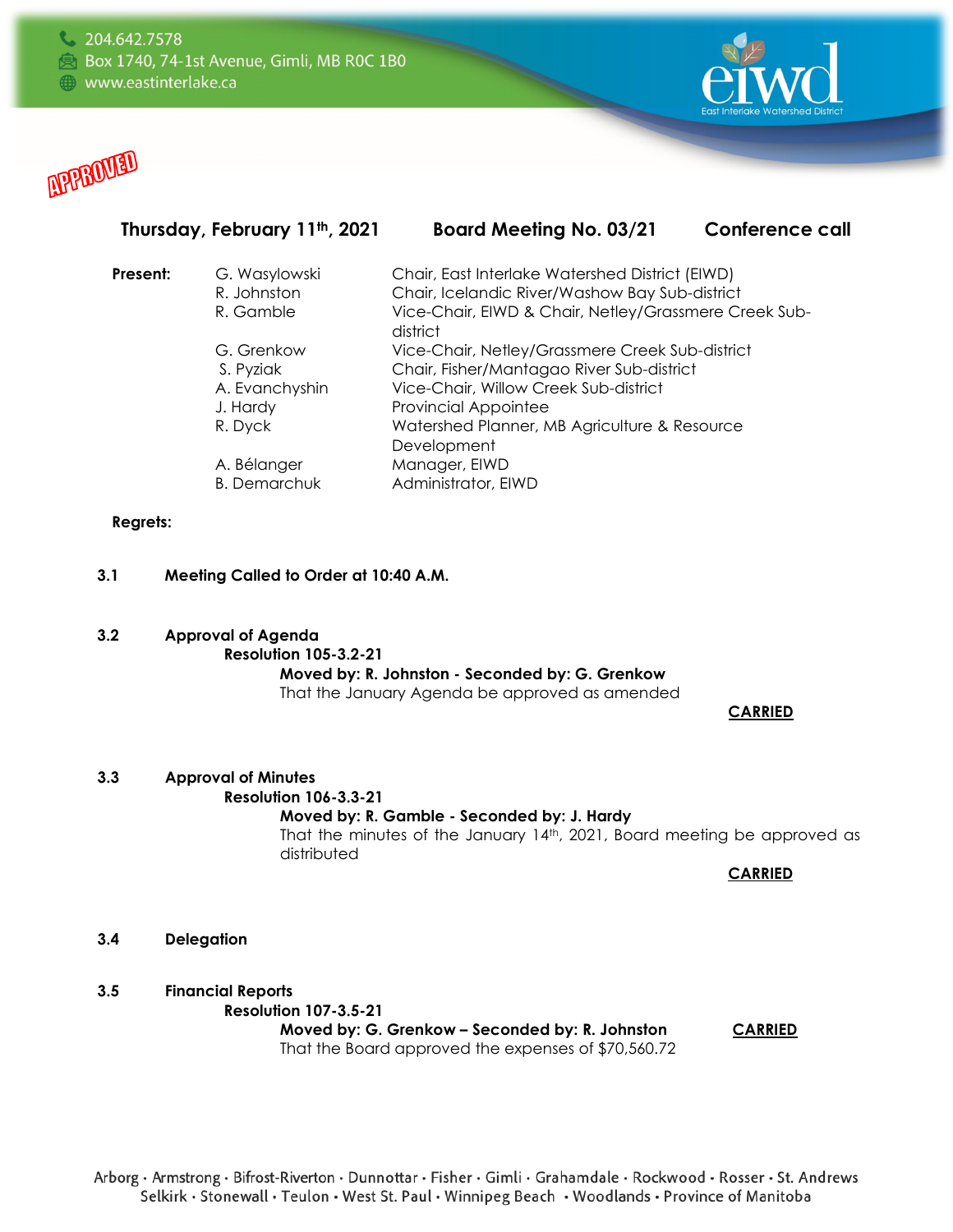APPROVED

**Thursday, February 11th, 2021** **Board Meeting No. 03/21** **Conference call**

| | | |
|---|---|---|
| **Present:** | G. Wasylowski | Chair, East Interlake Watershed District (EIWD) |
| | R. Johnston | Chair, Icelandic River/Washow Bay Sub-district |
| | R. Gamble | Vice-Chair, EIWD & Chair, Netley/Grassmere Creek Sub-district |
| | G. Grenkow | Vice-Chair, Netley/Grassmere Creek Sub-district |
| | S. Pyziak | Chair, Fisher/Mantagao River Sub-district |
| | A. Evanchyshin | Vice-Chair, Willow Creek Sub-district |
| | J. Hardy | Provincial Appointee |
| | R. Dyck | Watershed Planner, MB Agriculture & Resource Development |
| | A. Bélanger | Manager, EIWD |
| | B. Demarchuk | Administrator, EIWD |

**Regrets:**

**3.1 Meeting Called to Order at 10:40 A.M.**

**3.2 Approval of Agenda**

**Resolution 105-3.2-21**

**Moved by: R. Johnston - Seconded by: G. Grenkow**

That the January Agenda be approved as amended

**CARRIED**

**3.3 Approval of Minutes**

**Resolution 106-3.3-21**

**Moved by: R. Gamble - Seconded by: J. Hardy**

That the minutes of the January 14th, 2021, Board meeting be approved as distributed

**CARRIED**

**3.4 Delegation**

**3.5 Financial Reports**

**Resolution 107-3.5-21**

**Moved by: G. Grenkow – Seconded by: R. Johnston** **CARRIED**

That the Board approved the expenses of $70,560.72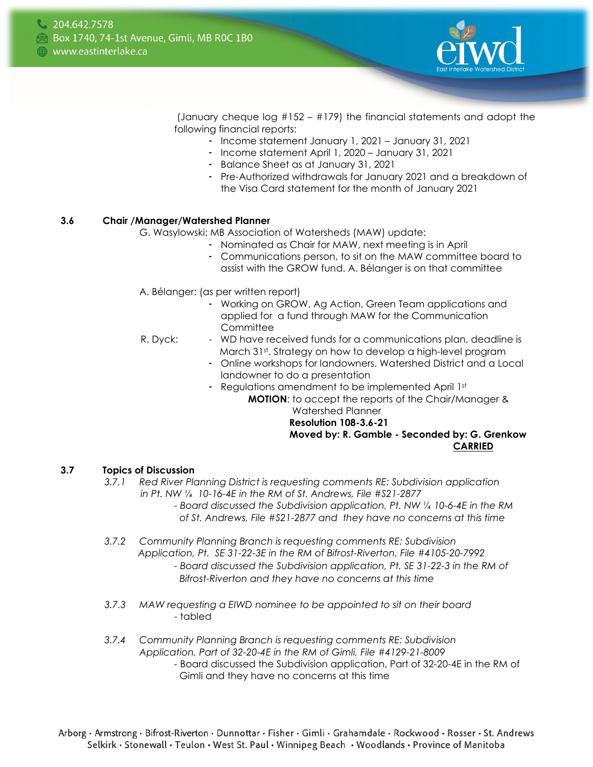(January cheque log #152 – #179) the financial statements and adopt the following financial reports:

- Income statement January 1, 2021 – January 31, 2021
- Income statement April 1, 2020 – January 31, 2021
- Balance Sheet as at January 31, 2021
- Pre-Authorized withdrawals for January 2021 and a breakdown of the Visa Card statement for the month of January 2021

**3.6 Chair /Manager/Watershed Planner**

G. Wasylowski: MB Association of Watersheds (MAW) update:

- Nominated as Chair for MAW, next meeting is in April
- Communications person, to sit on the MAW committee board to assist with the GROW fund. A. Bélanger is on that committee

A. Bélanger: (as per written report)

- Working on GROW, Ag Action, Green Team applications and applied for a fund through MAW for the Communication Committee

R. Dyck:

- WD have received funds for a communications plan, deadline is March 31st. Strategy on how to develop a high-level program
- Online workshops for landowners. Watershed District and a Local landowner to do a presentation
- Regulations amendment to be implemented April 1st

**MOTION**: to accept the reports of the Chair/Manager & Watershed Planner

**Resolution 108-3.6-21**

**Moved by: R. Gamble - Seconded by: G. Grenkow**

**CARRIED**

**3.7 Topics of Discussion**

*3.7.1 Red River Planning District is requesting comments RE: Subdivision application in Pt. NW ¼ 10-16-4E in the RM of St. Andrews, File #S21-2877*

*- Board discussed the Subdivision application, Pt. NW ¼ 10-6-4E in the RM of St. Andrews, File #S21-2877 and they have no concerns at this time*

*3.7.2 Community Planning Branch is requesting comments RE: Subdivision Application, Pt. SE 31-22-3E in the RM of Bifrost-Riverton, File #4105-20-7992*

*- Board discussed the Subdivision application, Pt. SE 31-22-3 in the RM of Bifrost-Riverton and they have no concerns at this time*

*3.7.3 MAW requesting a EIWD nominee to be appointed to sit on their board*

- tabled

*3.7.4 Community Planning Branch is requesting comments RE: Subdivision Application, Part of 32-20-4E in the RM of Gimli, File #4129-21-8009*

- Board discussed the Subdivision application, Part of 32-20-4E in the RM of Gimli and they have no concerns at this time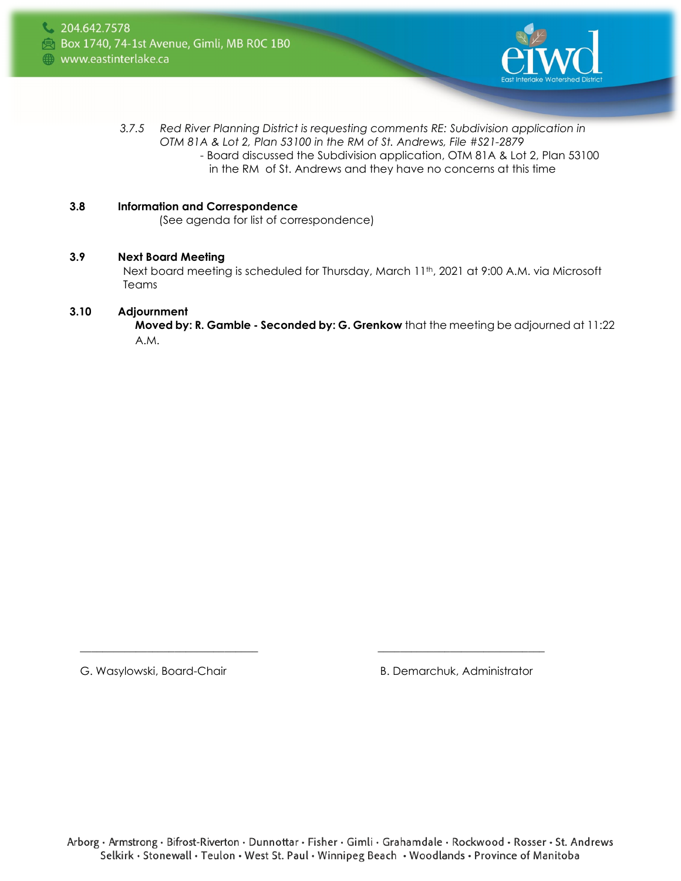*3.7.5 Red River Planning District is requesting comments RE: Subdivision application in OTM 81A & Lot 2, Plan 53100 in the RM of St. Andrews, File #S21-2879*

- Board discussed the Subdivision application, OTM 81A & Lot 2, Plan 53100 in the RM of St. Andrews and they have no concerns at this time

**3.8 Information and Correspondence**

(See agenda for list of correspondence)

**3.9 Next Board Meeting**

Next board meeting is scheduled for Thursday, March 11th, 2021 at 9:00 A.M. via Microsoft Teams

**3.10 Adjournment**

**Moved by: R. Gamble - Seconded by: G. Grenkow** that the meeting be adjourned at 11:22 A.M.

\_\_\_\_\_\_\_\_\_\_\_\_\_\_\_\_\_\_\_\_\_\_\_\_\_\_\_\_\_\_

G. Wasylowski, Board-Chair

\_\_\_\_\_\_\_\_\_\_\_\_\_\_\_\_\_\_\_\_\_\_\_\_\_\_\_\_\_\_

B. Demarchuk, Administrator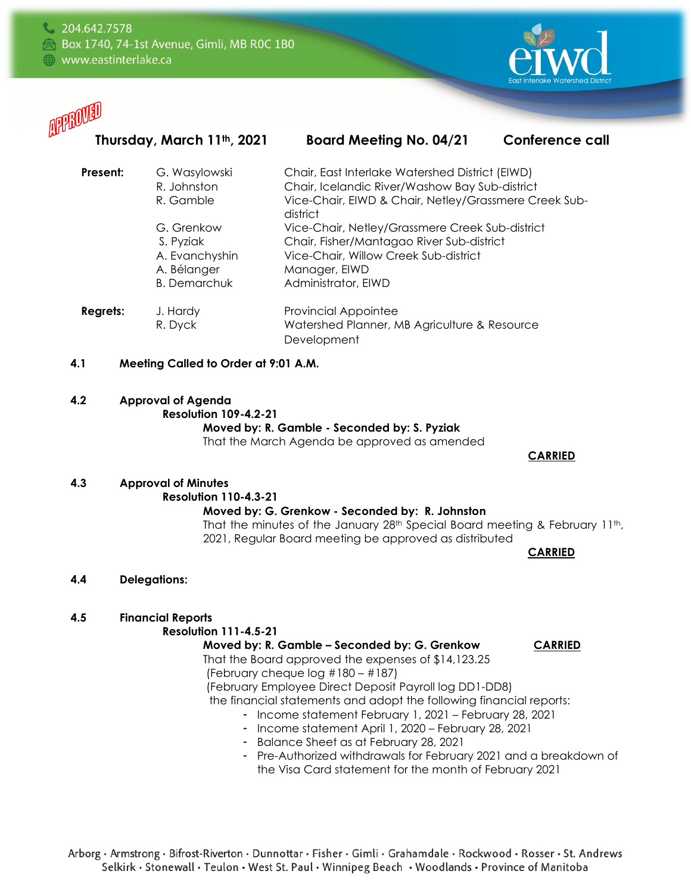APPROVED

**Thursday, March 11th, 2021** **Board Meeting No. 04/21** **Conference call**

| | | |
|---|---|---|
| **Present:** | G. Wasylowski | Chair, East Interlake Watershed District (EIWD) |
| | R. Johnston | Chair, Icelandic River/Washow Bay Sub-district |
| | R. Gamble | Vice-Chair, EIWD & Chair, Netley/Grassmere Creek Sub-district |
| | G. Grenkow | Vice-Chair, Netley/Grassmere Creek Sub-district |
| | S. Pyziak | Chair, Fisher/Mantagao River Sub-district |
| | A. Evanchyshin | Vice-Chair, Willow Creek Sub-district |
| | A. Bélanger | Manager, EIWD |
| | B. Demarchuk | Administrator, EIWD |
| **Regrets:** | J. Hardy | Provincial Appointee |
| | R. Dyck | Watershed Planner, MB Agriculture & Resource Development |

**4.1 Meeting Called to Order at 9:01 A.M.**

**4.2 Approval of Agenda**

**Resolution 109-4.2-21**

**Moved by: R. Gamble - Seconded by: S. Pyziak**

That the March Agenda be approved as amended

**CARRIED**

**4.3 Approval of Minutes**

**Resolution 110-4.3-21**

**Moved by: G. Grenkow - Seconded by: R. Johnston**

That the minutes of the January 28th Special Board meeting & February 11th, 2021, Regular Board meeting be approved as distributed

**CARRIED**

**4.4 Delegations:**

**4.5 Financial Reports**

**Resolution 111-4.5-21**

**Moved by: R. Gamble – Seconded by: G. Grenkow** **CARRIED**

That the Board approved the expenses of $14,123.25
(February cheque log #180 – #187)
(February Employee Direct Deposit Payroll log DD1-DD8)
the financial statements and adopt the following financial reports:

- Income statement February 1, 2021 – February 28, 2021
- Income statement April 1, 2020 – February 28, 2021
- Balance Sheet as at February 28, 2021
- Pre-Authorized withdrawals for February 2021 and a breakdown of the Visa Card statement for the month of February 2021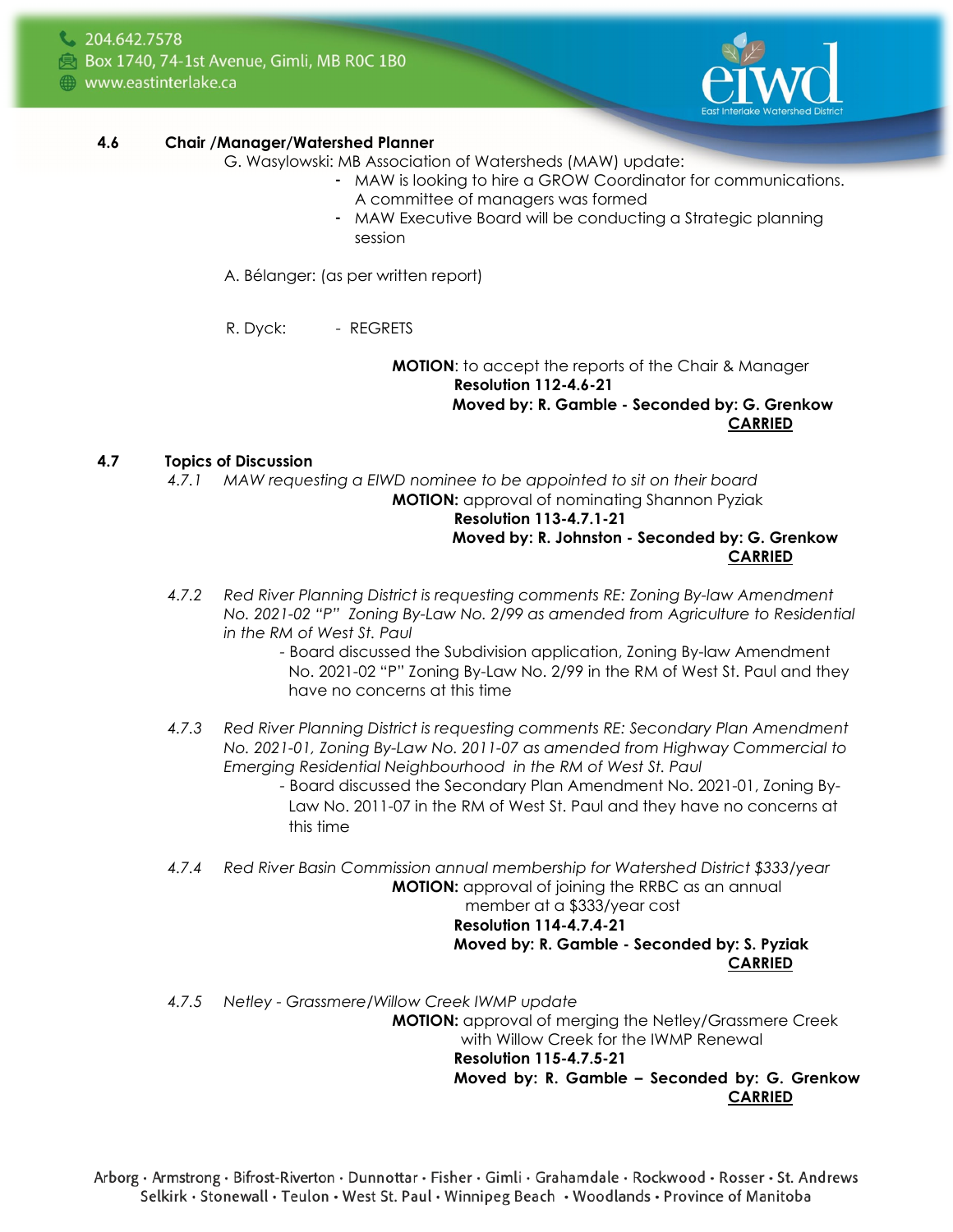### 4.6 Chair /Manager/Watershed Planner

G. Wasylowski: MB Association of Watersheds (MAW) update:

- MAW is looking to hire a GROW Coordinator for communications. A committee of managers was formed
- MAW Executive Board will be conducting a Strategic planning session

A. Bélanger: (as per written report)

R. Dyck: - REGRETS

**MOTION**: to accept the reports of the Chair & Manager
**Resolution 112-4.6-21**
**Moved by: R. Gamble - Seconded by: G. Grenkow**
**CARRIED**

### 4.7 Topics of Discussion

*4.7.1 MAW requesting a EIWD nominee to be appointed to sit on their board*

**MOTION:** approval of nominating Shannon Pyziak
**Resolution 113-4.7.1-21**
**Moved by: R. Johnston - Seconded by: G. Grenkow**
**CARRIED**

*4.7.2 Red River Planning District is requesting comments RE: Zoning By-law Amendment No. 2021-02 "P" Zoning By-Law No. 2/99 as amended from Agriculture to Residential in the RM of West St. Paul*

- Board discussed the Subdivision application, Zoning By-law Amendment No. 2021-02 "P" Zoning By-law No. 2/99 in the RM of West St. Paul and they have no concerns at this time

*4.7.3 Red River Planning District is requesting comments RE: Secondary Plan Amendment No. 2021-01, Zoning By-Law No. 2011-07 as amended from Highway Commercial to Emerging Residential Neighbourhood in the RM of West St. Paul*

- Board discussed the Secondary Plan Amendment No. 2021-01, Zoning By-Law No. 2011-07 in the RM of West St. Paul and they have no concerns at this time

*4.7.4 Red River Basin Commission annual membership for Watershed District $333/year*

**MOTION:** approval of joining the RRBC as an annual member at a $333/year cost
**Resolution 114-4.7.4-21**
**Moved by: R. Gamble - Seconded by: S. Pyziak**
**CARRIED**

*4.7.5 Netley - Grassmere/Willow Creek IWMP update*

**MOTION:** approval of merging the Netley/Grassmere Creek with Willow Creek for the IWMP Renewal
**Resolution 115-4.7.5-21**
**Moved by: R. Gamble – Seconded by: G. Grenkow**
**CARRIED**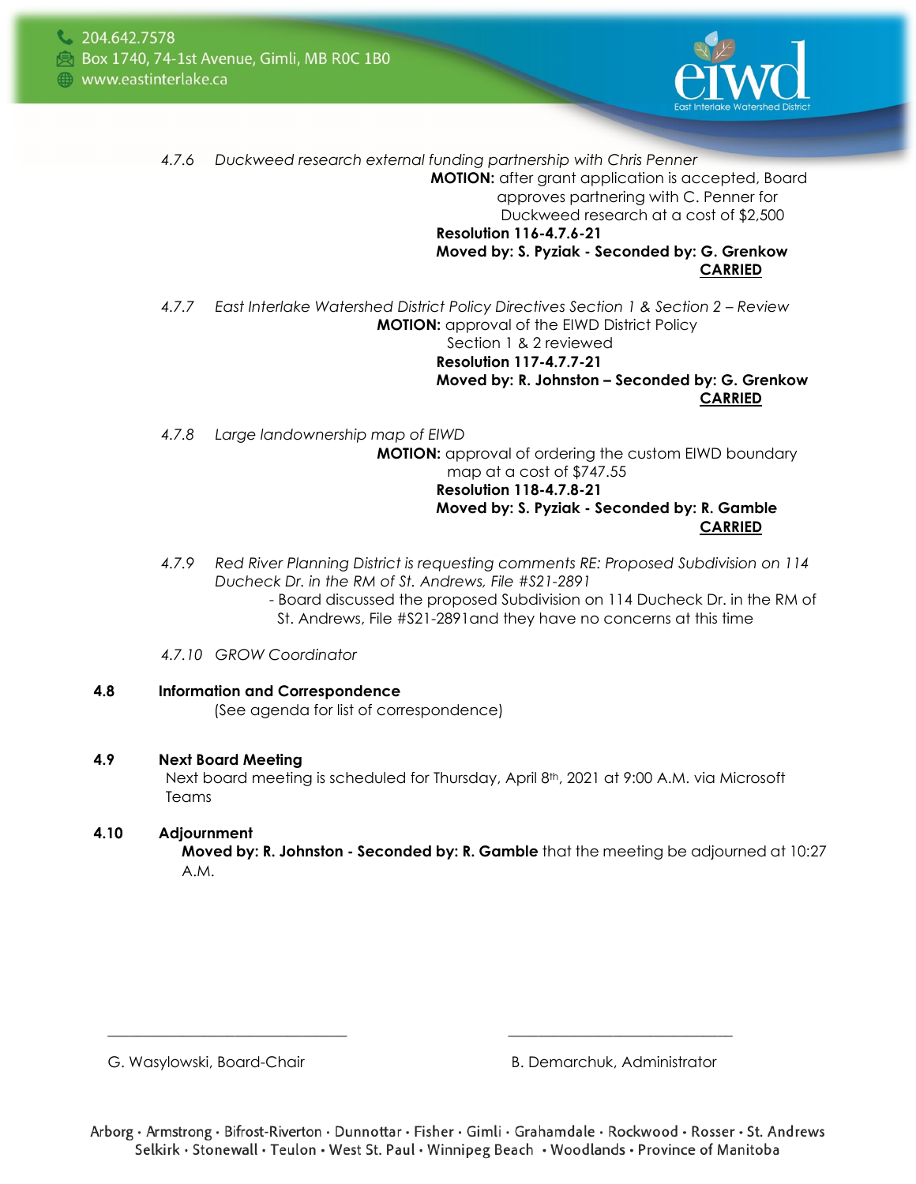4.7.6 *Duckweed research external funding partnership with Chris Penner*

**MOTION:** after grant application is accepted, Board approves partnering with C. Penner for Duckweed research at a cost of $2,500

**Resolution 116-4.7.6-21**
**Moved by: S. Pyziak - Seconded by: G. Grenkow**
**CARRIED**

4.7.7 *East Interlake Watershed District Policy Directives Section 1 & Section 2 – Review*

**MOTION:** approval of the EIWD District Policy Section 1 & 2 reviewed

**Resolution 117-4.7.7-21**
**Moved by: R. Johnston – Seconded by: G. Grenkow**
**CARRIED**

4.7.8 *Large landownership map of EIWD*

**MOTION:** approval of ordering the custom EIWD boundary map at a cost of $747.55

**Resolution 118-4.7.8-21**
**Moved by: S. Pyziak - Seconded by: R. Gamble**
**CARRIED**

4.7.9 *Red River Planning District is requesting comments RE: Proposed Subdivision on 114 Ducheck Dr. in the RM of St. Andrews, File #S21-2891*

- Board discussed the proposed Subdivision on 114 Ducheck Dr. in the RM of St. Andrews, File #S21-2891and they have no concerns at this time

4.7.10 *GROW Coordinator*

## 4.8 Information and Correspondence

(See agenda for list of correspondence)

## 4.9 Next Board Meeting

Next board meeting is scheduled for Thursday, April 8th, 2021 at 9:00 A.M. via Microsoft Teams

## 4.10 Adjournment

**Moved by: R. Johnston - Seconded by: R. Gamble** that the meeting be adjourned at 10:27 A.M.

\_\_\_\_\_\_\_\_\_\_\_\_\_\_\_\_\_\_\_\_\_\_\_\_\_\_\_\_\_\_
G. Wasylowski, Board-Chair

\_\_\_\_\_\_\_\_\_\_\_\_\_\_\_\_\_\_\_\_\_\_\_\_\_\_\_\_\_\_
B. Demarchuk, Administrator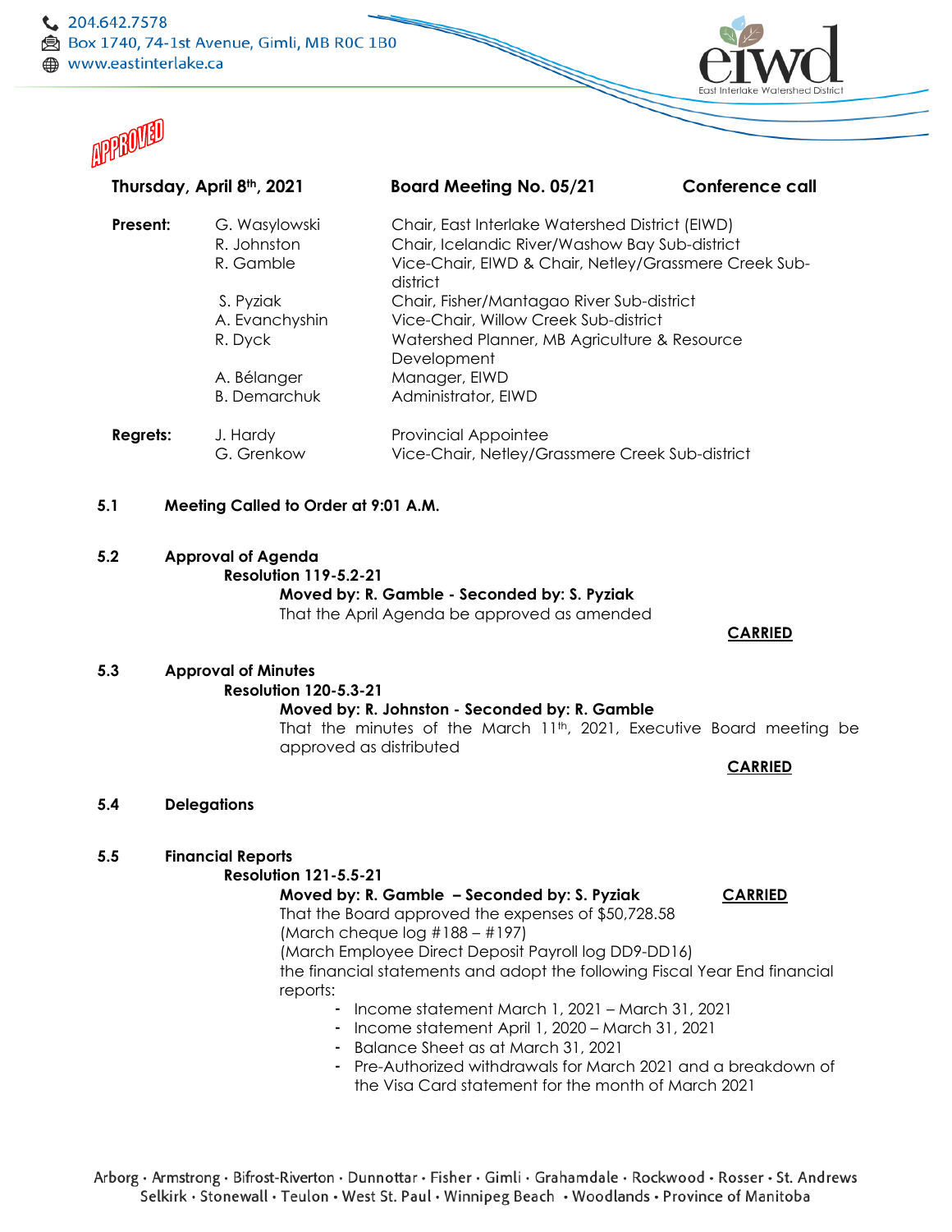204.642.7578
Box 1740, 74-1st Avenue, Gimli, MB R0C 1B0
www.eastinterlake.ca

eiwd
East Interlake Watershed District

APPROVED

**Thursday, April 8th, 2021** **Board Meeting No. 05/21** **Conference call**

| | | |
|---|---|---|
| **Present:** | G. Wasylowski | Chair, East Interlake Watershed District (EIWD) |
| | R. Johnston | Chair, Icelandic River/Washow Bay Sub-district |
| | R. Gamble | Vice-Chair, EIWD & Chair, Netley/Grassmere Creek Sub-district |
| | S. Pyziak | Chair, Fisher/Mantagao River Sub-district |
| | A. Evanchyshin | Vice-Chair, Willow Creek Sub-district |
| | R. Dyck | Watershed Planner, MB Agriculture & Resource Development |
| | A. Bélanger | Manager, EIWD |
| | B. Demarchuk | Administrator, EIWD |
| **Regrets:** | J. Hardy | Provincial Appointee |
| | G. Grenkow | Vice-Chair, Netley/Grassmere Creek Sub-district |

**5.1 Meeting Called to Order at 9:01 A.M.**

**5.2 Approval of Agenda**

**Resolution 119-5.2-21**

**Moved by: R. Gamble - Seconded by: S. Pyziak**

That the April Agenda be approved as amended

**CARRIED**

**5.3 Approval of Minutes**

**Resolution 120-5.3-21**

**Moved by: R. Johnston - Seconded by: R. Gamble**

That the minutes of the March 11th, 2021, Executive Board meeting be approved as distributed

**CARRIED**

**5.4 Delegations**

**5.5 Financial Reports**

**Resolution 121-5.5-21**

**Moved by: R. Gamble – Seconded by: S. Pyziak** **CARRIED**

That the Board approved the expenses of $50,728.58
(March cheque log #188 – #197)
(March Employee Direct Deposit Payroll log DD9-DD16)
the financial statements and adopt the following Fiscal Year End financial reports:

- Income statement March 1, 2021 – March 31, 2021
- Income statement April 1, 2020 – March 31, 2021
- Balance Sheet as at March 31, 2021
- Pre-Authorized withdrawals for March 2021 and a breakdown of the Visa Card statement for the month of March 2021

Arborg • Armstrong • Bifrost-Riverton • Dunnottar • Fisher • Gimli • Grahamdale • Rockwood • Rosser • St. Andrews
Selkirk • Stonewall • Teulon • West St. Paul • Winnipeg Beach • Woodlands • Province of Manitoba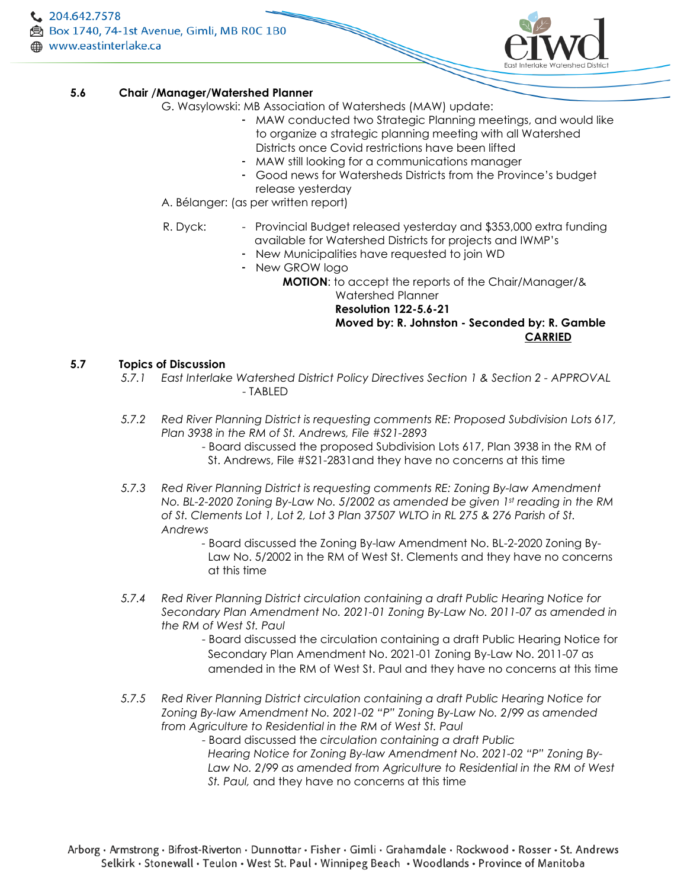## 5.6 Chair /Manager/Watershed Planner

G. Wasylowski: MB Association of Watersheds (MAW) update:

- MAW conducted two Strategic Planning meetings, and would like to organize a strategic planning meeting with all Watershed Districts once Covid restrictions have been lifted
- MAW still looking for a communications manager
- Good news for Watersheds Districts from the Province's budget release yesterday

A. Bélanger: (as per written report)

R. Dyck:

- Provincial Budget released yesterday and $353,000 extra funding available for Watershed Districts for projects and IWMP's
- New Municipalities have requested to join WD
- New GROW logo

**MOTION**: to accept the reports of the Chair/Manager/& Watershed Planner
**Resolution 122-5.6-21**
**Moved by: R. Johnston - Seconded by: R. Gamble**
**CARRIED**

## 5.7 Topics of Discussion

5.7.1 *East Interlake Watershed District Policy Directives Section 1 & Section 2 - APPROVAL*
- TABLED

5.7.2 *Red River Planning District is requesting comments RE: Proposed Subdivision Lots 617, Plan 3938 in the RM of St. Andrews, File #S21-2893*
- Board discussed the proposed Subdivision Lots 617, Plan 3938 in the RM of St. Andrews, File #S21-2831and they have no concerns at this time

5.7.3 *Red River Planning District is requesting comments RE: Zoning By-law Amendment No. BL-2-2020 Zoning By-Law No. 5/2002 as amended be given 1st reading in the RM of St. Clements Lot 1, Lot 2, Lot 3 Plan 37507 WLTO in RL 275 & 276 Parish of St. Andrews*
- Board discussed the Zoning By-law Amendment No. BL-2-2020 Zoning By-Law No. 5/2002 in the RM of West St. Clements and they have no concerns at this time

5.7.4 *Red River Planning District circulation containing a draft Public Hearing Notice for Secondary Plan Amendment No. 2021-01 Zoning By-Law No. 2011-07 as amended in the RM of West St. Paul*
- Board discussed the circulation containing a draft Public Hearing Notice for Secondary Plan Amendment No. 2021-01 Zoning By-Law No. 2011-07 as amended in the RM of West St. Paul and they have no concerns at this time

5.7.5 *Red River Planning District circulation containing a draft Public Hearing Notice for Zoning By-law Amendment No. 2021-02 "P" Zoning By-Law No. 2/99 as amended from Agriculture to Residential in the RM of West St. Paul*
- Board discussed the *circulation containing a draft Public Hearing Notice for Zoning By-law Amendment No. 2021-02 "P" Zoning By-Law No. 2/99 as amended from Agriculture to Residential in the RM of West St. Paul,* and they have no concerns at this time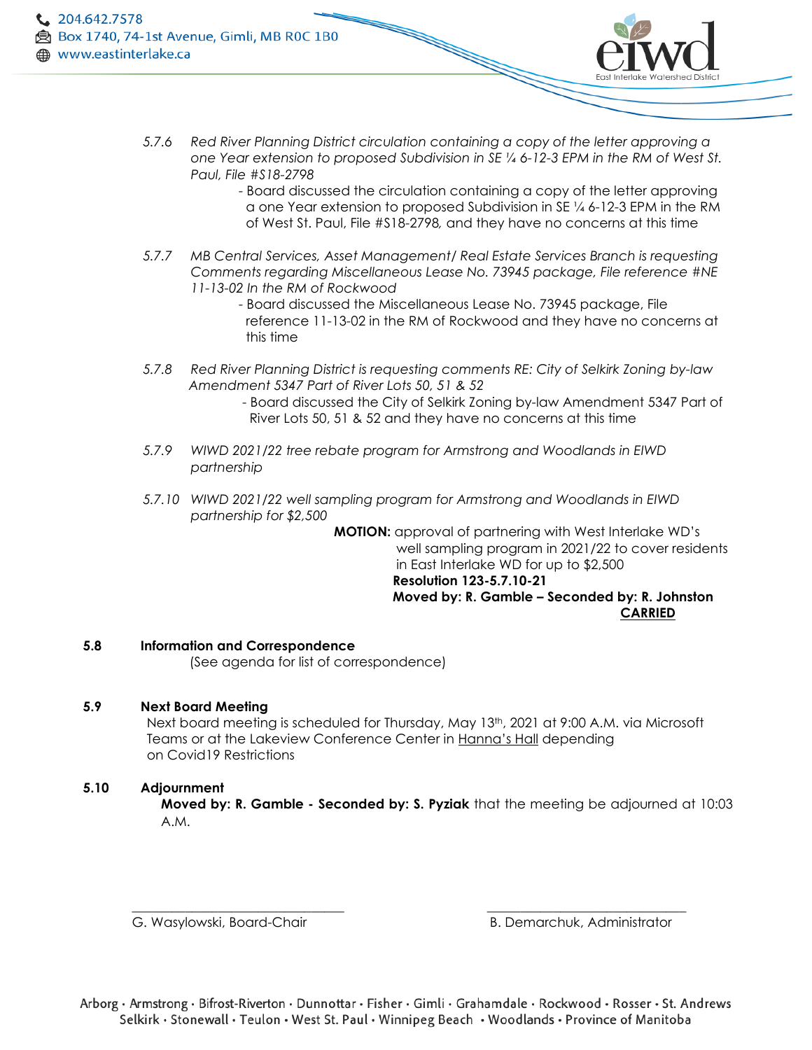5.7.6 *Red River Planning District circulation containing a copy of the letter approving a one Year extension to proposed Subdivision in SE ¼ 6-12-3 EPM in the RM of West St. Paul, File #S18-2798*

- Board discussed the circulation containing a copy of the letter approving a one Year extension to proposed Subdivision in SE ¼ 6-12-3 EPM in the RM of West St. Paul, File #S18-2798, and they have no concerns at this time

5.7.7 *MB Central Services, Asset Management/ Real Estate Services Branch is requesting Comments regarding Miscellaneous Lease No. 73945 package, File reference #NE 11-13-02 In the RM of Rockwood*

- Board discussed the Miscellaneous Lease No. 73945 package, File reference 11-13-02 in the RM of Rockwood and they have no concerns at this time

5.7.8 *Red River Planning District is requesting comments RE: City of Selkirk Zoning by-law Amendment 5347 Part of River Lots 50, 51 & 52*

- Board discussed the City of Selkirk Zoning by-law Amendment 5347 Part of River Lots 50, 51 & 52 and they have no concerns at this time

5.7.9 *WIWD 2021/22 tree rebate program for Armstrong and Woodlands in EIWD partnership*

5.7.10 *WIWD 2021/22 well sampling program for Armstrong and Woodlands in EIWD partnership for $2,500*

**MOTION:** approval of partnering with West Interlake WD's well sampling program in 2021/22 to cover residents in East Interlake WD for up to $2,500
**Resolution 123-5.7.10-21**
**Moved by: R. Gamble – Seconded by: R. Johnston**
**CARRIED**

## 5.8 Information and Correspondence

(See agenda for list of correspondence)

## 5.9 Next Board Meeting

Next board meeting is scheduled for Thursday, May 13th, 2021 at 9:00 A.M. via Microsoft Teams or at the Lakeview Conference Center in Hanna's Hall depending on Covid19 Restrictions

## 5.10 Adjournment

**Moved by: R. Gamble - Seconded by: S. Pyziak** that the meeting be adjourned at 10:03 A.M.

G. Wasylowski, Board-Chair

B. Demarchuk, Administrator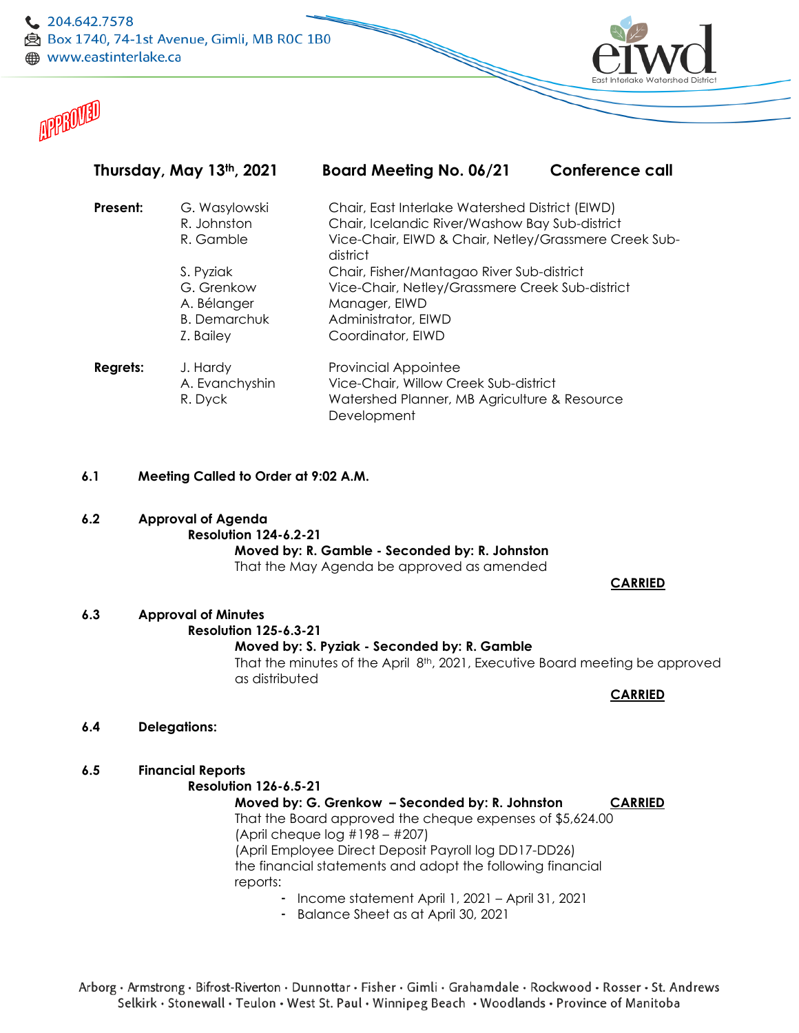204.642.7578
Box 1740, 74-1st Avenue, Gimli, MB R0C 1B0
www.eastinterlake.ca

eiwd
East Interlake Watershed District

APPROVED

**Thursday, May 13th, 2021 Board Meeting No. 06/21 Conference call**

| | | |
|---|---|---|
| **Present:** | G. Wasylowski | Chair, East Interlake Watershed District (EIWD) |
| | R. Johnston | Chair, Icelandic River/Washow Bay Sub-district |
| | R. Gamble | Vice-Chair, EIWD & Chair, Netley/Grassmere Creek Sub-district |
| | S. Pyziak | Chair, Fisher/Mantagao River Sub-district |
| | G. Grenkow | Vice-Chair, Netley/Grassmere Creek Sub-district |
| | A. Bélanger | Manager, EIWD |
| | B. Demarchuk | Administrator, EIWD |
| | Z. Bailey | Coordinator, EIWD |
| **Regrets:** | J. Hardy | Provincial Appointee |
| | A. Evanchyshin | Vice-Chair, Willow Creek Sub-district |
| | R. Dyck | Watershed Planner, MB Agriculture & Resource Development |

**6.1 Meeting Called to Order at 9:02 A.M.**

**6.2 Approval of Agenda**

**Resolution 124-6.2-21**

**Moved by: R. Gamble - Seconded by: R. Johnston**

That the May Agenda be approved as amended

**CARRIED**

**6.3 Approval of Minutes**

**Resolution 125-6.3-21**

**Moved by: S. Pyziak - Seconded by: R. Gamble**

That the minutes of the April 8th, 2021, Executive Board meeting be approved as distributed

**CARRIED**

**6.4 Delegations:**

**6.5 Financial Reports**

**Resolution 126-6.5-21**

**Moved by: G. Grenkow – Seconded by: R. Johnston** **CARRIED**

That the Board approved the cheque expenses of $5,624.00
(April cheque log #198 – #207)
(April Employee Direct Deposit Payroll log DD17-DD26)
the financial statements and adopt the following financial reports:

- Income statement April 1, 2021 – April 31, 2021
- Balance Sheet as at April 30, 2021

Arborg • Armstrong • Bifrost-Riverton • Dunnottar • Fisher • Gimli • Grahamdale • Rockwood • Rosser • St. Andrews
Selkirk • Stonewall • Teulon • West St. Paul • Winnipeg Beach • Woodlands • Province of Manitoba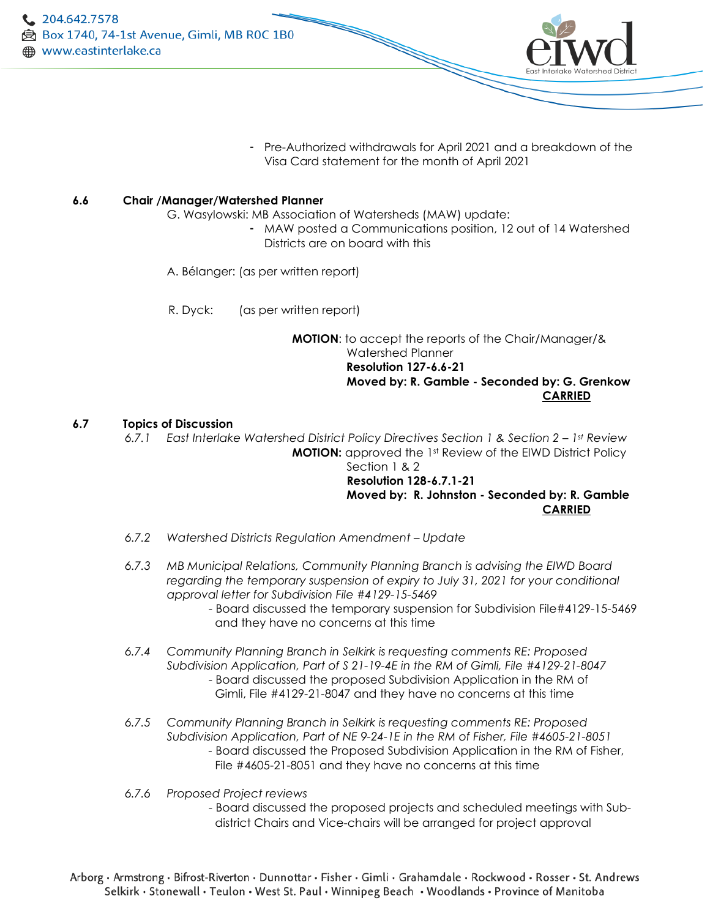- Pre-Authorized withdrawals for April 2021 and a breakdown of the Visa Card statement for the month of April 2021

**6.6 Chair /Manager/Watershed Planner**

G. Wasylowski: MB Association of Watersheds (MAW) update:

- MAW posted a Communications position, 12 out of 14 Watershed Districts are on board with this

A. Bélanger: (as per written report)

R. Dyck: (as per written report)

**MOTION**: to accept the reports of the Chair/Manager/& Watershed Planner
**Resolution 127-6.6-21**
**Moved by: R. Gamble - Seconded by: G. Grenkow**
**CARRIED**

**6.7 Topics of Discussion**

*6.7.1 East Interlake Watershed District Policy Directives Section 1 & Section 2 – 1st Review*

**MOTION:** approved the 1st Review of the EIWD District Policy Section 1 & 2
**Resolution 128-6.7.1-21**
**Moved by: R. Johnston - Seconded by: R. Gamble**
**CARRIED**

*6.7.2 Watershed Districts Regulation Amendment – Update*

*6.7.3 MB Municipal Relations, Community Planning Branch is advising the EIWD Board regarding the temporary suspension of expiry to July 31, 2021 for your conditional approval letter for Subdivision File #4129-15-5469*

- Board discussed the temporary suspension for Subdivision File#4129-15-5469 and they have no concerns at this time

*6.7.4 Community Planning Branch in Selkirk is requesting comments RE: Proposed Subdivision Application, Part of S 21-19-4E in the RM of Gimli, File #4129-21-8047*

- Board discussed the proposed Subdivision Application in the RM of Gimli, File #4129-21-8047 and they have no concerns at this time

*6.7.5 Community Planning Branch in Selkirk is requesting comments RE: Proposed Subdivision Application, Part of NE 9-24-1E in the RM of Fisher, File #4605-21-8051*

- Board discussed the Proposed Subdivision Application in the RM of Fisher, File #4605-21-8051 and they have no concerns at this time

*6.7.6 Proposed Project reviews*

- Board discussed the proposed projects and scheduled meetings with Sub-district Chairs and Vice-chairs will be arranged for project approval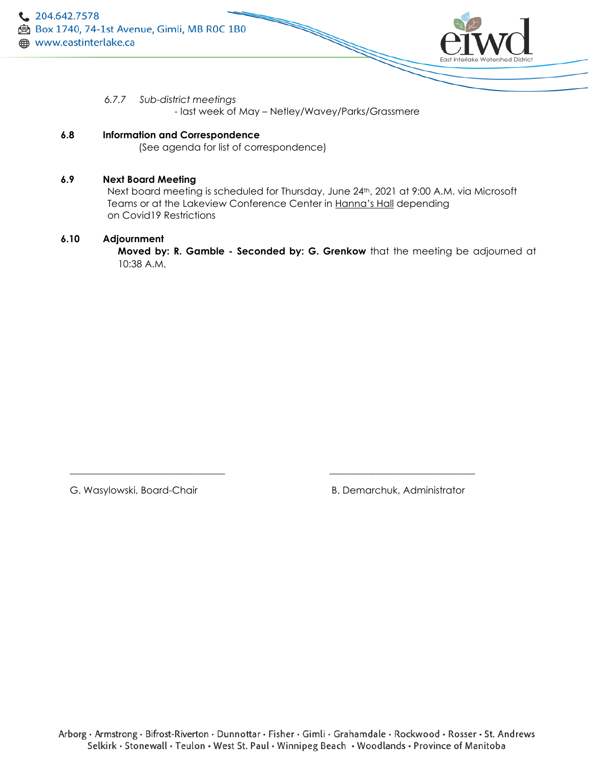*6.7.7 Sub-district meetings*

- last week of May – Netley/Wavey/Parks/Grassmere

**6.8 Information and Correspondence**

(See agenda for list of correspondence)

**6.9 Next Board Meeting**

Next board meeting is scheduled for Thursday, June 24th, 2021 at 9:00 A.M. via Microsoft Teams or at the Lakeview Conference Center in Hanna's Hall depending on Covid19 Restrictions

**6.10 Adjournment**

**Moved by: R. Gamble - Seconded by: G. Grenkow** that the meeting be adjourned at 10:38 A.M.

\_\_\_\_\_\_\_\_\_\_\_\_\_\_\_\_\_\_\_\_\_\_\_\_\_\_\_\_\_\_\_\_

G. Wasylowski, Board-Chair

\_\_\_\_\_\_\_\_\_\_\_\_\_\_\_\_\_\_\_\_\_\_\_\_\_\_\_\_\_\_\_\_

B. Demarchuk, Administrator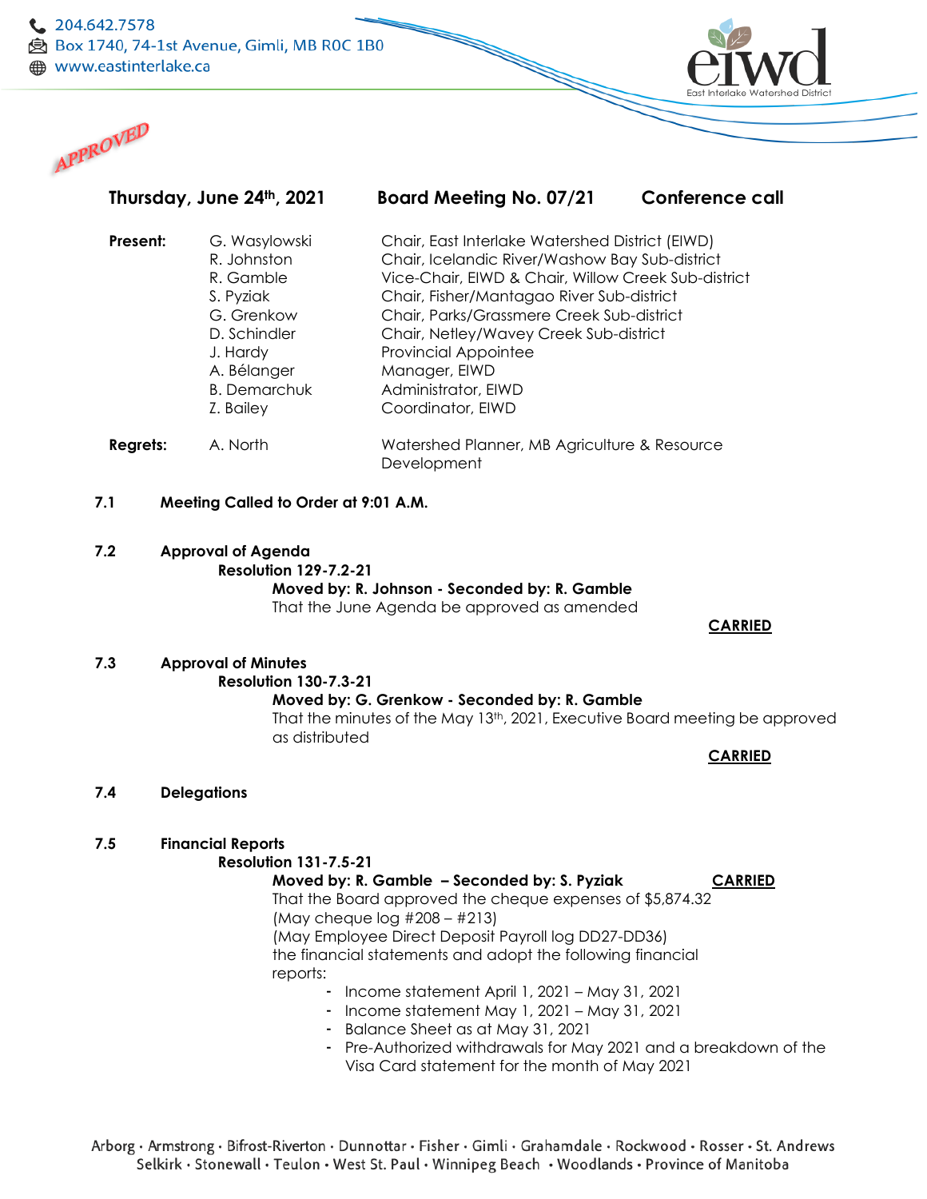APPROVED

**Thursday, June 24th, 2021** **Board Meeting No. 07/21** **Conference call**

| | | |
|---|---|---|
| **Present:** | G. Wasylowski | Chair, East Interlake Watershed District (EIWD) |
| | R. Johnston | Chair, Icelandic River/Washow Bay Sub-district |
| | R. Gamble | Vice-Chair, EIWD & Chair, Willow Creek Sub-district |
| | S. Pyziak | Chair, Fisher/Mantagao River Sub-district |
| | G. Grenkow | Chair, Parks/Grassmere Creek Sub-district |
| | D. Schindler | Chair, Netley/Wavey Creek Sub-district |
| | J. Hardy | Provincial Appointee |
| | A. Bélanger | Manager, EIWD |
| | B. Demarchuk | Administrator, EIWD |
| | Z. Bailey | Coordinator, EIWD |
| **Regrets:** | A. North | Watershed Planner, MB Agriculture & Resource Development |

**7.1 Meeting Called to Order at 9:01 A.M.**

**7.2 Approval of Agenda**

**Resolution 129-7.2-21**

**Moved by: R. Johnson - Seconded by: R. Gamble**

That the June Agenda be approved as amended

**CARRIED**

**7.3 Approval of Minutes**

**Resolution 130-7.3-21**

**Moved by: G. Grenkow - Seconded by: R. Gamble**

That the minutes of the May 13th, 2021, Executive Board meeting be approved as distributed

**CARRIED**

**7.4 Delegations**

**7.5 Financial Reports**

**Resolution 131-7.5-21**

**Moved by: R. Gamble – Seconded by: S. Pyziak** **CARRIED**

That the Board approved the cheque expenses of $5,874.32
(May cheque log #208 – #213)
(May Employee Direct Deposit Payroll log DD27-DD36)
the financial statements and adopt the following financial reports:

- Income statement April 1, 2021 – May 31, 2021
- Income statement May 1, 2021 – May 31, 2021
- Balance Sheet as at May 31, 2021
- Pre-Authorized withdrawals for May 2021 and a breakdown of the Visa Card statement for the month of May 2021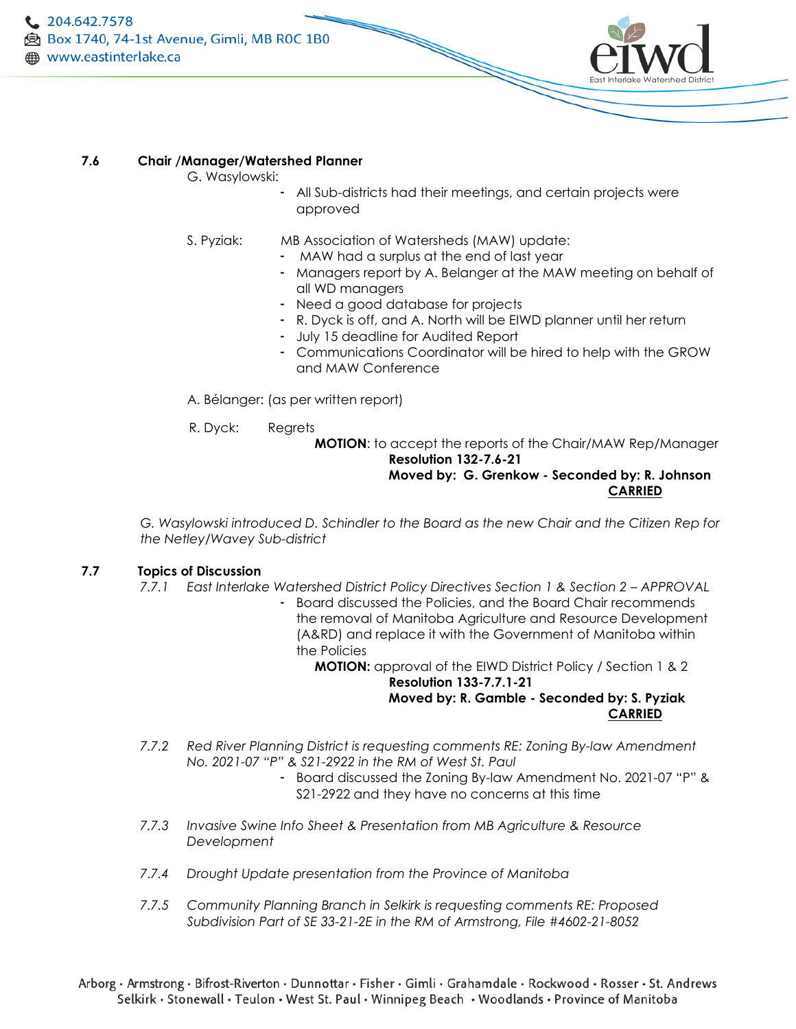## 7.6 Chair /Manager/Watershed Planner

G. Wasylowski:

- All Sub-districts had their meetings, and certain projects were approved

S. Pyziak: MB Association of Watersheds (MAW) update:

- MAW had a surplus at the end of last year
- Managers report by A. Belanger at the MAW meeting on behalf of all WD managers
- Need a good database for projects
- R. Dyck is off, and A. North will be EIWD planner until her return
- July 15 deadline for Audited Report
- Communications Coordinator will be hired to help with the GROW and MAW Conference

A. Bélanger: (as per written report)

R. Dyck: Regrets

**MOTION**: to accept the reports of the Chair/MAW Rep/Manager
**Resolution 132-7.6-21**
**Moved by: G. Grenkow - Seconded by: R. Johnson**
**CARRIED**

*G. Wasylowski introduced D. Schindler to the Board as the new Chair and the Citizen Rep for the Netley/Wavey Sub-district*

## 7.7 Topics of Discussion

*7.7.1 East Interlake Watershed District Policy Directives Section 1 & Section 2 – APPROVAL*

- Board discussed the Policies, and the Board Chair recommends the removal of Manitoba Agriculture and Resource Development (A&RD) and replace it with the Government of Manitoba within the Policies

**MOTION:** approval of the EIWD District Policy / Section 1 & 2
**Resolution 133-7.7.1-21**
**Moved by: R. Gamble - Seconded by: S. Pyziak**
**CARRIED**

*7.7.2 Red River Planning District is requesting comments RE: Zoning By-law Amendment No. 2021-07 "P" & S21-2922 in the RM of West St. Paul*

- Board discussed the Zoning By-law Amendment No. 2021-07 "P" & S21-2922 and they have no concerns at this time

*7.7.3 Invasive Swine Info Sheet & Presentation from MB Agriculture & Resource Development*

*7.7.4 Drought Update presentation from the Province of Manitoba*

*7.7.5 Community Planning Branch in Selkirk is requesting comments RE: Proposed Subdivision Part of SE 33-21-2E in the RM of Armstrong, File #4602-21-8052*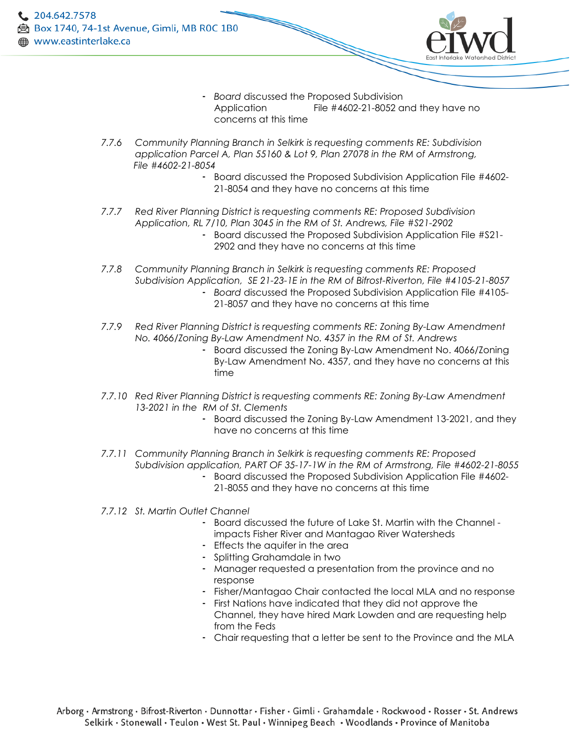- *Board* discussed the Proposed Subdivision Application File #4602-21-8052 and they have no concerns at this time

*7.7.6 Community Planning Branch in Selkirk is requesting comments RE: Subdivision application Parcel A, Plan 55160 & Lot 9, Plan 27078 in the RM of Armstrong, File #4602-21-8054*

- Board discussed the Proposed Subdivision Application File #4602-21-8054 and they have no concerns at this time

*7.7.7 Red River Planning District is requesting comments RE: Proposed Subdivision Application, RL 7/10, Plan 3045 in the RM of St. Andrews, File #S21-2902*

- Board discussed the Proposed Subdivision Application File #S21-2902 and they have no concerns at this time

*7.7.8 Community Planning Branch in Selkirk is requesting comments RE: Proposed Subdivision Application, SE 21-23-1E in the RM of Bifrost-Riverton, File #4105-21-8057*

- *Board* discussed the Proposed Subdivision Application File #4105-21-8057 and they have no concerns at this time

*7.7.9 Red River Planning District is requesting comments RE: Zoning By-Law Amendment No. 4066/Zoning By-Law Amendment No. 4357 in the RM of St. Andrews*

- Board discussed the Zoning By-Law Amendment No. 4066/Zoning By-Law Amendment No. 4357, and they have no concerns at this time

*7.7.10 Red River Planning District is requesting comments RE: Zoning By-Law Amendment 13-2021 in the RM of St. Clements*

- Board discussed the Zoning By-Law Amendment 13-2021, and they have no concerns at this time

*7.7.11 Community Planning Branch in Selkirk is requesting comments RE: Proposed Subdivision application, PART OF 35-17-1W in the RM of Armstrong, File #4602-21-8055*

- Board discussed the Proposed Subdivision Application File #4602-21-8055 and they have no concerns at this time

*7.7.12 St. Martin Outlet Channel*

- Board discussed the future of Lake St. Martin with the Channel - impacts Fisher River and Mantagao River Watersheds
- Effects the aquifer in the area
- Splitting Grahamdale in two
- Manager requested a presentation from the province and no response
- Fisher/Mantagao Chair contacted the local MLA and no response
- First Nations have indicated that they did not approve the Channel, they have hired Mark Lowden and are requesting help from the Feds
- Chair requesting that a letter be sent to the Province and the MLA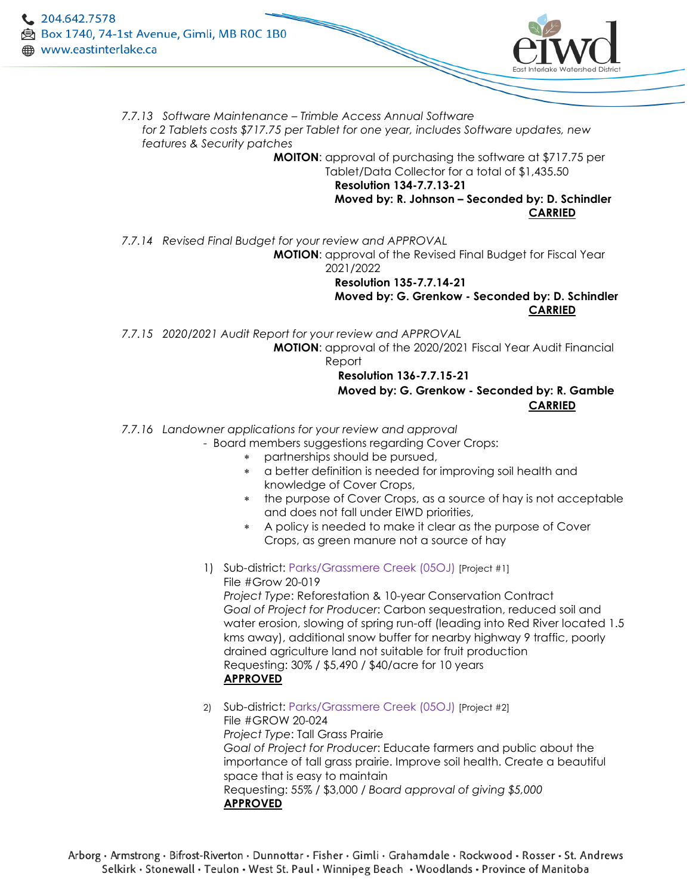*7.7.13 Software Maintenance – Trimble Access Annual Software for 2 Tablets costs $717.75 per Tablet for one year, includes Software updates, new features & Security patches*

**MOITON**: approval of purchasing the software at $717.75 per Tablet/Data Collector for a total of $1,435.50

**Resolution 134-7.7.13-21**

**Moved by: R. Johnson – Seconded by: D. Schindler**

**CARRIED**

*7.7.14 Revised Final Budget for your review and APPROVAL*

**MOTION**: approval of the Revised Final Budget for Fiscal Year 2021/2022

**Resolution 135-7.7.14-21**

**Moved by: G. Grenkow - Seconded by: D. Schindler**

**CARRIED**

*7.7.15 2020/2021 Audit Report for your review and APPROVAL*

**MOTION**: approval of the 2020/2021 Fiscal Year Audit Financial Report

**Resolution 136-7.7.15-21**

**Moved by: G. Grenkow - Seconded by: R. Gamble**

**CARRIED**

*7.7.16 Landowner applications for your review and approval*

- Board members suggestions regarding Cover Crops:
  - partnerships should be pursued,
  - a better definition is needed for improving soil health and knowledge of Cover Crops,
  - the purpose of Cover Crops, as a source of hay is not acceptable and does not fall under EIWD priorities,
  - A policy is needed to make it clear as the purpose of Cover Crops, as green manure not a source of hay

1) Sub-district: Parks/Grassmere Creek (05OJ) [Project #1]
   File #Grow 20-019
   *Project Type*: Reforestation & 10-year Conservation Contract
   *Goal of Project for Producer*: Carbon sequestration, reduced soil and water erosion, slowing of spring run-off (leading into Red River located 1.5 kms away), additional snow buffer for nearby highway 9 traffic, poorly drained agriculture land not suitable for fruit production
   Requesting: 30% / $5,490 / $40/acre for 10 years
   **APPROVED**

2) Sub-district: Parks/Grassmere Creek (05OJ) [Project #2]
   File #GROW 20-024
   *Project Type*: Tall Grass Prairie
   *Goal of Project for Producer*: Educate farmers and public about the importance of tall grass prairie. Improve soil health. Create a beautiful space that is easy to maintain
   Requesting: 55% / $3,000 / *Board approval of giving $5,000*
   **APPROVED**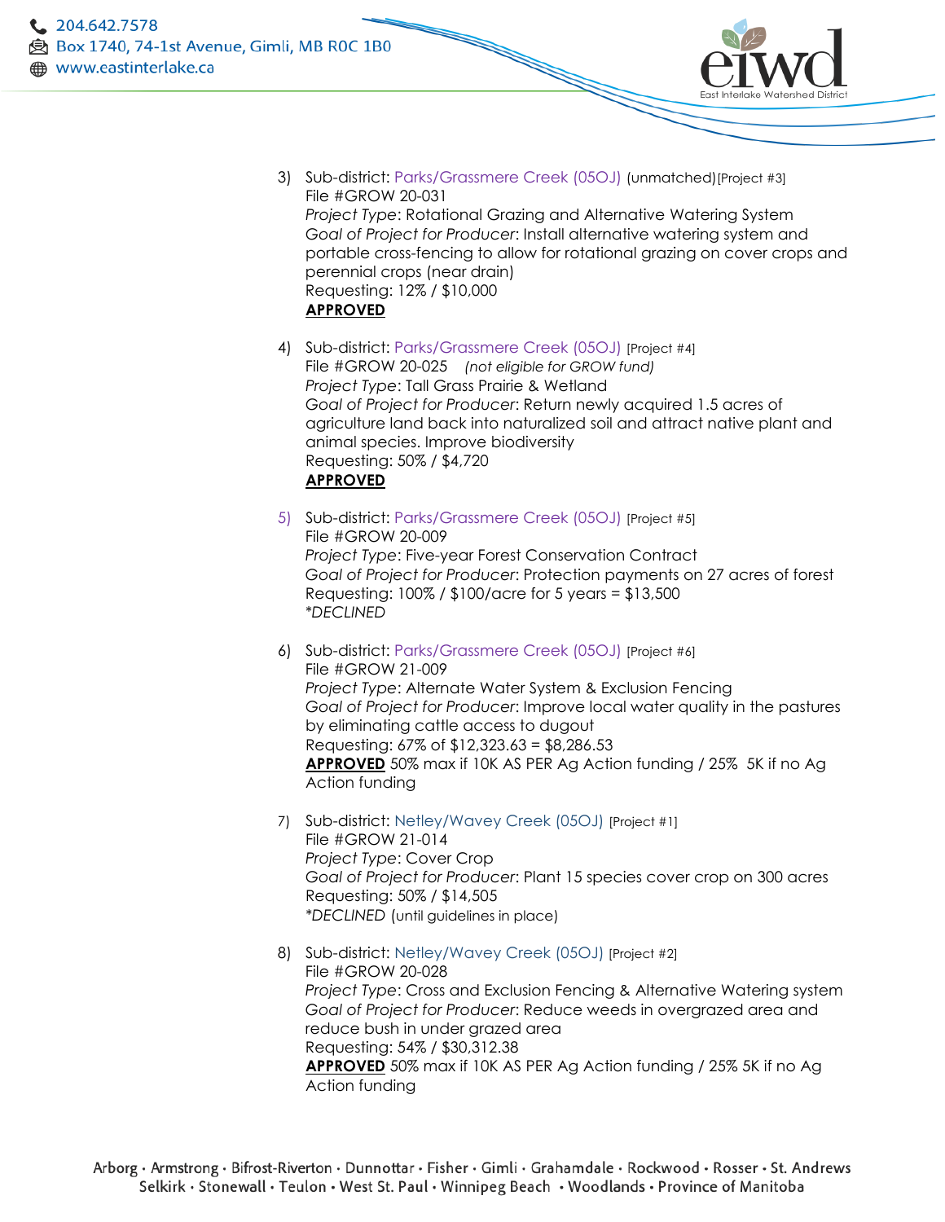3) Sub-district: Parks/Grassmere Creek (05OJ) (unmatched)[Project #3]
File #GROW 20-031
*Project Type*: Rotational Grazing and Alternative Watering System
*Goal of Project for Producer*: Install alternative watering system and portable cross-fencing to allow for rotational grazing on cover crops and perennial crops (near drain)
Requesting: 12% / $10,000
**APPROVED**

4) Sub-district: Parks/Grassmere Creek (05OJ) [Project #4]
File #GROW 20-025 *(not eligible for GROW fund)*
*Project Type*: Tall Grass Prairie & Wetland
*Goal of Project for Producer*: Return newly acquired 1.5 acres of agriculture land back into naturalized soil and attract native plant and animal species. Improve biodiversity
Requesting: 50% / $4,720
**APPROVED**

5) Sub-district: Parks/Grassmere Creek (05OJ) [Project #5]
File #GROW 20-009
*Project Type*: Five-year Forest Conservation Contract
*Goal of Project for Producer*: Protection payments on 27 acres of forest
Requesting: 100% / $100/acre for 5 years = $13,500
*\*DECLINED*

6) Sub-district: Parks/Grassmere Creek (05OJ) [Project #6]
File #GROW 21-009
*Project Type*: Alternate Water System & Exclusion Fencing
*Goal of Project for Producer*: Improve local water quality in the pastures by eliminating cattle access to dugout
Requesting: 67% of $12,323.63 = $8,286.53
**APPROVED** 50% max if 10K AS PER Ag Action funding / 25% 5K if no Ag Action funding

7) Sub-district: Netley/Wavey Creek (05OJ) [Project #1]
File #GROW 21-014
*Project Type*: Cover Crop
*Goal of Project for Producer*: Plant 15 species cover crop on 300 acres
Requesting: 50% / $14,505
*\*DECLINED* (until guidelines in place)

8) Sub-district: Netley/Wavey Creek (05OJ) [Project #2]
File #GROW 20-028
*Project Type*: Cross and Exclusion Fencing & Alternative Watering system
*Goal of Project for Producer*: Reduce weeds in overgrazed area and reduce bush in under grazed area
Requesting: 54% / $30,312.38
**APPROVED** 50% max if 10K AS PER Ag Action funding / 25% 5K if no Ag Action funding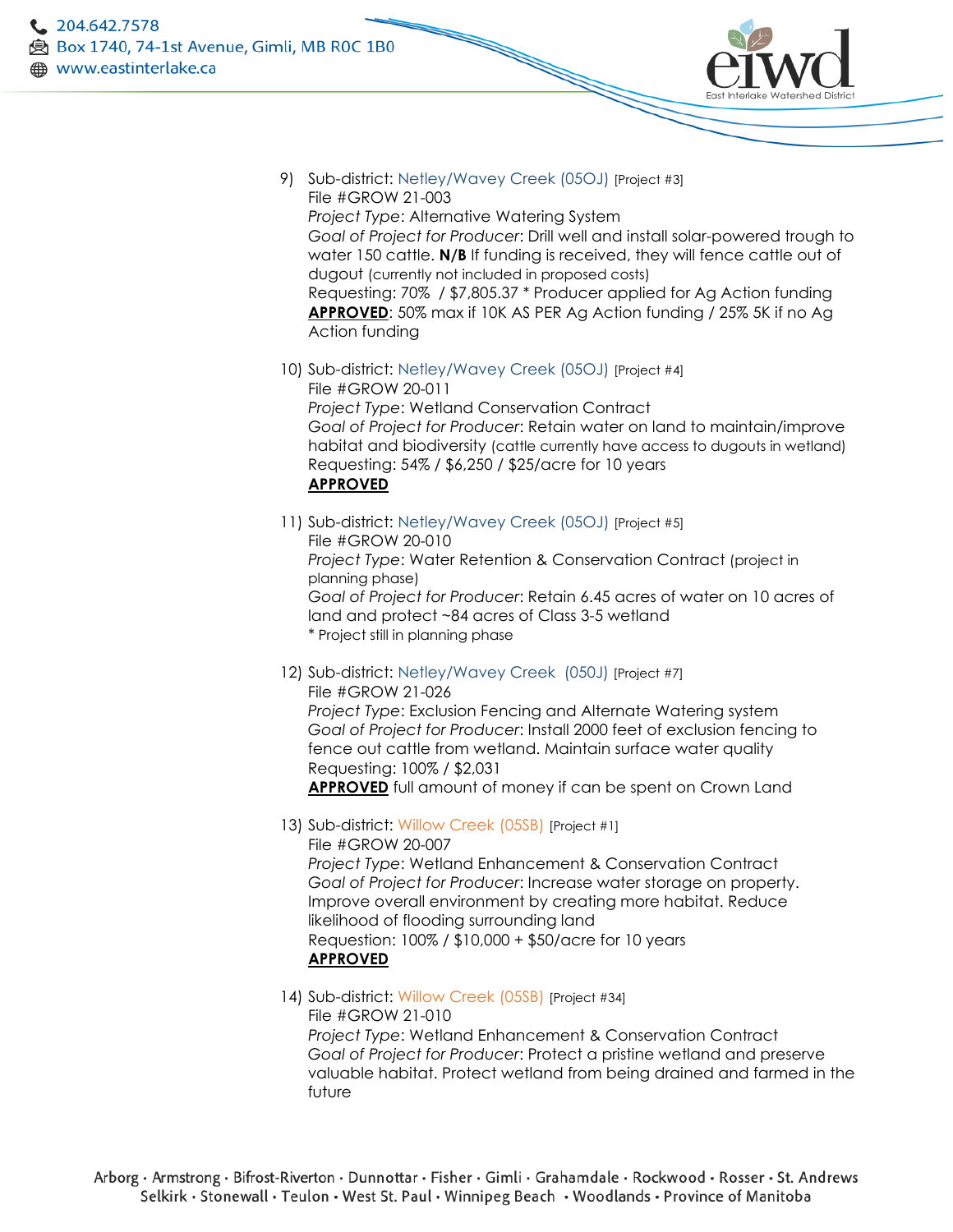9) Sub-district: Netley/Wavey Creek (05OJ) [Project #3]
   File #GROW 21-003
   *Project Type*: Alternative Watering System
   *Goal of Project for Producer*: Drill well and install solar-powered trough to water 150 cattle. **N/B** If funding is received, they will fence cattle out of dugout (currently not included in proposed costs)
   Requesting: 70% / $7,805.37 * Producer applied for Ag Action funding
   **APPROVED**: 50% max if 10K AS PER Ag Action funding / 25% 5K if no Ag Action funding

10) Sub-district: Netley/Wavey Creek (05OJ) [Project #4]
   File #GROW 20-011
   *Project Type*: Wetland Conservation Contract
   *Goal of Project for Producer*: Retain water on land to maintain/improve habitat and biodiversity (cattle currently have access to dugouts in wetland)
   Requesting: 54% / $6,250 / $25/acre for 10 years
   **APPROVED**

11) Sub-district: Netley/Wavey Creek (05OJ) [Project #5]
   File #GROW 20-010
   *Project Type*: Water Retention & Conservation Contract (project in planning phase)
   *Goal of Project for Producer*: Retain 6.45 acres of water on 10 acres of land and protect ~84 acres of Class 3-5 wetland
   * Project still in planning phase

12) Sub-district: Netley/Wavey Creek (050J) [Project #7]
   File #GROW 21-026
   *Project Type*: Exclusion Fencing and Alternate Watering system
   *Goal of Project for Producer*: Install 2000 feet of exclusion fencing to fence out cattle from wetland. Maintain surface water quality
   Requesting: 100% / $2,031
   **APPROVED** full amount of money if can be spent on Crown Land

13) Sub-district: Willow Creek (05SB) [Project #1]
   File #GROW 20-007
   *Project Type*: Wetland Enhancement & Conservation Contract
   *Goal of Project for Producer*: Increase water storage on property. Improve overall environment by creating more habitat. Reduce likelihood of flooding surrounding land
   Requestion: 100% / $10,000 + $50/acre for 10 years
   **APPROVED**

14) Sub-district: Willow Creek (05SB) [Project #34]
   File #GROW 21-010
   *Project Type*: Wetland Enhancement & Conservation Contract
   *Goal of Project for Producer*: Protect a pristine wetland and preserve valuable habitat. Protect wetland from being drained and farmed in the future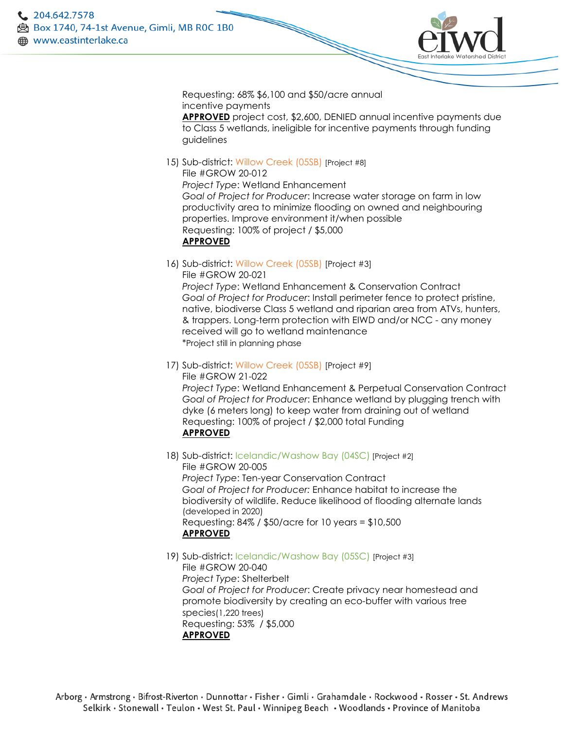Requesting: 68% $6,100 and $50/acre annual incentive payments
**APPROVED** project cost, $2,600, DENIED annual incentive payments due to Class 5 wetlands, ineligible for incentive payments through funding guidelines

15) Sub-district: Willow Creek (05SB) [Project #8]
File #GROW 20-012
*Project Type*: Wetland Enhancement
*Goal of Project for Producer*: Increase water storage on farm in low productivity area to minimize flooding on owned and neighbouring properties. Improve environment it/when possible
Requesting: 100% of project / $5,000
**APPROVED**

16) Sub-district: Willow Creek (05SB) [Project #3]
File #GROW 20-021
*Project Type*: Wetland Enhancement & Conservation Contract
*Goal of Project for Producer*: Install perimeter fence to protect pristine, native, biodiverse Class 5 wetland and riparian area from ATVs, hunters, & trappers. Long-term protection with EIWD and/or NCC - any money received will go to wetland maintenance
*Project still in planning phase

17) Sub-district: Willow Creek (05SB) [Project #9]
File #GROW 21-022
*Project Type*: Wetland Enhancement & Perpetual Conservation Contract
*Goal of Project for Producer*: Enhance wetland by plugging trench with dyke (6 meters long) to keep water from draining out of wetland
Requesting: 100% of project / $2,000 total Funding
**APPROVED**

18) Sub-district: Icelandic/Washow Bay (04SC) [Project #2]
File #GROW 20-005
*Project Type*: Ten-year Conservation Contract
*Goal of Project for Producer:* Enhance habitat to increase the biodiversity of wildlife. Reduce likelihood of flooding alternate lands (developed in 2020)
Requesting: 84% / $50/acre for 10 years = $10,500
**APPROVED**

19) Sub-district: Icelandic/Washow Bay (05SC) [Project #3]
File #GROW 20-040
*Project Type*: Shelterbelt
*Goal of Project for Producer*: Create privacy near homestead and promote biodiversity by creating an eco-buffer with various tree species(1,220 trees)
Requesting: 53% / $5,000
**APPROVED**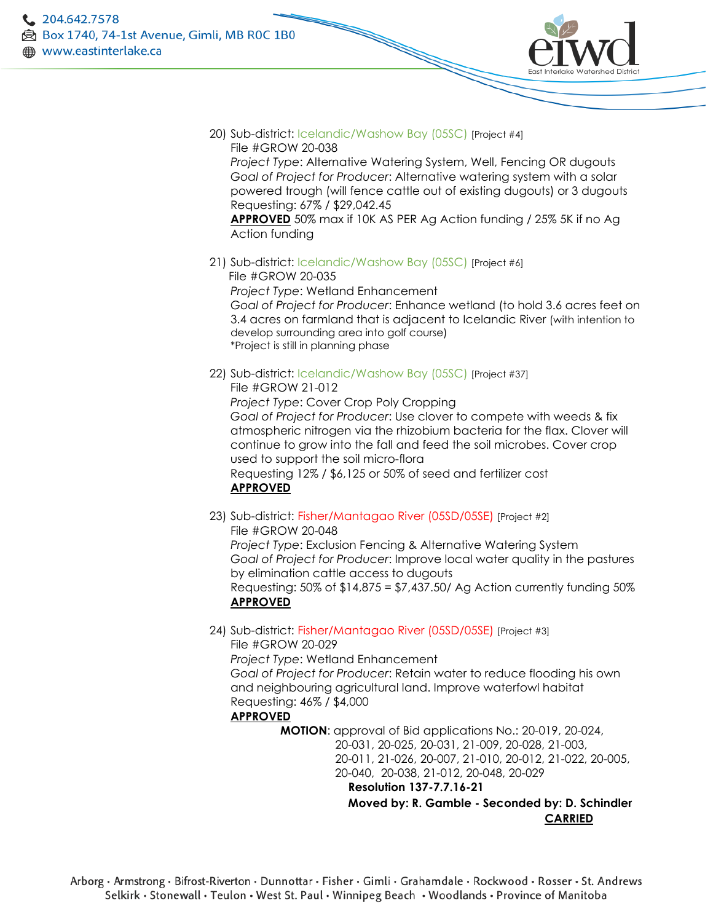20) Sub-district: Icelandic/Washow Bay (05SC) [Project #4]
File #GROW 20-038
*Project Type*: Alternative Watering System, Well, Fencing OR dugouts
*Goal of Project for Producer*: Alternative watering system with a solar powered trough (will fence cattle out of existing dugouts) or 3 dugouts
Requesting: 67% / $29,042.45
**APPROVED** 50% max if 10K AS PER Ag Action funding / 25% 5K if no Ag Action funding

21) Sub-district: Icelandic/Washow Bay (05SC) [Project #6]
File #GROW 20-035
*Project Type*: Wetland Enhancement
*Goal of Project for Producer*: Enhance wetland (to hold 3.6 acres feet on 3.4 acres on farmland that is adjacent to Icelandic River (with intention to develop surrounding area into golf course)
*Project is still in planning phase

22) Sub-district: Icelandic/Washow Bay (05SC) [Project #37]
File #GROW 21-012
*Project Type*: Cover Crop Poly Cropping
*Goal of Project for Producer*: Use clover to compete with weeds & fix atmospheric nitrogen via the rhizobium bacteria for the flax. Clover will continue to grow into the fall and feed the soil microbes. Cover crop used to support the soil micro-flora
Requesting 12% / $6,125 or 50% of seed and fertilizer cost
**APPROVED**

23) Sub-district: Fisher/Mantagao River (05SD/05SE) [Project #2]
File #GROW 20-048
*Project Type*: Exclusion Fencing & Alternative Watering System
*Goal of Project for Producer*: Improve local water quality in the pastures by elimination cattle access to dugouts
Requesting: 50% of $14,875 = $7,437.50/ Ag Action currently funding 50%
**APPROVED**

24) Sub-district: Fisher/Mantagao River (05SD/05SE) [Project #3]
File #GROW 20-029
*Project Type*: Wetland Enhancement
*Goal of Project for Producer*: Retain water to reduce flooding his own and neighbouring agricultural land. Improve waterfowl habitat
Requesting: 46% / $4,000
**APPROVED**

**MOTION**: approval of Bid applications No.: 20-019, 20-024, 20-031, 20-025, 20-031, 21-009, 20-028, 21-003, 20-011, 21-026, 20-007, 21-010, 20-012, 21-022, 20-005, 20-040, 20-038, 21-012, 20-048, 20-029

**Resolution 137-7.7.16-21**

**Moved by: R. Gamble - Seconded by: D. Schindler**

**CARRIED**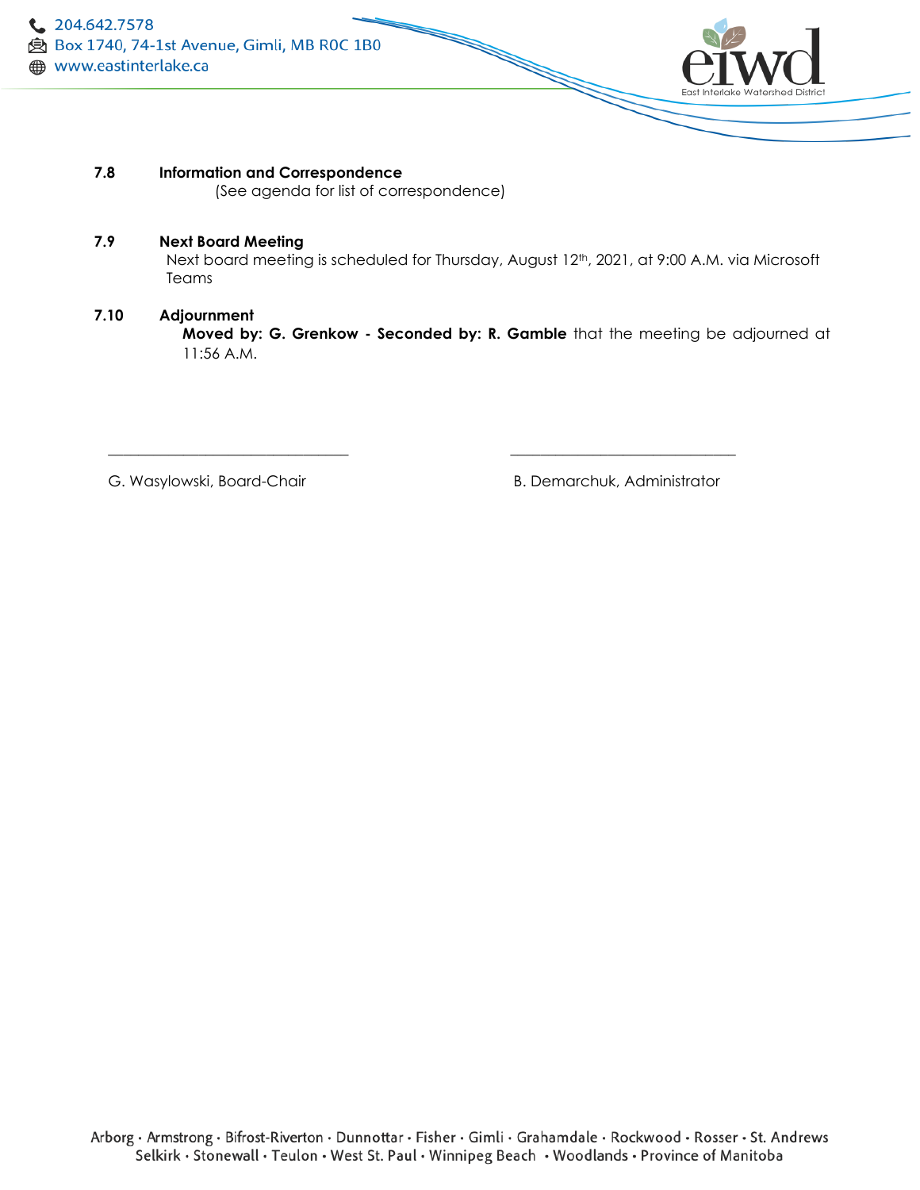**7.8 Information and Correspondence**

(See agenda for list of correspondence)

**7.9 Next Board Meeting**

Next board meeting is scheduled for Thursday, August 12th, 2021, at 9:00 A.M. via Microsoft Teams

**7.10 Adjournment**

**Moved by: G. Grenkow - Seconded by: R. Gamble** that the meeting be adjourned at 11:56 A.M.

\_\_\_\_\_\_\_\_\_\_\_\_\_\_\_\_\_\_\_\_\_\_\_\_\_\_\_\_\_\_\_\_

G. Wasylowski, Board-Chair

\_\_\_\_\_\_\_\_\_\_\_\_\_\_\_\_\_\_\_\_\_\_\_\_\_\_\_\_\_\_\_\_

B. Demarchuk, Administrator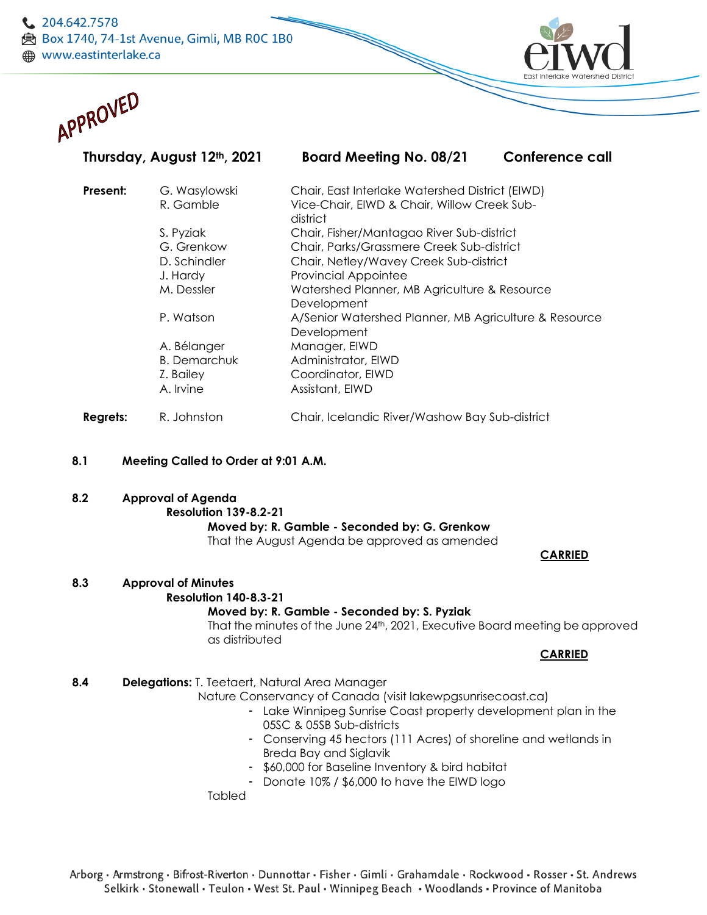204.642.7578
Box 1740, 74-1st Avenue, Gimli, MB R0C 1B0
www.eastinterlake.ca

APPROVED

**Thursday, August 12th, 2021 Board Meeting No. 08/21 Conference call**

| | | |
|---|---|---|
| **Present:** | G. Wasylowski | Chair, East Interlake Watershed District (EIWD) |
| | R. Gamble | Vice-Chair, EIWD & Chair, Willow Creek Sub-district |
| | S. Pyziak | Chair, Fisher/Mantagao River Sub-district |
| | G. Grenkow | Chair, Parks/Grassmere Creek Sub-district |
| | D. Schindler | Chair, Netley/Wavey Creek Sub-district |
| | J. Hardy | Provincial Appointee |
| | M. Dessler | Watershed Planner, MB Agriculture & Resource Development |
| | P. Watson | A/Senior Watershed Planner, MB Agriculture & Resource Development |
| | A. Bélanger | Manager, EIWD |
| | B. Demarchuk | Administrator, EIWD |
| | Z. Bailey | Coordinator, EIWD |
| | A. Irvine | Assistant, EIWD |
| **Regrets:** | R. Johnston | Chair, Icelandic River/Washow Bay Sub-district |

**8.1 Meeting Called to Order at 9:01 A.M.**

**8.2 Approval of Agenda**

**Resolution 139-8.2-21**

**Moved by: R. Gamble - Seconded by: G. Grenkow**

That the August Agenda be approved as amended

**CARRIED**

**8.3 Approval of Minutes**

**Resolution 140-8.3-21**

**Moved by: R. Gamble - Seconded by: S. Pyziak**

That the minutes of the June 24th, 2021, Executive Board meeting be approved as distributed

**CARRIED**

**8.4 Delegations:** T. Teetaert, Natural Area Manager

Nature Conservancy of Canada (visit lakewpgsunrisecoast.ca)

- Lake Winnipeg Sunrise Coast property development plan in the 05SC & 05SB Sub-districts
- Conserving 45 hectors (111 Acres) of shoreline and wetlands in Breda Bay and Siglavik
- $60,000 for Baseline Inventory & bird habitat
- Donate 10% / $6,000 to have the EIWD logo

Tabled

Arborg • Armstrong • Bifrost-Riverton • Dunnottar • Fisher • Gimli • Grahamdale • Rockwood • Rosser • St. Andrews
Selkirk • Stonewall • Teulon • West St. Paul • Winnipeg Beach • Woodlands • Province of Manitoba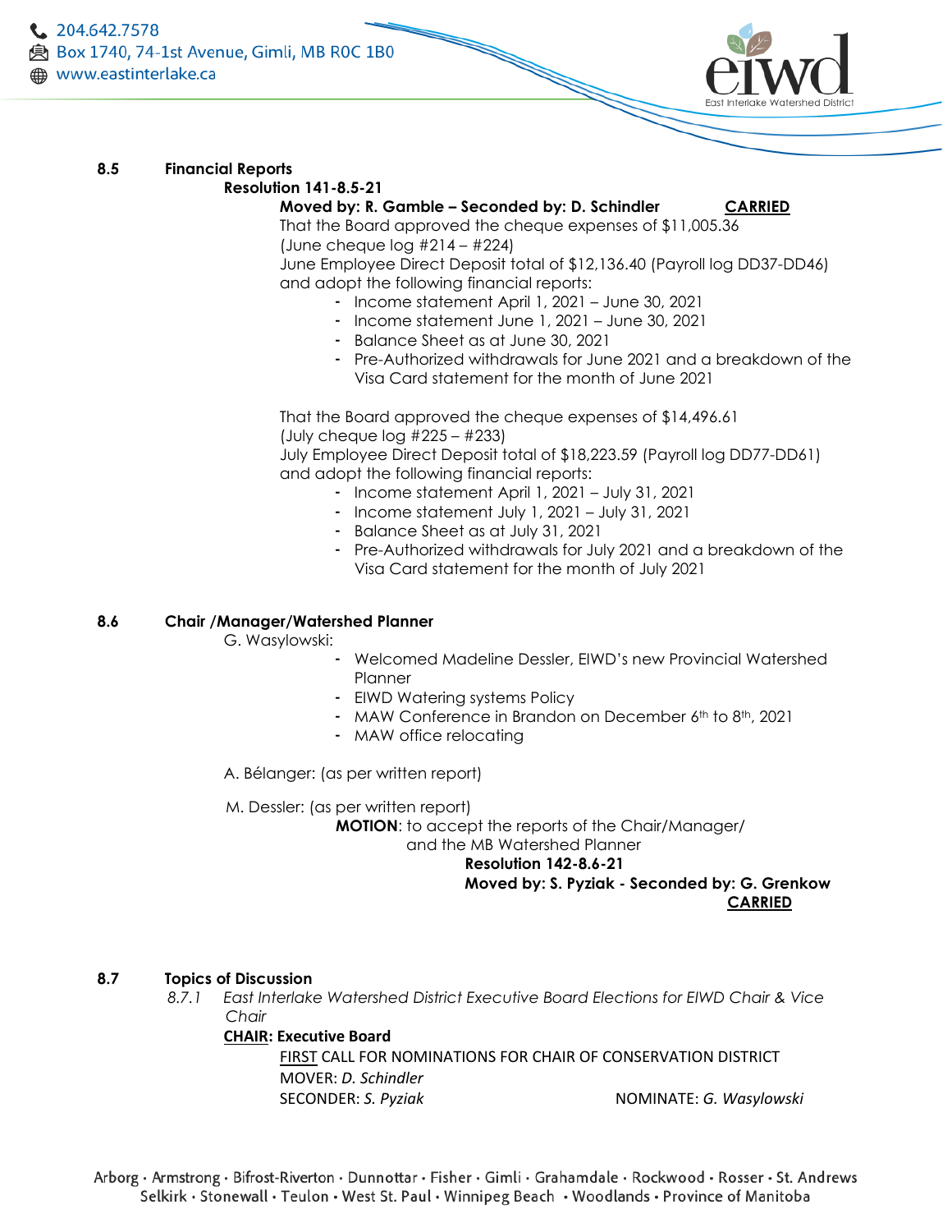**8.5 Financial Reports**

**Resolution 141-8.5-21**

**Moved by: R. Gamble – Seconded by: D. Schindler** **CARRIED**

That the Board approved the cheque expenses of $11,005.36 (June cheque log #214 – #224)
June Employee Direct Deposit total of $12,136.40 (Payroll log DD37-DD46) and adopt the following financial reports:

- Income statement April 1, 2021 – June 30, 2021
- Income statement June 1, 2021 – June 30, 2021
- Balance Sheet as at June 30, 2021
- Pre-Authorized withdrawals for June 2021 and a breakdown of the Visa Card statement for the month of June 2021

That the Board approved the cheque expenses of $14,496.61 (July cheque log #225 – #233)
July Employee Direct Deposit total of $18,223.59 (Payroll log DD77-DD61) and adopt the following financial reports:

- Income statement April 1, 2021 – July 31, 2021
- Income statement July 1, 2021 – July 31, 2021
- Balance Sheet as at July 31, 2021
- Pre-Authorized withdrawals for July 2021 and a breakdown of the Visa Card statement for the month of July 2021

**8.6 Chair /Manager/Watershed Planner**

G. Wasylowski:

- Welcomed Madeline Dessler, EIWD's new Provincial Watershed Planner
- EIWD Watering systems Policy
- MAW Conference in Brandon on December 6th to 8th, 2021
- MAW office relocating

A. Bélanger: (as per written report)

M. Dessler: (as per written report)

**MOTION**: to accept the reports of the Chair/Manager/ and the MB Watershed Planner

**Resolution 142-8.6-21**

**Moved by: S. Pyziak - Seconded by: G. Grenkow**

**CARRIED**

**8.7 Topics of Discussion**

*8.7.1 East Interlake Watershed District Executive Board Elections for EIWD Chair & Vice Chair*

**CHAIR: Executive Board**

FIRST CALL FOR NOMINATIONS FOR CHAIR OF CONSERVATION DISTRICT

MOVER: *D. Schindler*

SECONDER: *S. Pyziak* NOMINATE: *G. Wasylowski*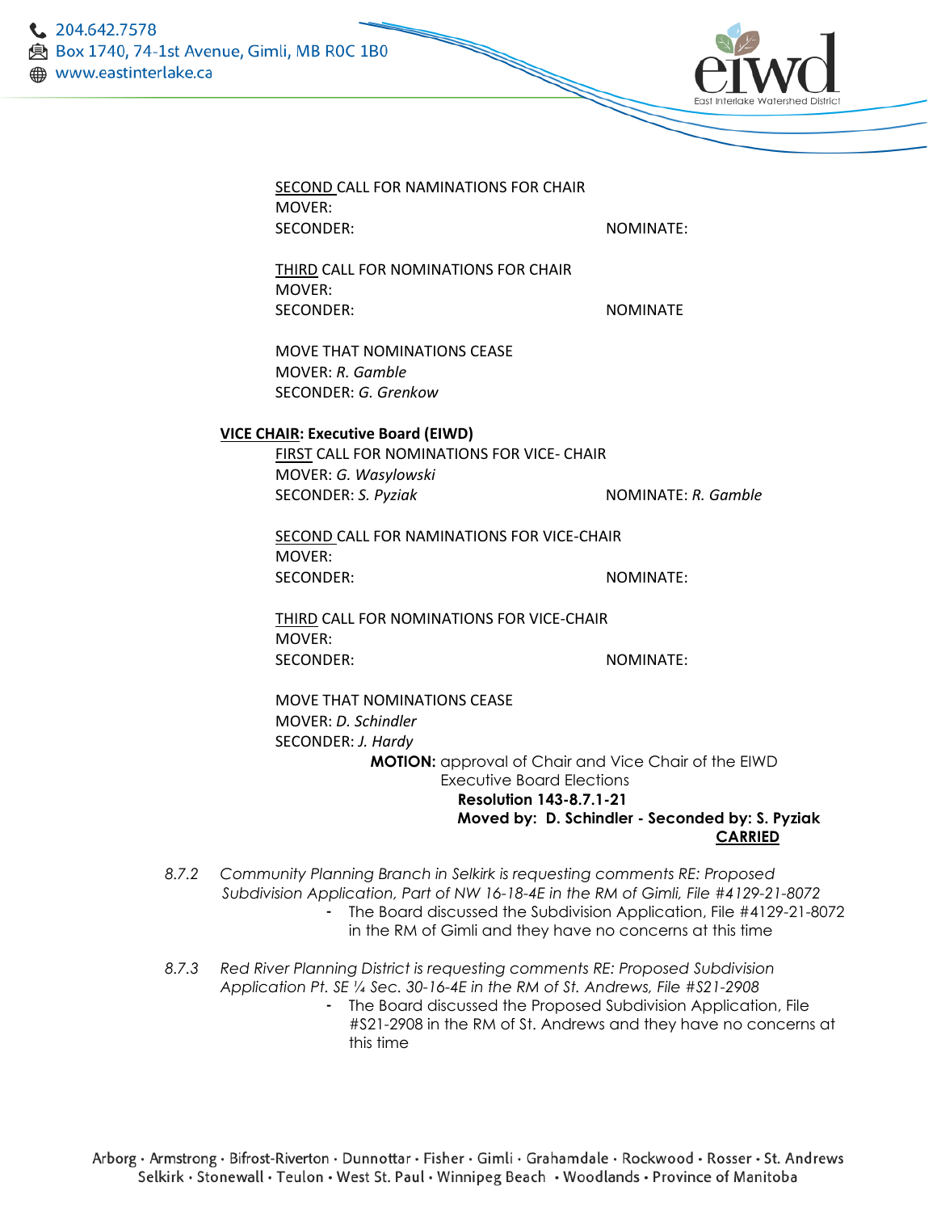SECOND CALL FOR NAMINATIONS FOR CHAIR
MOVER:
SECONDER: NOMINATE:

THIRD CALL FOR NOMINATIONS FOR CHAIR
MOVER:
SECONDER: NOMINATE

MOVE THAT NOMINATIONS CEASE
MOVER: *R. Gamble*
SECONDER: *G. Grenkow*

**VICE CHAIR: Executive Board (EIWD)**

FIRST CALL FOR NOMINATIONS FOR VICE- CHAIR
MOVER: *G. Wasylowski*
SECONDER: *S. Pyziak* NOMINATE: *R. Gamble*

SECOND CALL FOR NAMINATIONS FOR VICE-CHAIR
MOVER:
SECONDER: NOMINATE:

THIRD CALL FOR NOMINATIONS FOR VICE-CHAIR
MOVER:
SECONDER: NOMINATE:

MOVE THAT NOMINATIONS CEASE
MOVER: *D. Schindler*
SECONDER: *J. Hardy*

**MOTION:** approval of Chair and Vice Chair of the EIWD Executive Board Elections

**Resolution 143-8.7.1-21**
**Moved by: D. Schindler - Seconded by: S. Pyziak**
**CARRIED**

8.7.2 *Community Planning Branch in Selkirk is requesting comments RE: Proposed Subdivision Application, Part of NW 16-18-4E in the RM of Gimli, File #4129-21-8072*
- The Board discussed the Subdivision Application, File #4129-21-8072 in the RM of Gimli and they have no concerns at this time

8.7.3 *Red River Planning District is requesting comments RE: Proposed Subdivision Application Pt. SE ¼ Sec. 30-16-4E in the RM of St. Andrews, File #S21-2908*
- The Board discussed the Proposed Subdivision Application, File #S21-2908 in the RM of St. Andrews and they have no concerns at this time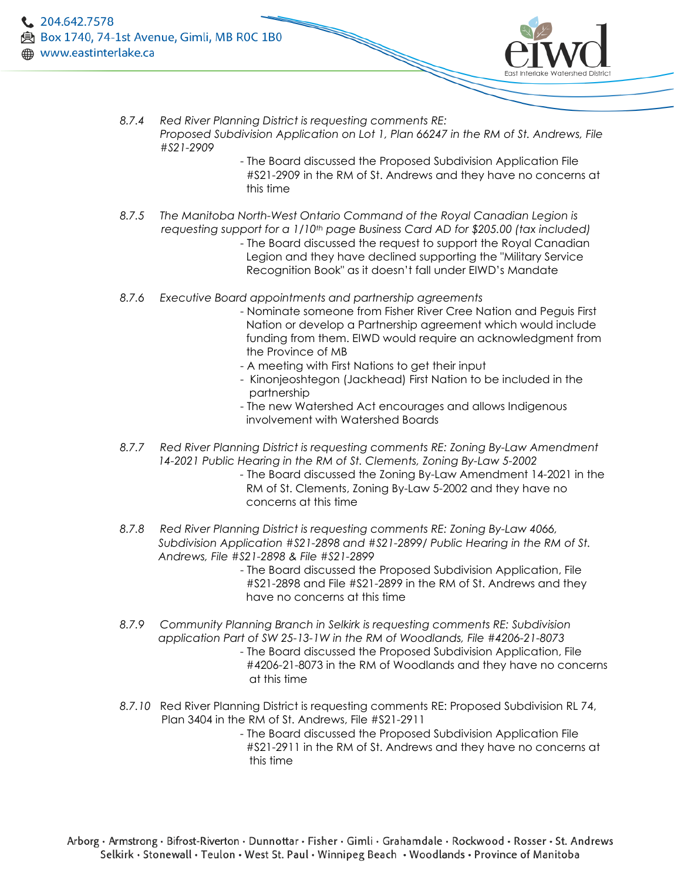8.7.4 *Red River Planning District is requesting comments RE: Proposed Subdivision Application on Lot 1, Plan 66247 in the RM of St. Andrews, File #S21-2909*

- The Board discussed the Proposed Subdivision Application File #S21-2909 in the RM of St. Andrews and they have no concerns at this time

8.7.5 *The Manitoba North-West Ontario Command of the Royal Canadian Legion is requesting support for a 1/10th page Business Card AD for $205.00 (tax included)*

- The Board discussed the request to support the Royal Canadian Legion and they have declined supporting the "Military Service Recognition Book" as it doesn't fall under EIWD's Mandate

8.7.6 *Executive Board appointments and partnership agreements*

- Nominate someone from Fisher River Cree Nation and Peguis First Nation or develop a Partnership agreement which would include funding from them. EIWD would require an acknowledgment from the Province of MB
- A meeting with First Nations to get their input
- Kinonjeoshtegon (Jackhead) First Nation to be included in the partnership
- The new Watershed Act encourages and allows Indigenous involvement with Watershed Boards

8.7.7 *Red River Planning District is requesting comments RE: Zoning By-Law Amendment 14-2021 Public Hearing in the RM of St. Clements, Zoning By-Law 5-2002*

- The Board discussed the Zoning By-Law Amendment 14-2021 in the RM of St. Clements, Zoning By-Law 5-2002 and they have no concerns at this time

8.7.8 *Red River Planning District is requesting comments RE: Zoning By-Law 4066, Subdivision Application #S21-2898 and #S21-2899/ Public Hearing in the RM of St. Andrews, File #S21-2898 & File #S21-2899*

- The Board discussed the Proposed Subdivision Application, File #S21-2898 and File #S21-2899 in the RM of St. Andrews and they have no concerns at this time

8.7.9 *Community Planning Branch in Selkirk is requesting comments RE: Subdivision application Part of SW 25-13-1W in the RM of Woodlands, File #4206-21-8073*

- The Board discussed the Proposed Subdivision Application, File #4206-21-8073 in the RM of Woodlands and they have no concerns at this time

8.7.10 Red River Planning District is requesting comments RE: Proposed Subdivision RL 74, Plan 3404 in the RM of St. Andrews, File #S21-2911

- The Board discussed the Proposed Subdivision Application File #S21-2911 in the RM of St. Andrews and they have no concerns at this time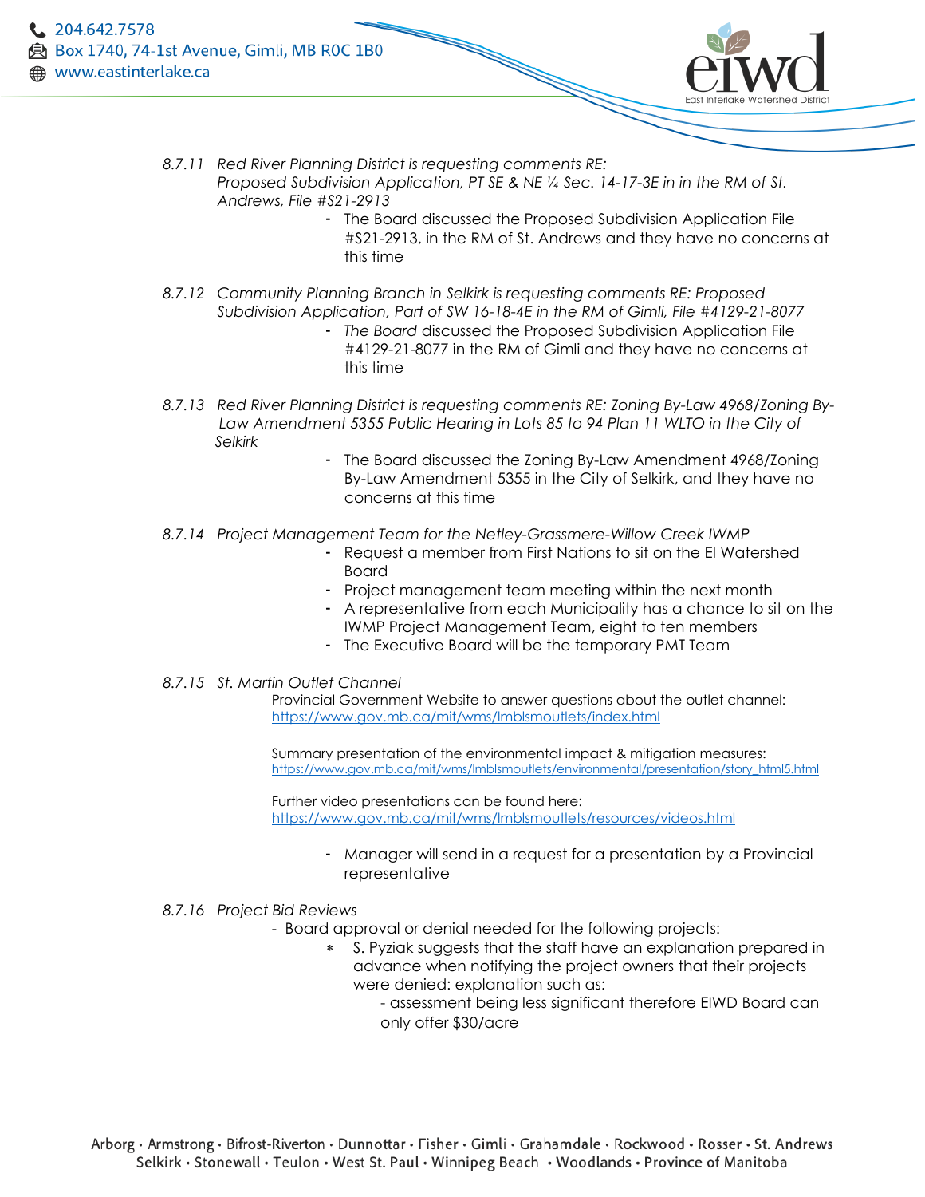*8.7.11 Red River Planning District is requesting comments RE: Proposed Subdivision Application, PT SE & NE ¼ Sec. 14-17-3E in in the RM of St. Andrews, File #S21-2913*

- The Board discussed the Proposed Subdivision Application File #S21-2913, in the RM of St. Andrews and they have no concerns at this time

*8.7.12 Community Planning Branch in Selkirk is requesting comments RE: Proposed Subdivision Application, Part of SW 16-18-4E in the RM of Gimli, File #4129-21-8077*

- *The Board* discussed the Proposed Subdivision Application File #4129-21-8077 in the RM of Gimli and they have no concerns at this time

*8.7.13 Red River Planning District is requesting comments RE: Zoning By-Law 4968/Zoning By-Law Amendment 5355 Public Hearing in Lots 85 to 94 Plan 11 WLTO in the City of Selkirk*

- The Board discussed the Zoning By-Law Amendment 4968/Zoning By-Law Amendment 5355 in the City of Selkirk, and they have no concerns at this time

*8.7.14 Project Management Team for the Netley-Grassmere-Willow Creek IWMP*

- Request a member from First Nations to sit on the EI Watershed Board
- Project management team meeting within the next month
- A representative from each Municipality has a chance to sit on the IWMP Project Management Team, eight to ten members
- The Executive Board will be the temporary PMT Team

*8.7.15 St. Martin Outlet Channel*

Provincial Government Website to answer questions about the outlet channel: https://www.gov.mb.ca/mit/wms/lmblsmoutlets/index.html

Summary presentation of the environmental impact & mitigation measures: https://www.gov.mb.ca/mit/wms/lmblsmoutlets/environmental/presentation/story_html5.html

Further video presentations can be found here: https://www.gov.mb.ca/mit/wms/lmblsmoutlets/resources/videos.html

- Manager will send in a request for a presentation by a Provincial representative

*8.7.16 Project Bid Reviews*

- Board approval or denial needed for the following projects:
  - S. Pyziak suggests that the staff have an explanation prepared in advance when notifying the project owners that their projects were denied: explanation such as:
    - assessment being less significant therefore EIWD Board can only offer $30/acre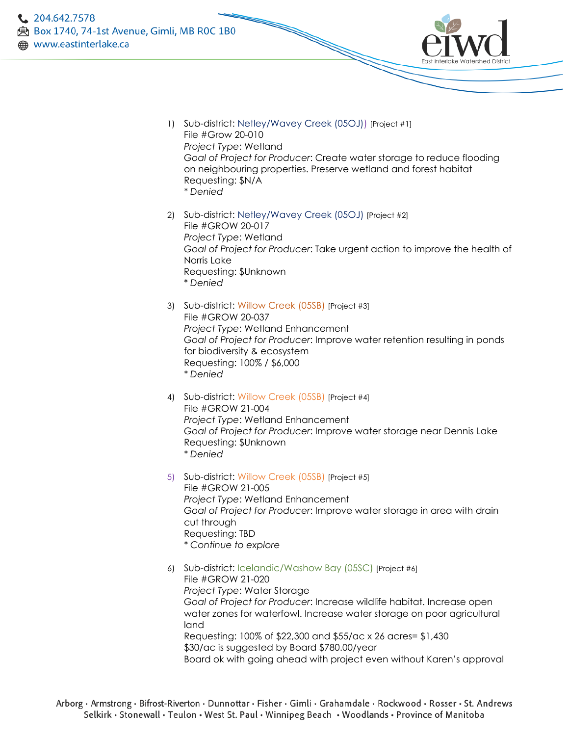1) Sub-district: Netley/Wavey Creek (05OJ)) [Project #1]
   File #Grow 20-010
   *Project Type*: Wetland
   *Goal of Project for Producer*: Create water storage to reduce flooding on neighbouring properties. Preserve wetland and forest habitat
   Requesting: $N/A
   *\* Denied*

2) Sub-district: Netley/Wavey Creek (05OJ) [Project #2]
   File #GROW 20-017
   *Project Type*: Wetland
   *Goal of Project for Producer*: Take urgent action to improve the health of Norris Lake
   Requesting: $Unknown
   *\* Denied*

3) Sub-district: Willow Creek (05SB) [Project #3]
   File #GROW 20-037
   *Project Type*: Wetland Enhancement
   *Goal of Project for Producer*: Improve water retention resulting in ponds for biodiversity & ecosystem
   Requesting: 100% / $6,000
   *\* Denied*

4) Sub-district: Willow Creek (05SB) [Project #4]
   File #GROW 21-004
   *Project Type*: Wetland Enhancement
   *Goal of Project for Producer*: Improve water storage near Dennis Lake
   Requesting: $Unknown
   *\* Denied*

5) Sub-district: Willow Creek (05SB) [Project #5]
   File #GROW 21-005
   *Project Type*: Wetland Enhancement
   *Goal of Project for Producer*: Improve water storage in area with drain cut through
   Requesting: TBD
   *\* Continue to explore*

6) Sub-district: Icelandic/Washow Bay (05SC) [Project #6]
   File #GROW 21-020
   *Project Type*: Water Storage
   *Goal of Project for Producer*: Increase wildlife habitat. Increase open water zones for waterfowl. Increase water storage on poor agricultural land
   Requesting: 100% of $22,300 and $55/ac x 26 acres= $1,430
   $30/ac is suggested by Board $780.00/year
   Board ok with going ahead with project even without Karen's approval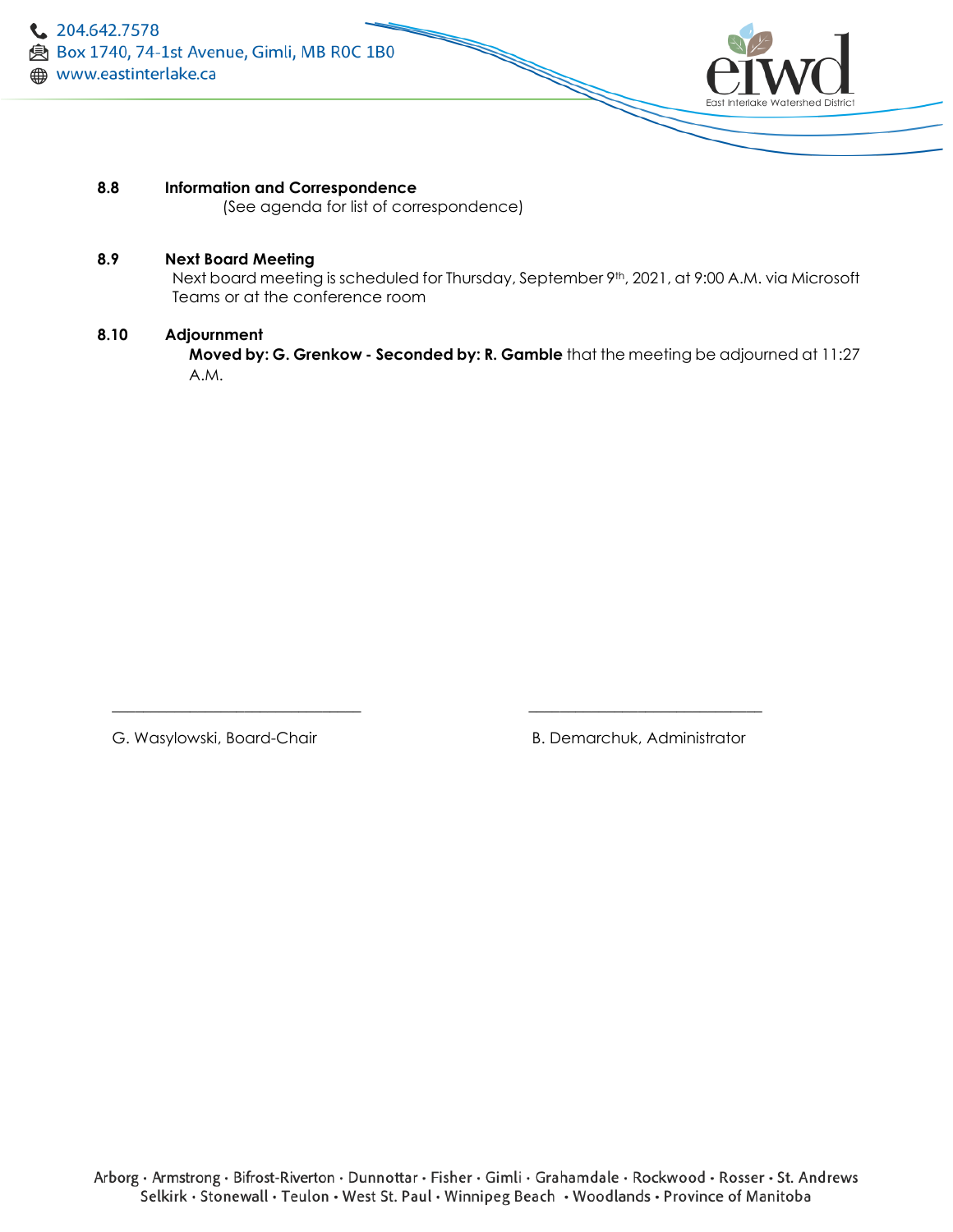**8.8 Information and Correspondence**

(See agenda for list of correspondence)

**8.9 Next Board Meeting**

Next board meeting is scheduled for Thursday, September 9th, 2021, at 9:00 A.M. via Microsoft Teams or at the conference room

**8.10 Adjournment**

**Moved by: G. Grenkow - Seconded by: R. Gamble** that the meeting be adjourned at 11:27 A.M.

\_\_\_\_\_\_\_\_\_\_\_\_\_\_\_\_\_\_\_\_\_\_\_\_\_\_\_\_\_\_ \_\_\_\_\_\_\_\_\_\_\_\_\_\_\_\_\_\_\_\_\_\_\_\_\_\_\_\_\_\_

G. Wasylowski, Board-Chair B. Demarchuk, Administrator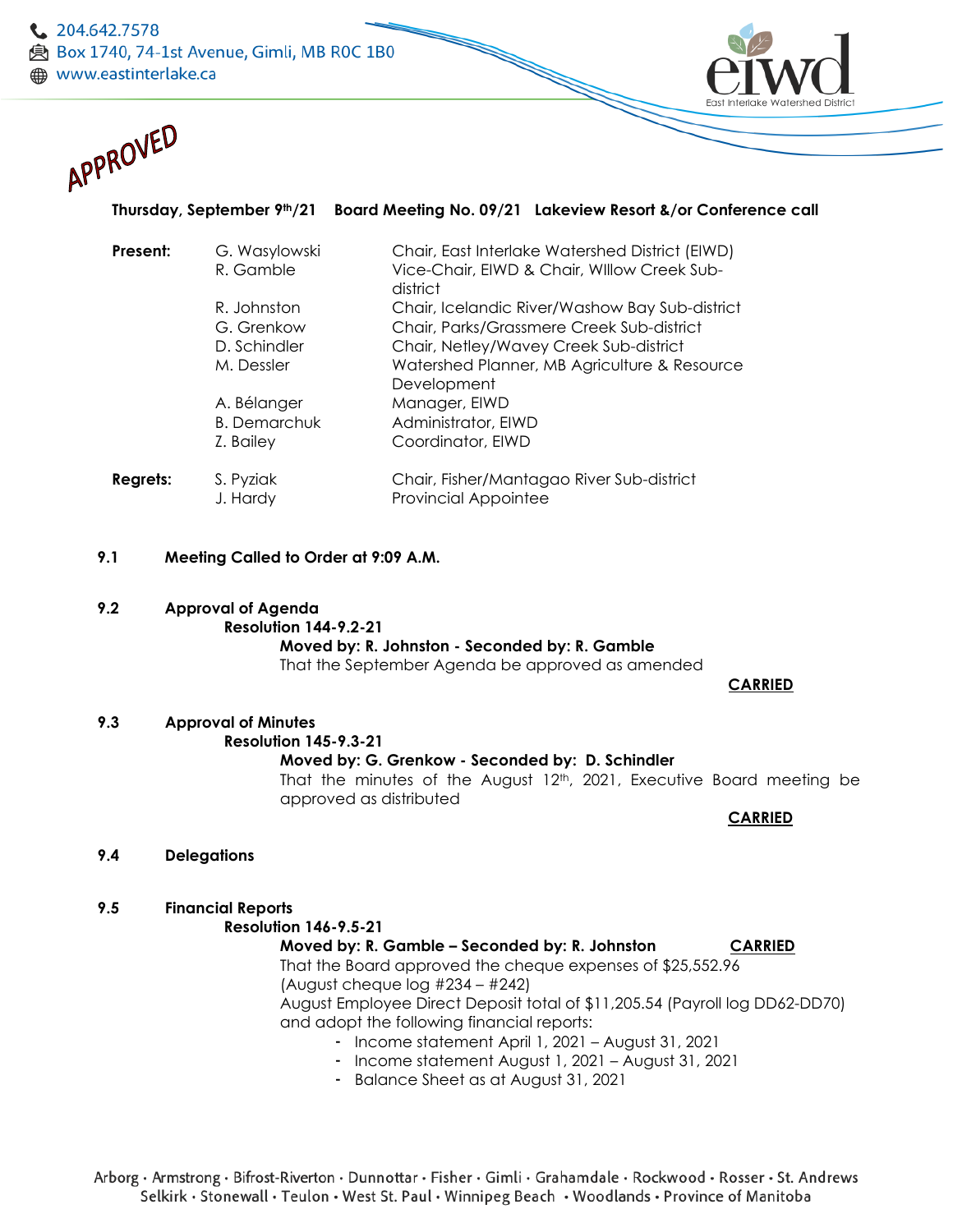204.642.7578
Box 1740, 74-1st Avenue, Gimli, MB R0C 1B0
www.eastinterlake.ca

APPROVED

**Thursday, September 9th/21 Board Meeting No. 09/21 Lakeview Resort &/or Conference call**

| | | |
|---|---|---|
| **Present:** | G. Wasylowski | Chair, East Interlake Watershed District (EIWD) |
| | R. Gamble | Vice-Chair, EIWD & Chair, WIllow Creek Sub-district |
| | R. Johnston | Chair, Icelandic River/Washow Bay Sub-district |
| | G. Grenkow | Chair, Parks/Grassmere Creek Sub-district |
| | D. Schindler | Chair, Netley/Wavey Creek Sub-district |
| | M. Dessler | Watershed Planner, MB Agriculture & Resource Development |
| | A. Bélanger | Manager, EIWD |
| | B. Demarchuk | Administrator, EIWD |
| | Z. Bailey | Coordinator, EIWD |
| **Regrets:** | S. Pyziak | Chair, Fisher/Mantagao River Sub-district |
| | J. Hardy | Provincial Appointee |

**9.1 Meeting Called to Order at 9:09 A.M.**

**9.2 Approval of Agenda**

**Resolution 144-9.2-21**

**Moved by: R. Johnston - Seconded by: R. Gamble**

That the September Agenda be approved as amended

**CARRIED**

**9.3 Approval of Minutes**

**Resolution 145-9.3-21**

**Moved by: G. Grenkow - Seconded by: D. Schindler**

That the minutes of the August 12th, 2021, Executive Board meeting be approved as distributed

**CARRIED**

**9.4 Delegations**

**9.5 Financial Reports**

**Resolution 146-9.5-21**

**Moved by: R. Gamble – Seconded by: R. Johnston** **CARRIED**

That the Board approved the cheque expenses of $25,552.96 (August cheque log #234 – #242)

August Employee Direct Deposit total of $11,205.54 (Payroll log DD62-DD70) and adopt the following financial reports:

- Income statement April 1, 2021 – August 31, 2021
- Income statement August 1, 2021 – August 31, 2021
- Balance Sheet as at August 31, 2021

Arborg · Armstrong · Bifrost-Riverton · Dunnottar · Fisher · Gimli · Grahamdale · Rockwood · Rosser · St. Andrews
Selkirk · Stonewall · Teulon · West St. Paul · Winnipeg Beach · Woodlands · Province of Manitoba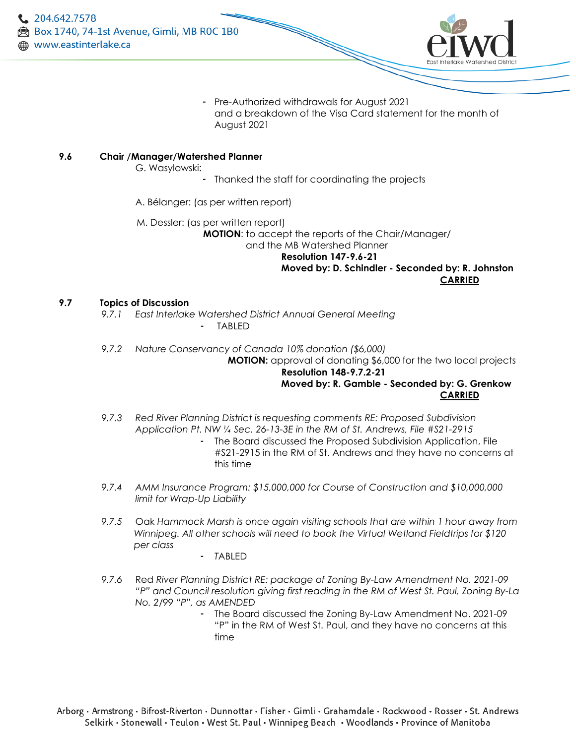- Pre-Authorized withdrawals for August 2021 and a breakdown of the Visa Card statement for the month of August 2021

**9.6 Chair /Manager/Watershed Planner**

G. Wasylowski:

- Thanked the staff for coordinating the projects

A. Bélanger: (as per written report)

M. Dessler: (as per written report)

**MOTION**: to accept the reports of the Chair/Manager/ and the MB Watershed Planner

**Resolution 147-9.6-21**

**Moved by: D. Schindler - Seconded by: R. Johnston**

**CARRIED**

**9.7 Topics of Discussion**

*9.7.1 East Interlake Watershed District Annual General Meeting*

- TABLED

*9.7.2 Nature Conservancy of Canada 10% donation ($6,000)*

**MOTION:** approval of donating $6,000 for the two local projects

**Resolution 148-9.7.2-21**

**Moved by: R. Gamble - Seconded by: G. Grenkow**

**CARRIED**

*9.7.3 Red River Planning District is requesting comments RE: Proposed Subdivision Application Pt. NW ¼ Sec. 26-13-3E in the RM of St. Andrews, File #S21-2915*

- The Board discussed the Proposed Subdivision Application, File #S21-2915 in the RM of St. Andrews and they have no concerns at this time

*9.7.4 AMM Insurance Program: $15,000,000 for Course of Construction and $10,000,000 limit for Wrap-Up Liability*

*9.7.5 Oak Hammock Marsh is once again visiting schools that are within 1 hour away from Winnipeg. All other schools will need to book the Virtual Wetland Fieldtrips for $120 per class*

- TABLED

9.7.6 Red River Planning District RE: package of Zoning By-Law Amendment No. 2021-09 "P" and Council resolution giving first reading in the RM of West St. Paul, Zoning By-La No. 2/99 "P", as AMENDED

- The Board discussed the Zoning By-Law Amendment No. 2021-09 "P" in the RM of West St. Paul, and they have no concerns at this time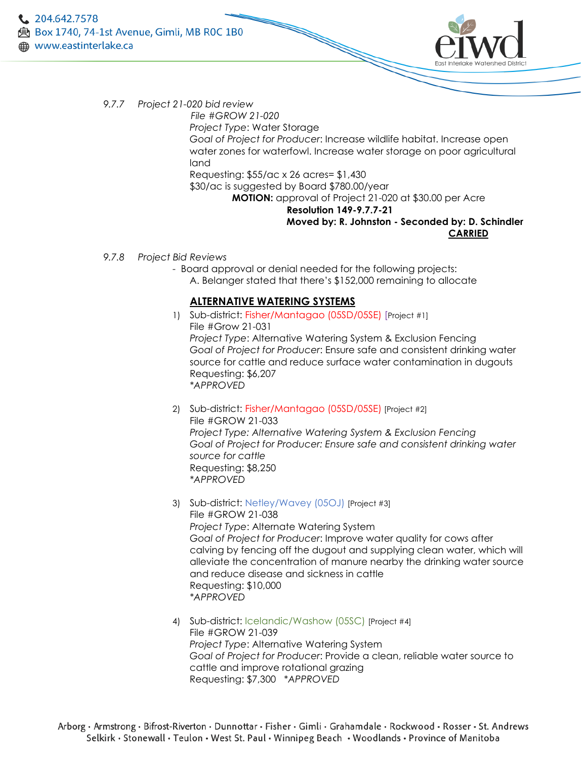9.7.7 *Project 21-020 bid review*

*File #GROW 21-020*

*Project Type*: Water Storage

*Goal of Project for Producer*: Increase wildlife habitat. Increase open water zones for waterfowl. Increase water storage on poor agricultural land

Requesting: $55/ac x 26 acres= $1,430

$30/ac is suggested by Board $780.00/year

**MOTION:** approval of Project 21-020 at $30.00 per Acre

**Resolution 149-9.7.7-21**

**Moved by: R. Johnston - Seconded by: D. Schindler**

**CARRIED**

9.7.8 *Project Bid Reviews*

- Board approval or denial needed for the following projects:

A. Belanger stated that there's $152,000 remaining to allocate

**ALTERNATIVE WATERING SYSTEMS**

1) Sub-district: Fisher/Mantagao (05SD/05SE) [Project #1]
   File #Grow 21-031
   *Project Type*: Alternative Watering System & Exclusion Fencing
   *Goal of Project for Producer*: Ensure safe and consistent drinking water source for cattle and reduce surface water contamination in dugouts
   Requesting: $6,207
   **APPROVED*

2) Sub-district: Fisher/Mantagao (05SD/05SE) [Project #2]
   File #GROW 21-033
   *Project Type: Alternative Watering System & Exclusion Fencing*
   *Goal of Project for Producer: Ensure safe and consistent drinking water source for cattle*
   Requesting: $8,250
   **APPROVED*

3) Sub-district: Netley/Wavey (05OJ) [Project #3]
   File #GROW 21-038
   *Project Type*: Alternate Watering System
   *Goal of Project for Producer*: Improve water quality for cows after calving by fencing off the dugout and supplying clean water, which will alleviate the concentration of manure nearby the drinking water source and reduce disease and sickness in cattle
   Requesting: $10,000
   **APPROVED*

4) Sub-district: Icelandic/Washow (05SC) [Project #4]
   File #GROW 21-039
   *Project Type*: Alternative Watering System
   *Goal of Project for Producer*: Provide a clean, reliable water source to cattle and improve rotational grazing
   Requesting: $7,300 **APPROVED*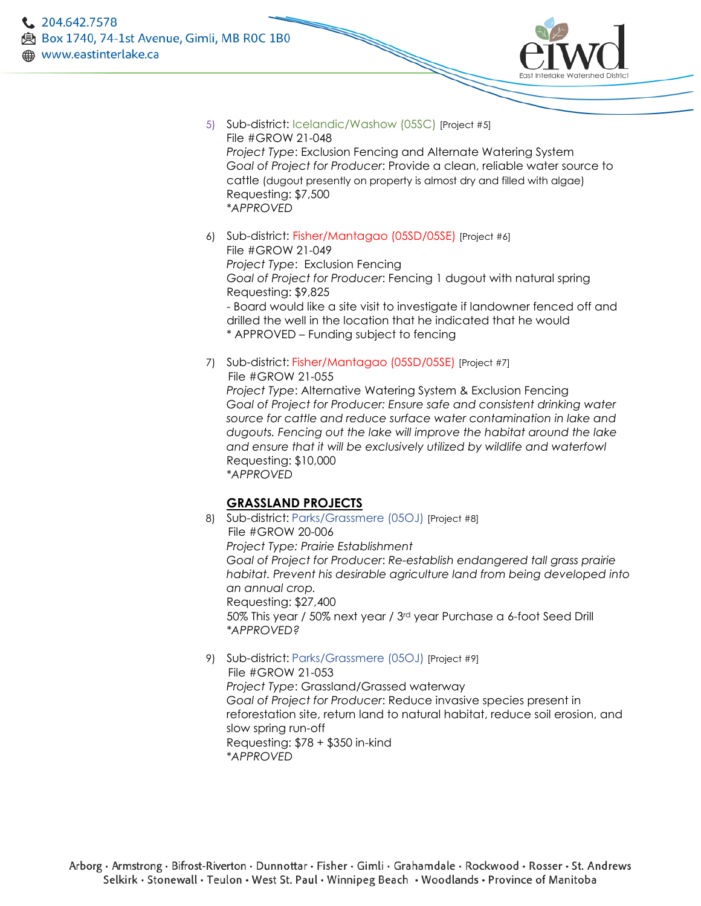5) Sub-district: Icelandic/Washow (05SC) [Project #5]
File #GROW 21-048
*Project Type*: Exclusion Fencing and Alternate Watering System
*Goal of Project for Producer*: Provide a clean, reliable water source to cattle (dugout presently on property is almost dry and filled with algae)
Requesting: $7,500
*\*APPROVED*

6) Sub-district: Fisher/Mantagao (05SD/05SE) [Project #6]
File #GROW 21-049
*Project Type*: Exclusion Fencing
*Goal of Project for Producer*: Fencing 1 dugout with natural spring
Requesting: $9,825
- Board would like a site visit to investigate if landowner fenced off and drilled the well in the location that he indicated that he would
\* APPROVED – Funding subject to fencing

7) Sub-district: Fisher/Mantagao (05SD/05SE) [Project #7]
File #GROW 21-055
*Project Type*: Alternative Watering System & Exclusion Fencing
*Goal of Project for Producer: Ensure safe and consistent drinking water source for cattle and reduce surface water contamination in lake and dugouts. Fencing out the lake will improve the habitat around the lake and ensure that it will be exclusively utilized by wildlife and waterfowl*
Requesting: $10,000
*\*APPROVED*

**GRASSLAND PROJECTS**

8) Sub-district: Parks/Grassmere (05OJ) [Project #8]
File #GROW 20-006
*Project Type: Prairie Establishment*
*Goal of Project for Producer: Re-establish endangered tall grass prairie habitat. Prevent his desirable agriculture land from being developed into an annual crop.*
Requesting: $27,400
50% This year / 50% next year / 3rd year Purchase a 6-foot Seed Drill
*\*APPROVED?*

9) Sub-district: Parks/Grassmere (05OJ) [Project #9]
File #GROW 21-053
*Project Type*: Grassland/Grassed waterway
*Goal of Project for Producer*: Reduce invasive species present in reforestation site, return land to natural habitat, reduce soil erosion, and slow spring run-off
Requesting: $78 + $350 in-kind
*\*APPROVED*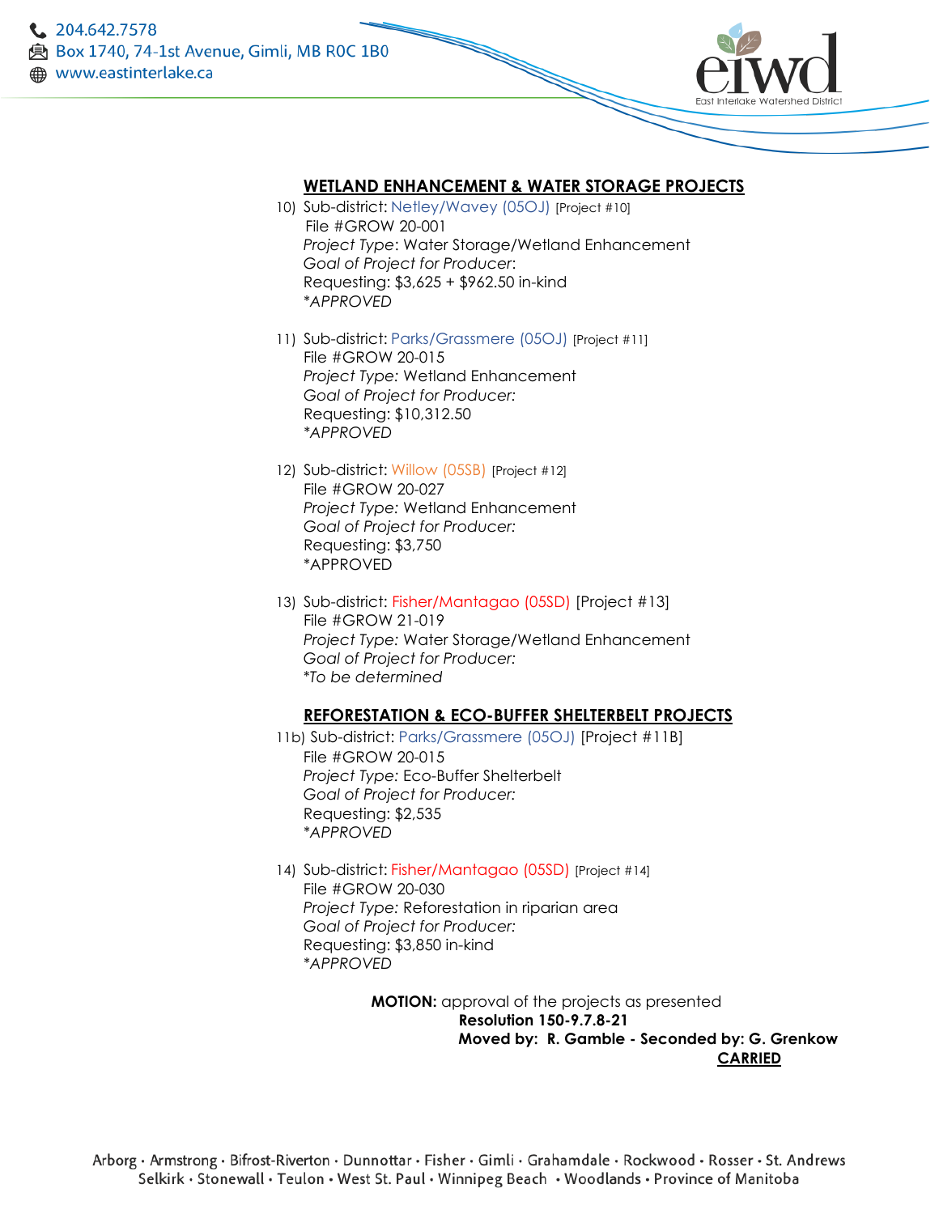## WETLAND ENHANCEMENT & WATER STORAGE PROJECTS

10) Sub-district: Netley/Wavey (05OJ) [Project #10]
File #GROW 20-001
*Project Type:* Water Storage/Wetland Enhancement
*Goal of Project for Producer:*
Requesting: $3,625 + $962.50 in-kind
*\*APPROVED*

11) Sub-district: Parks/Grassmere (05OJ) [Project #11]
File #GROW 20-015
*Project Type:* Wetland Enhancement
*Goal of Project for Producer:*
Requesting: $10,312.50
*\*APPROVED*

12) Sub-district: Willow (05SB) [Project #12]
File #GROW 20-027
*Project Type:* Wetland Enhancement
*Goal of Project for Producer:*
Requesting: $3,750
\*APPROVED

13) Sub-district: Fisher/Mantagao (05SD) [Project #13]
File #GROW 21-019
*Project Type:* Water Storage/Wetland Enhancement
*Goal of Project for Producer:*
*\*To be determined*

## REFORESTATION & ECO-BUFFER SHELTERBELT PROJECTS

11b) Sub-district: Parks/Grassmere (05OJ) [Project #11B]
File #GROW 20-015
*Project Type:* Eco-Buffer Shelterbelt
*Goal of Project for Producer:*
Requesting: $2,535
*\*APPROVED*

14) Sub-district: Fisher/Mantagao (05SD) [Project #14]
File #GROW 20-030
*Project Type:* Reforestation in riparian area
*Goal of Project for Producer:*
Requesting: $3,850 in-kind
*\*APPROVED*

**MOTION:** approval of the projects as presented
**Resolution 150-9.7.8-21**
**Moved by: R. Gamble - Seconded by: G. Grenkow**
**CARRIED**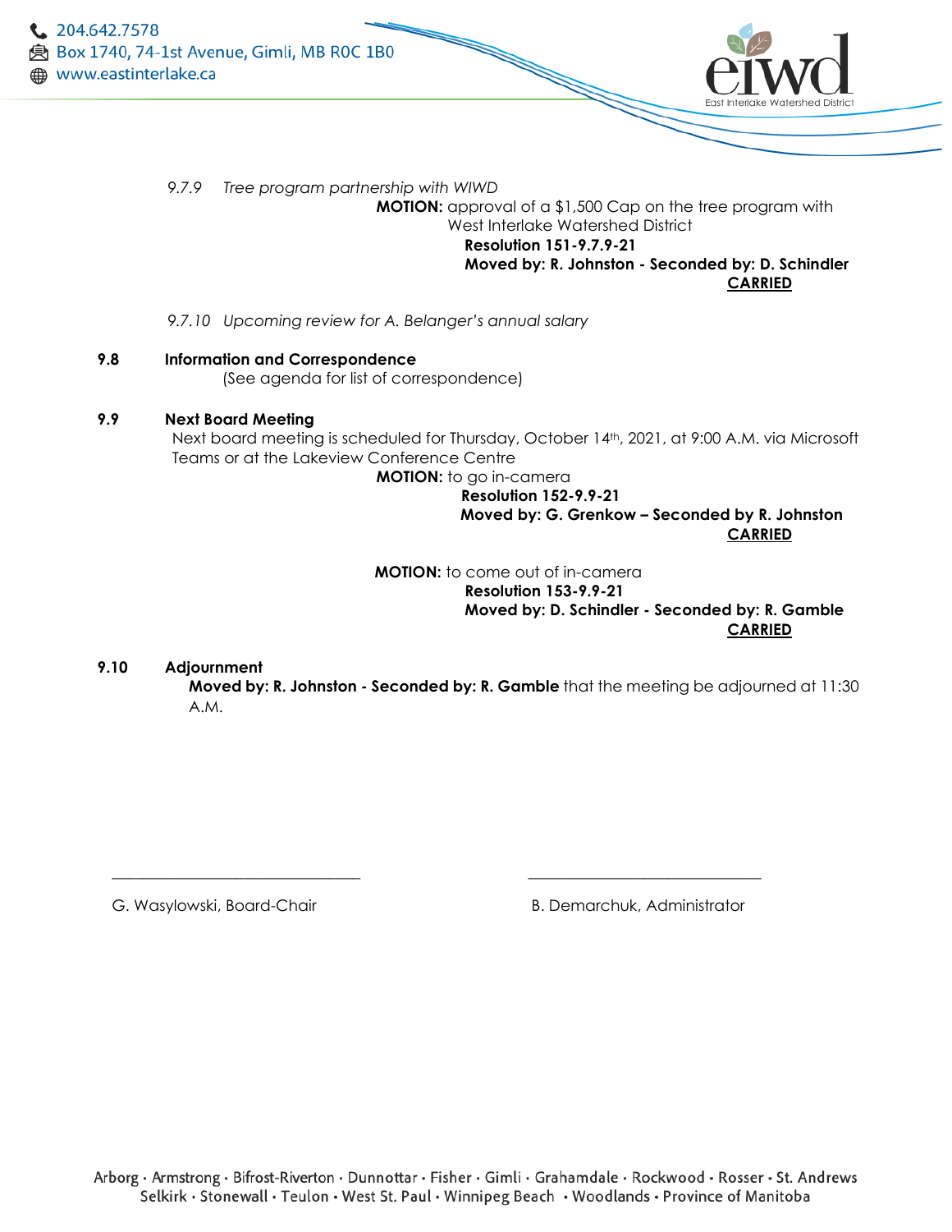*9.7.9 Tree program partnership with WIWD*

**MOTION:** approval of a $1,500 Cap on the tree program with West Interlake Watershed District

**Resolution 151-9.7.9-21**

**Moved by: R. Johnston - Seconded by: D. Schindler**

**CARRIED**

*9.7.10 Upcoming review for A. Belanger's annual salary*

**9.8 Information and Correspondence**

(See agenda for list of correspondence)

**9.9 Next Board Meeting**

Next board meeting is scheduled for Thursday, October 14th, 2021, at 9:00 A.M. via Microsoft Teams or at the Lakeview Conference Centre

**MOTION:** to go in-camera

**Resolution 152-9.9-21**

**Moved by: G. Grenkow – Seconded by R. Johnston**

**CARRIED**

**MOTION:** to come out of in-camera

**Resolution 153-9.9-21**

**Moved by: D. Schindler - Seconded by: R. Gamble**

**CARRIED**

**9.10 Adjournment**

**Moved by: R. Johnston - Seconded by: R. Gamble** that the meeting be adjourned at 11:30 A.M.

\_\_\_\_\_\_\_\_\_\_\_\_\_\_\_\_\_\_\_\_\_\_\_\_\_\_\_\_\_\_
G. Wasylowski, Board-Chair

\_\_\_\_\_\_\_\_\_\_\_\_\_\_\_\_\_\_\_\_\_\_\_\_\_\_\_\_\_\_
B. Demarchuk, Administrator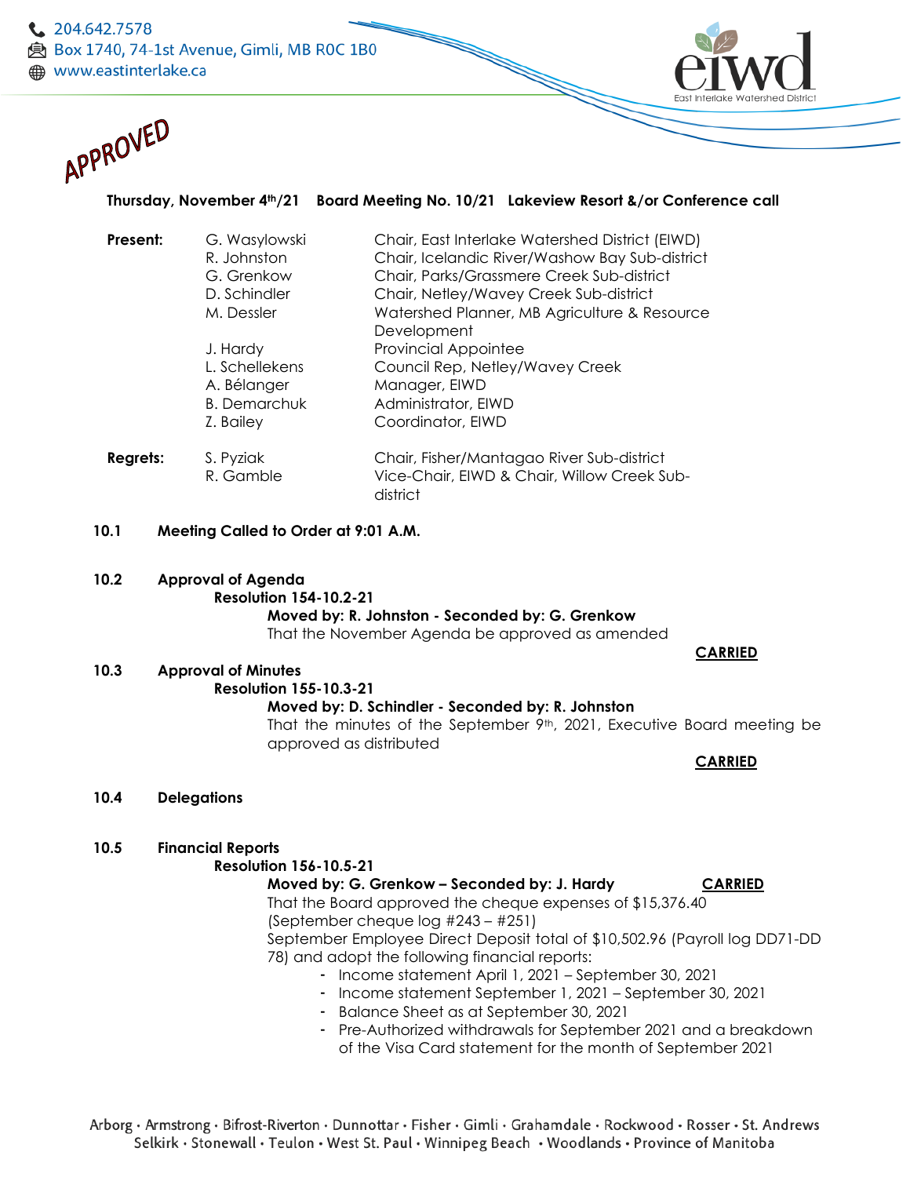204.642.7578
Box 1740, 74-1st Avenue, Gimli, MB R0C 1B0
www.eastinterlake.ca

APPROVED

**Thursday, November 4th/21 Board Meeting No. 10/21 Lakeview Resort &/or Conference call**

| | | |
|---|---|---|
| **Present:** | G. Wasylowski | Chair, East Interlake Watershed District (EIWD) |
| | R. Johnston | Chair, Icelandic River/Washow Bay Sub-district |
| | G. Grenkow | Chair, Parks/Grassmere Creek Sub-district |
| | D. Schindler | Chair, Netley/Wavey Creek Sub-district |
| | M. Dessler | Watershed Planner, MB Agriculture & Resource Development |
| | J. Hardy | Provincial Appointee |
| | L. Schellekens | Council Rep, Netley/Wavey Creek |
| | A. Bélanger | Manager, EIWD |
| | B. Demarchuk | Administrator, EIWD |
| | Z. Bailey | Coordinator, EIWD |
| **Regrets:** | S. Pyziak | Chair, Fisher/Mantagao River Sub-district |
| | R. Gamble | Vice-Chair, EIWD & Chair, Willow Creek Sub-district |

**10.1 Meeting Called to Order at 9:01 A.M.**

**10.2 Approval of Agenda**

**Resolution 154-10.2-21**

**Moved by: R. Johnston - Seconded by: G. Grenkow**

That the November Agenda be approved as amended

**CARRIED**

**10.3 Approval of Minutes**

**Resolution 155-10.3-21**

**Moved by: D. Schindler - Seconded by: R. Johnston**

That the minutes of the September 9th, 2021, Executive Board meeting be approved as distributed

**CARRIED**

**10.4 Delegations**

**10.5 Financial Reports**

**Resolution 156-10.5-21**

**Moved by: G. Grenkow – Seconded by: J. Hardy** **CARRIED**

That the Board approved the cheque expenses of $15,376.40 (September cheque log #243 – #251)

September Employee Direct Deposit total of $10,502.96 (Payroll log DD71-DD 78) and adopt the following financial reports:

- Income statement April 1, 2021 – September 30, 2021
- Income statement September 1, 2021 – September 30, 2021
- Balance Sheet as at September 30, 2021
- Pre-Authorized withdrawals for September 2021 and a breakdown of the Visa Card statement for the month of September 2021

Arborg • Armstrong • Bifrost-Riverton • Dunnottar • Fisher • Gimli • Grahamdale • Rockwood • Rosser • St. Andrews
Selkirk • Stonewall • Teulon • West St. Paul • Winnipeg Beach • Woodlands • Province of Manitoba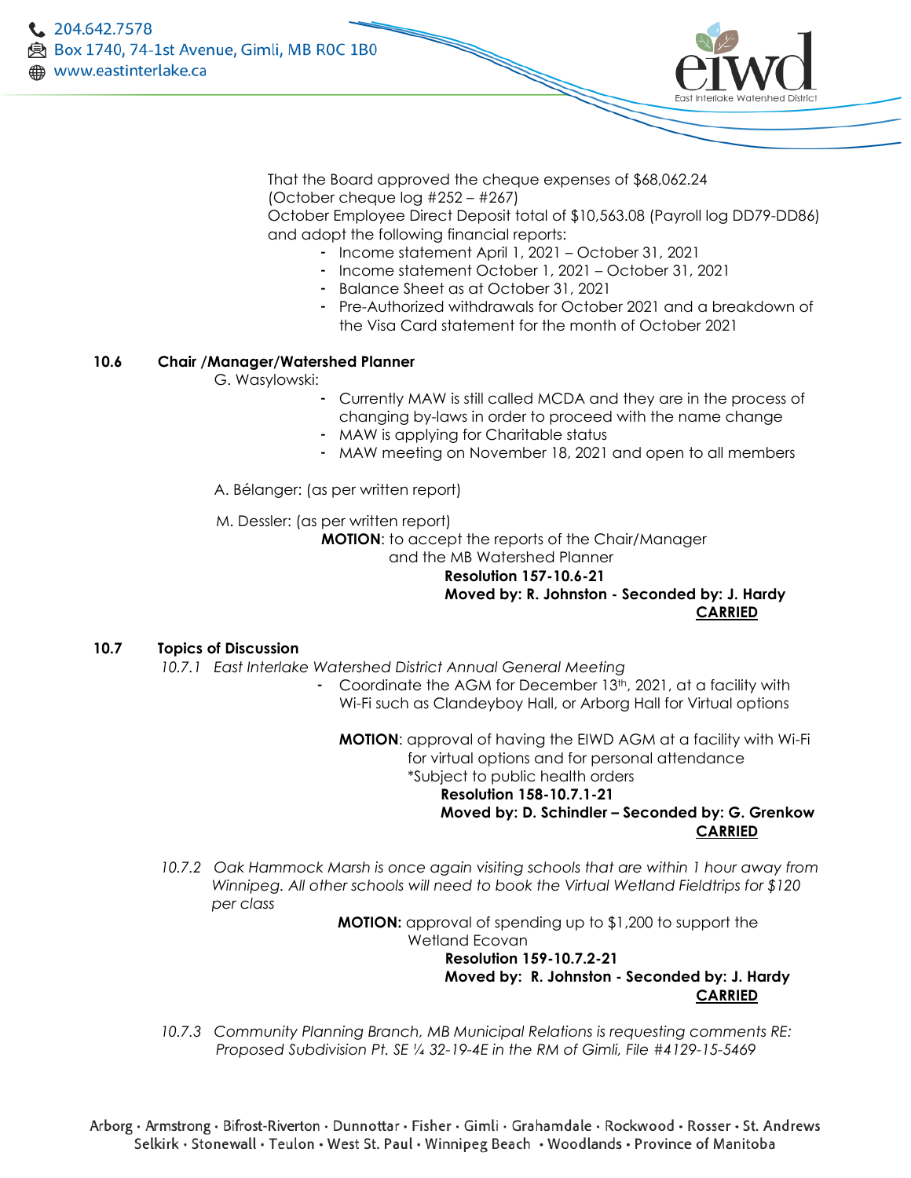That the Board approved the cheque expenses of $68,062.24 (October cheque log #252 – #267)
October Employee Direct Deposit total of $10,563.08 (Payroll log DD79-DD86) and adopt the following financial reports:

- Income statement April 1, 2021 – October 31, 2021
- Income statement October 1, 2021 – October 31, 2021
- Balance Sheet as at October 31, 2021
- Pre-Authorized withdrawals for October 2021 and a breakdown of the Visa Card statement for the month of October 2021

**10.6 Chair /Manager/Watershed Planner**

G. Wasylowski:

- Currently MAW is still called MCDA and they are in the process of changing by-laws in order to proceed with the name change
- MAW is applying for Charitable status
- MAW meeting on November 18, 2021 and open to all members

A. Bélanger: (as per written report)

M. Dessler: (as per written report)

**MOTION**: to accept the reports of the Chair/Manager and the MB Watershed Planner

**Resolution 157-10.6-21**
**Moved by: R. Johnston - Seconded by: J. Hardy**
**CARRIED**

**10.7 Topics of Discussion**

*10.7.1 East Interlake Watershed District Annual General Meeting*

- Coordinate the AGM for December 13th, 2021, at a facility with Wi-Fi such as Clandeyboy Hall, or Arborg Hall for Virtual options

**MOTION**: approval of having the EIWD AGM at a facility with Wi-Fi for virtual options and for personal attendance
*Subject to public health orders

**Resolution 158-10.7.1-21**
**Moved by: D. Schindler – Seconded by: G. Grenkow**
**CARRIED**

*10.7.2 Oak Hammock Marsh is once again visiting schools that are within 1 hour away from Winnipeg. All other schools will need to book the Virtual Wetland Fieldtrips for $120 per class*

**MOTION:** approval of spending up to $1,200 to support the Wetland Ecovan

**Resolution 159-10.7.2-21**
**Moved by: R. Johnston - Seconded by: J. Hardy**
**CARRIED**

*10.7.3 Community Planning Branch, MB Municipal Relations is requesting comments RE: Proposed Subdivision Pt. SE ¼ 32-19-4E in the RM of Gimli, File #4129-15-5469*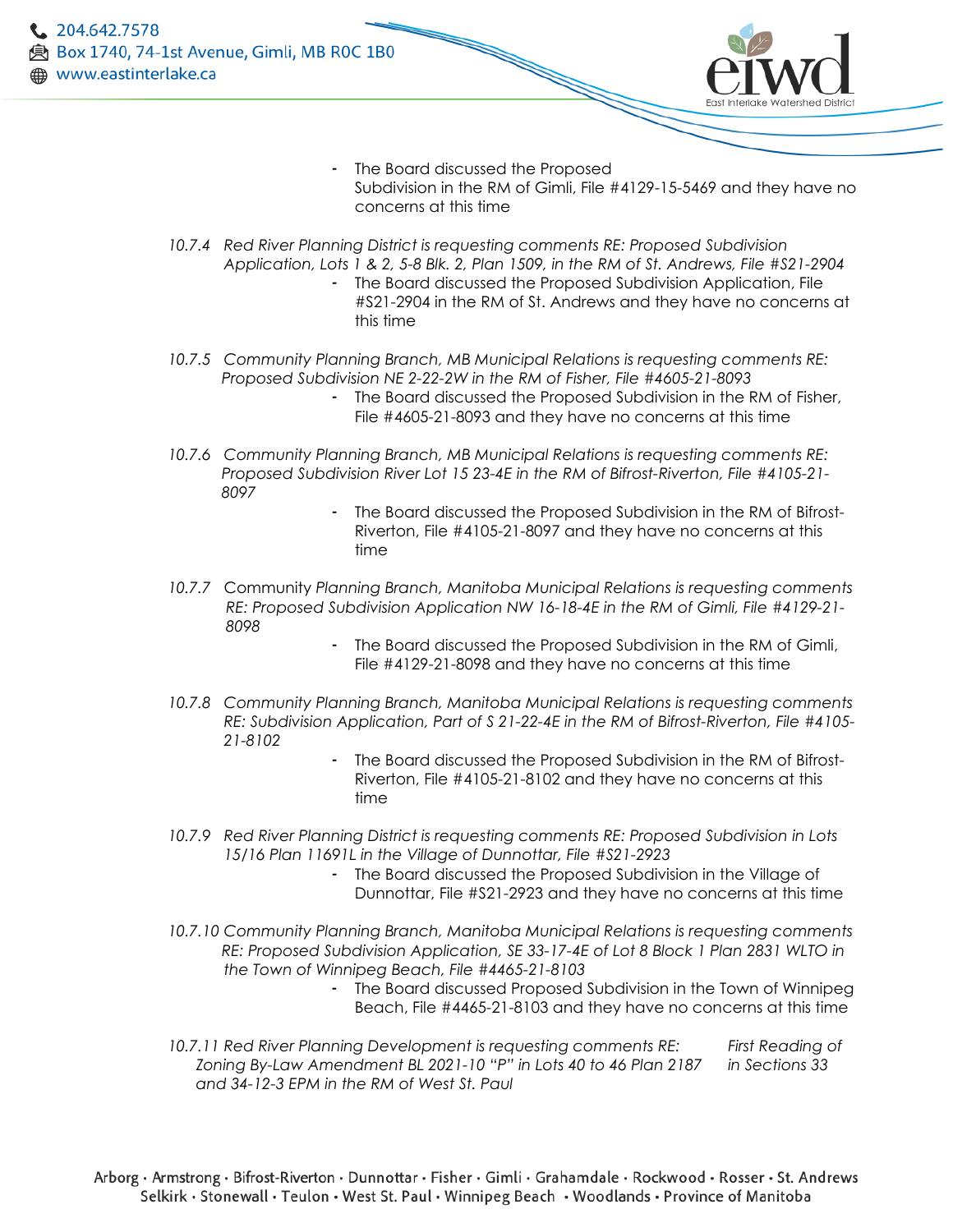- The Board discussed the Proposed Subdivision in the RM of Gimli, File #4129-15-5469 and they have no concerns at this time

*10.7.4 Red River Planning District is requesting comments RE: Proposed Subdivision Application, Lots 1 & 2, 5-8 Blk. 2, Plan 1509, in the RM of St. Andrews, File #S21-2904*

- The Board discussed the Proposed Subdivision Application, File #S21-2904 in the RM of St. Andrews and they have no concerns at this time

*10.7.5 Community Planning Branch, MB Municipal Relations is requesting comments RE: Proposed Subdivision NE 2-22-2W in the RM of Fisher, File #4605-21-8093*

- The Board discussed the Proposed Subdivision in the RM of Fisher, File #4605-21-8093 and they have no concerns at this time

*10.7.6 Community Planning Branch, MB Municipal Relations is requesting comments RE: Proposed Subdivision River Lot 15 23-4E in the RM of Bifrost-Riverton, File #4105-21-8097*

- The Board discussed the Proposed Subdivision in the RM of Bifrost-Riverton, File #4105-21-8097 and they have no concerns at this time

*10.7.7* Community *Planning Branch, Manitoba Municipal Relations is requesting comments RE: Proposed Subdivision Application NW 16-18-4E in the RM of Gimli, File #4129-21-8098*

- The Board discussed the Proposed Subdivision in the RM of Gimli, File #4129-21-8098 and they have no concerns at this time

*10.7.8 Community Planning Branch, Manitoba Municipal Relations is requesting comments RE: Subdivision Application, Part of S 21-22-4E in the RM of Bifrost-Riverton, File #4105-21-8102*

- The Board discussed the Proposed Subdivision in the RM of Bifrost-Riverton, File #4105-21-8102 and they have no concerns at this time

*10.7.9 Red River Planning District is requesting comments RE: Proposed Subdivision in Lots 15/16 Plan 11691L in the Village of Dunnottar, File #S21-2923*

- The Board discussed the Proposed Subdivision in the Village of Dunnottar, File #S21-2923 and they have no concerns at this time

*10.7.10 Community Planning Branch, Manitoba Municipal Relations is requesting comments RE: Proposed Subdivision Application, SE 33-17-4E of Lot 8 Block 1 Plan 2831 WLTO in the Town of Winnipeg Beach, File #4465-21-8103*

- The Board discussed Proposed Subdivision in the Town of Winnipeg Beach, File #4465-21-8103 and they have no concerns at this time

*10.7.11 Red River Planning Development is requesting comments RE: First Reading of Zoning By-Law Amendment BL 2021-10 "P" in Lots 40 to 46 Plan 2187 in Sections 33 and 34-12-3 EPM in the RM of West St. Paul*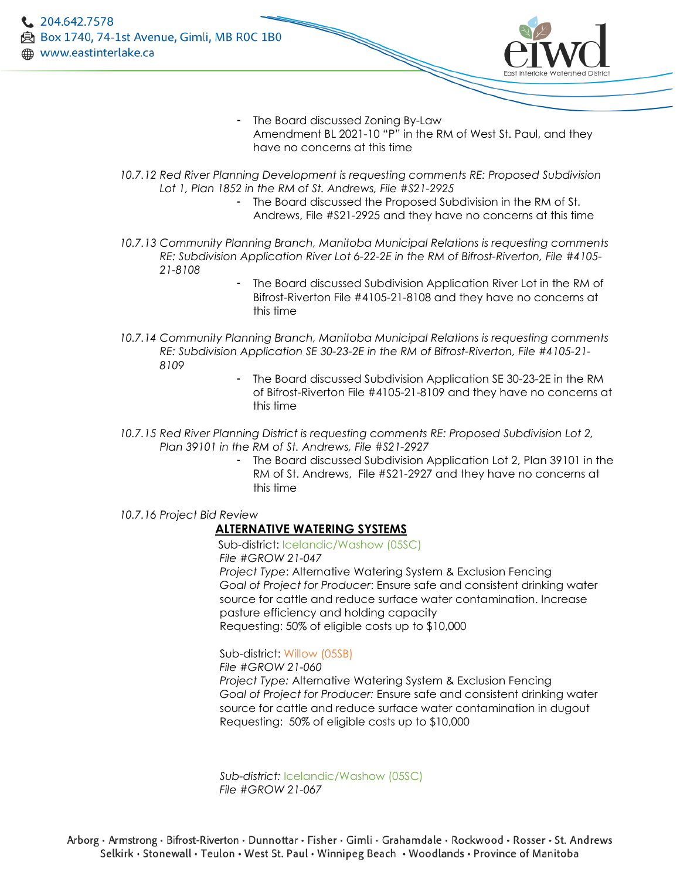- The Board discussed Zoning By-Law Amendment BL 2021-10 "P" in the RM of West St. Paul, and they have no concerns at this time

*10.7.12 Red River Planning Development is requesting comments RE: Proposed Subdivision Lot 1, Plan 1852 in the RM of St. Andrews, File #S21-2925*

- The Board discussed the Proposed Subdivision in the RM of St. Andrews, File #S21-2925 and they have no concerns at this time

*10.7.13 Community Planning Branch, Manitoba Municipal Relations is requesting comments RE: Subdivision Application River Lot 6-22-2E in the RM of Bifrost-Riverton, File #4105-21-8108*

- The Board discussed Subdivision Application River Lot in the RM of Bifrost-Riverton File #4105-21-8108 and they have no concerns at this time

*10.7.14 Community Planning Branch, Manitoba Municipal Relations is requesting comments RE: Subdivision Application SE 30-23-2E in the RM of Bifrost-Riverton, File #4105-21-8109*

- The Board discussed Subdivision Application SE 30-23-2E in the RM of Bifrost-Riverton File #4105-21-8109 and they have no concerns at this time

*10.7.15 Red River Planning District is requesting comments RE: Proposed Subdivision Lot 2, Plan 39101 in the RM of St. Andrews, File #S21-2927*

- The Board discussed Subdivision Application Lot 2, Plan 39101 in the RM of St. Andrews, File #S21-2927 and they have no concerns at this time

*10.7.16 Project Bid Review*

**ALTERNATIVE WATERING SYSTEMS**

Sub-district: Icelandic/Washow (05SC)
*File #GROW 21-047*
*Project Type*: Alternative Watering System & Exclusion Fencing
*Goal of Project for Producer*: Ensure safe and consistent drinking water source for cattle and reduce surface water contamination. Increase pasture efficiency and holding capacity
Requesting: 50% of eligible costs up to $10,000

Sub-district: Willow (05SB)
*File #GROW 21-060*
*Project Type:* Alternative Watering System & Exclusion Fencing
*Goal of Project for Producer:* Ensure safe and consistent drinking water source for cattle and reduce surface water contamination in dugout
Requesting: 50% of eligible costs up to $10,000

*Sub-district:* Icelandic/Washow (05SC)
*File #GROW 21-067*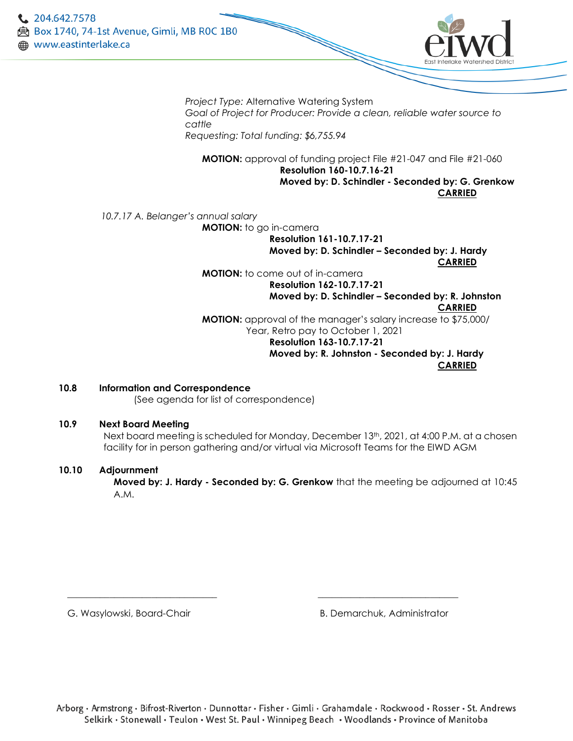*Project Type:* Alternative Watering System
*Goal of Project for Producer: Provide a clean, reliable water source to cattle*
*Requesting: Total funding: $6,755.94*

**MOTION:** approval of funding project File #21-047 and File #21-060
**Resolution 160-10.7.16-21**
**Moved by: D. Schindler - Seconded by: G. Grenkow**
**CARRIED**

*10.7.17 A. Belanger's annual salary*

**MOTION:** to go in-camera
**Resolution 161-10.7.17-21**
**Moved by: D. Schindler – Seconded by: J. Hardy**
**CARRIED**

**MOTION:** to come out of in-camera
**Resolution 162-10.7.17-21**
**Moved by: D. Schindler – Seconded by: R. Johnston**
**CARRIED**

**MOTION:** approval of the manager's salary increase to $75,000/ Year, Retro pay to October 1, 2021
**Resolution 163-10.7.17-21**
**Moved by: R. Johnston - Seconded by: J. Hardy**
**CARRIED**

### 10.8 Information and Correspondence

(See agenda for list of correspondence)

### 10.9 Next Board Meeting

Next board meeting is scheduled for Monday, December 13th, 2021, at 4:00 P.M. at a chosen facility for in person gathering and/or virtual via Microsoft Teams for the EIWD AGM

### 10.10 Adjournment

**Moved by: J. Hardy - Seconded by: G. Grenkow** that the meeting be adjourned at 10:45 A.M.

\_\_\_\_\_\_\_\_\_\_\_\_\_\_\_\_\_\_\_\_\_\_\_\_\_\_\_\_\_\_ \_\_\_\_\_\_\_\_\_\_\_\_\_\_\_\_\_\_\_\_\_\_\_\_\_\_\_\_\_\_

G. Wasylowski, Board-Chair B. Demarchuk, Administrator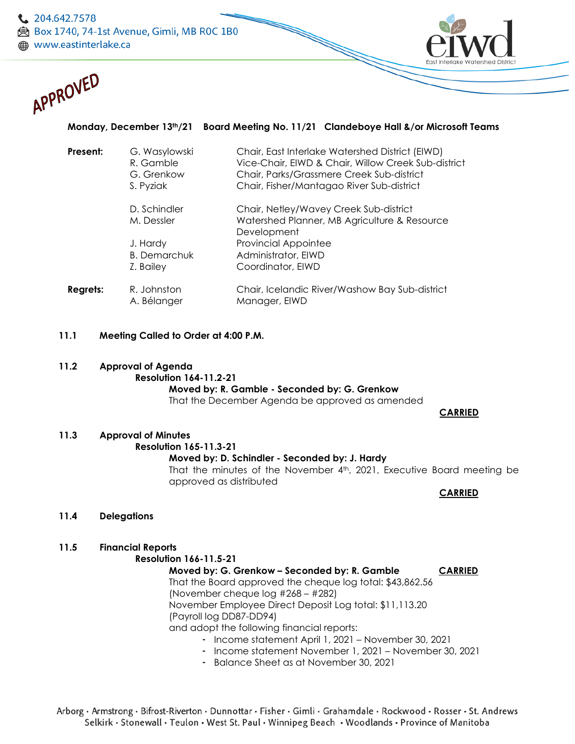APPROVED

**Monday, December 13th/21 Board Meeting No. 11/21 Clandeboye Hall &/or Microsoft Teams**

| | | |
|---|---|---|
| **Present:** | G. Wasylowski | Chair, East Interlake Watershed District (EIWD) |
| | R. Gamble | Vice-Chair, EIWD & Chair, Willow Creek Sub-district |
| | G. Grenkow | Chair, Parks/Grassmere Creek Sub-district |
| | S. Pyziak | Chair, Fisher/Mantagao River Sub-district |
| | D. Schindler | Chair, Netley/Wavey Creek Sub-district |
| | M. Dessler | Watershed Planner, MB Agriculture & Resource Development |
| | J. Hardy | Provincial Appointee |
| | B. Demarchuk | Administrator, EIWD |
| | Z. Bailey | Coordinator, EIWD |
| **Regrets:** | R. Johnston | Chair, Icelandic River/Washow Bay Sub-district |
| | A. Bélanger | Manager, EIWD |

**11.1 Meeting Called to Order at 4:00 P.M.**

**11.2 Approval of Agenda**

**Resolution 164-11.2-21**

**Moved by: R. Gamble - Seconded by: G. Grenkow**

That the December Agenda be approved as amended

**CARRIED**

**11.3 Approval of Minutes**

**Resolution 165-11.3-21**

**Moved by: D. Schindler - Seconded by: J. Hardy**

That the minutes of the November 4th, 2021, Executive Board meeting be approved as distributed

**CARRIED**

**11.4 Delegations**

**11.5 Financial Reports**

**Resolution 166-11.5-21**

**Moved by: G. Grenkow – Seconded by: R. Gamble** **CARRIED**

That the Board approved the cheque log total: $43,862.56
(November cheque log #268 – #282)
November Employee Direct Deposit Log total: $11,113.20
(Payroll log DD87-DD94)
and adopt the following financial reports:

- Income statement April 1, 2021 – November 30, 2021
- Income statement November 1, 2021 – November 30, 2021
- Balance Sheet as at November 30, 2021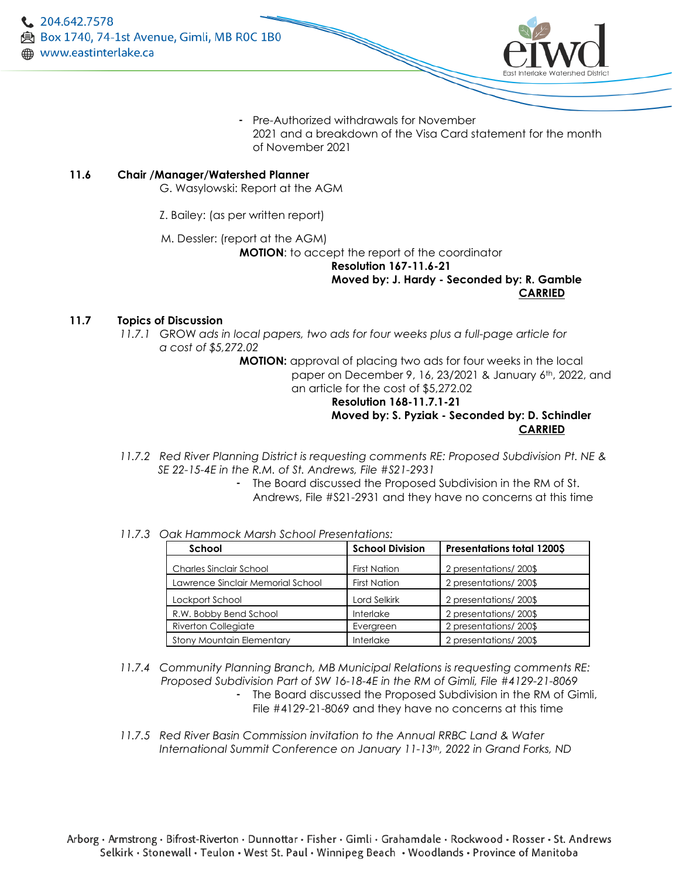- Pre-Authorized withdrawals for November 2021 and a breakdown of the Visa Card statement for the month of November 2021

**11.6 Chair /Manager/Watershed Planner**

G. Wasylowski: Report at the AGM

Z. Bailey: (as per written report)

M. Dessler: (report at the AGM)

**MOTION**: to accept the report of the coordinator

**Resolution 167-11.6-21**

**Moved by: J. Hardy - Seconded by: R. Gamble**

**CARRIED**

**11.7 Topics of Discussion**

*11.7.1 GROW ads in local papers, two ads for four weeks plus a full-page article for a cost of $5,272.02*

**MOTION:** approval of placing two ads for four weeks in the local paper on December 9, 16, 23/2021 & January 6th, 2022, and an article for the cost of $5,272.02

**Resolution 168-11.7.1-21**

**Moved by: S. Pyziak - Seconded by: D. Schindler**

**CARRIED**

*11.7.2 Red River Planning District is requesting comments RE: Proposed Subdivision Pt. NE & SE 22-15-4E in the R.M. of St. Andrews, File #S21-2931*

- The Board discussed the Proposed Subdivision in the RM of St. Andrews, File #S21-2931 and they have no concerns at this time

*11.7.3 Oak Hammock Marsh School Presentations:*

| School | School Division | Presentations total 1200$ |
|---|---|---|
| Charles Sinclair School | First Nation | 2 presentations/ 200$ |
| Lawrence Sinclair Memorial School | First Nation | 2 presentations/ 200$ |
| Lockport School | Lord Selkirk | 2 presentations/ 200$ |
| R.W. Bobby Bend School | Interlake | 2 presentations/ 200$ |
| Riverton Collegiate | Evergreen | 2 presentations/ 200$ |
| Stony Mountain Elementary | Interlake | 2 presentations/ 200$ |

*11.7.4 Community Planning Branch, MB Municipal Relations is requesting comments RE: Proposed Subdivision Part of SW 16-18-4E in the RM of Gimli, File #4129-21-8069*

- The Board discussed the Proposed Subdivision in the RM of Gimli, File #4129-21-8069 and they have no concerns at this time

*11.7.5 Red River Basin Commission invitation to the Annual RRBC Land & Water International Summit Conference on January 11-13th, 2022 in Grand Forks, ND*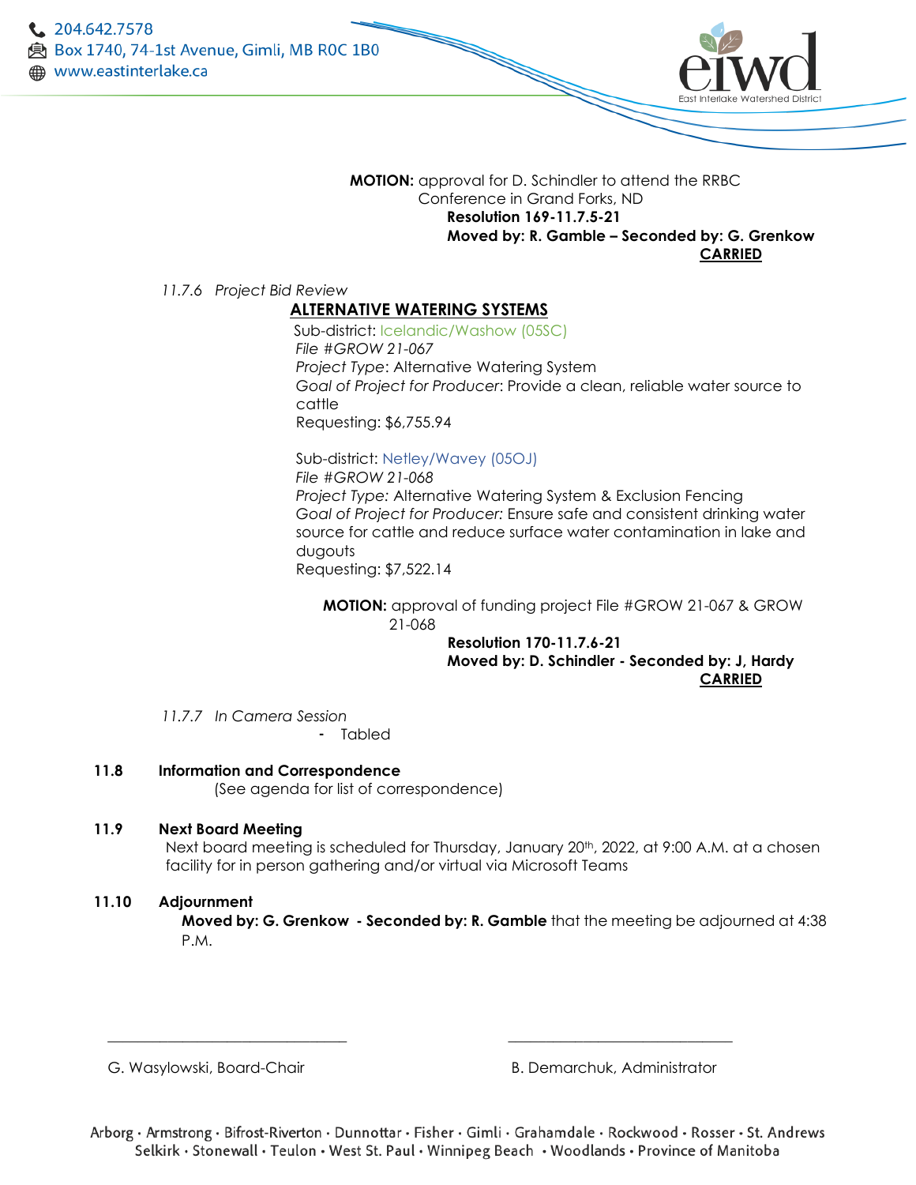**MOTION:** approval for D. Schindler to attend the RRBC Conference in Grand Forks, ND

**Resolution 169-11.7.5-21**

**Moved by: R. Gamble – Seconded by: G. Grenkow**

**CARRIED**

*11.7.6 Project Bid Review*

**ALTERNATIVE WATERING SYSTEMS**

Sub-district: Icelandic/Washow (05SC)
*File #GROW 21-067*
*Project Type*: Alternative Watering System
*Goal of Project for Producer*: Provide a clean, reliable water source to cattle
Requesting: $6,755.94

Sub-district: Netley/Wavey (05OJ)
*File #GROW 21-068*
*Project Type:* Alternative Watering System & Exclusion Fencing
*Goal of Project for Producer:* Ensure safe and consistent drinking water source for cattle and reduce surface water contamination in lake and dugouts
Requesting: $7,522.14

**MOTION:** approval of funding project File #GROW 21-067 & GROW 21-068

**Resolution 170-11.7.6-21**

**Moved by: D. Schindler - Seconded by: J, Hardy**

**CARRIED**

*11.7.7 In Camera Session*

- Tabled

**11.8 Information and Correspondence**

(See agenda for list of correspondence)

**11.9 Next Board Meeting**

Next board meeting is scheduled for Thursday, January 20th, 2022, at 9:00 A.M. at a chosen facility for in person gathering and/or virtual via Microsoft Teams

**11.10 Adjournment**

**Moved by: G. Grenkow - Seconded by: R. Gamble** that the meeting be adjourned at 4:38 P.M.

\_\_\_\_\_\_\_\_\_\_\_\_\_\_\_\_\_\_\_\_\_\_\_\_\_\_\_\_\_\_
G. Wasylowski, Board-Chair

\_\_\_\_\_\_\_\_\_\_\_\_\_\_\_\_\_\_\_\_\_\_\_\_\_\_\_\_\_\_
B. Demarchuk, Administrator